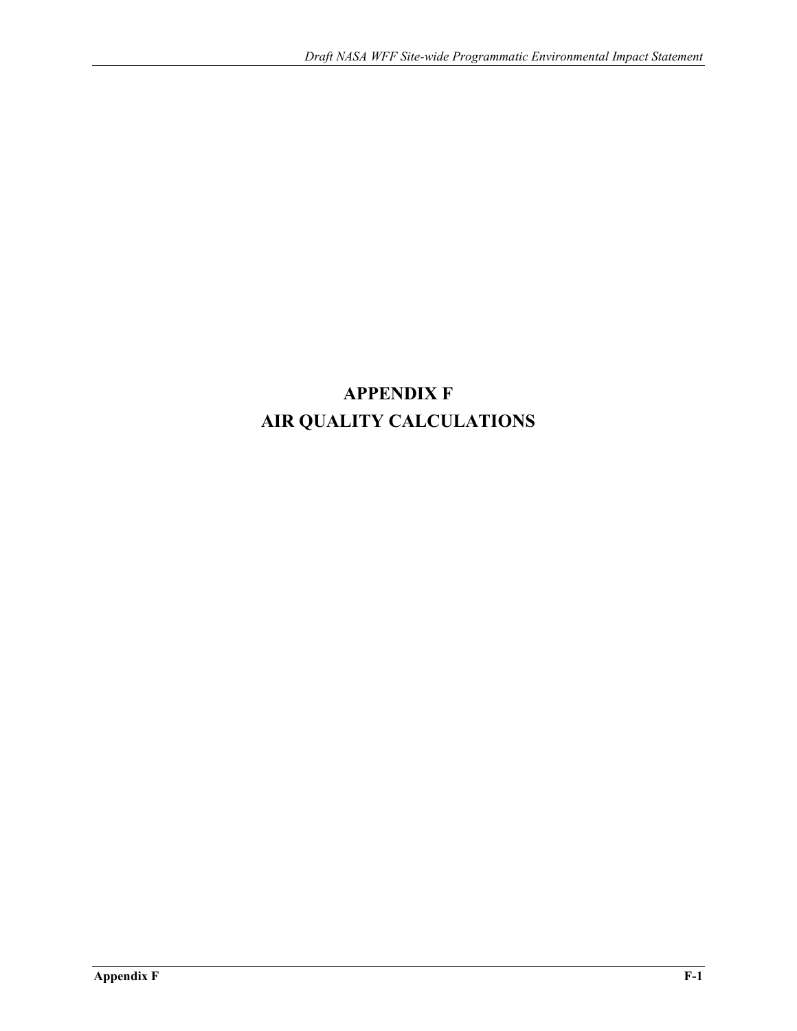# APPENDIX F
# AIR QUALITY CALCULATIONS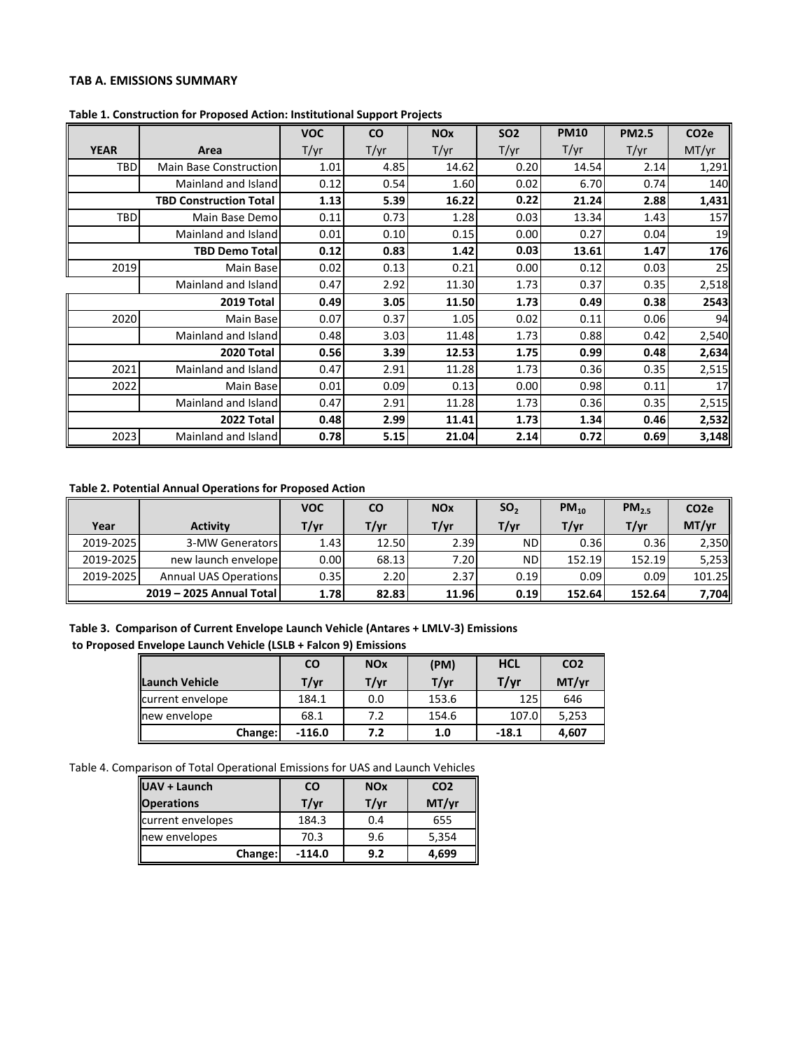**TAB A. EMISSIONS SUMMARY**

**Table 1. Construction for Proposed Action: Institutional Support Projects**

| YEAR | Area | VOC T/yr | CO T/yr | NOx T/yr | SO2 T/yr | PM10 T/yr | PM2.5 T/yr | CO2e MT/yr |
|---|---|---|---|---|---|---|---|---|
| TBD | Main Base Construction | 1.01 | 4.85 | 14.62 | 0.20 | 14.54 | 2.14 | 1,291 |
| | Mainland and Island | 0.12 | 0.54 | 1.60 | 0.02 | 6.70 | 0.74 | 140 |
| | **TBD Construction Total** | **1.13** | **5.39** | **16.22** | **0.22** | **21.24** | **2.88** | **1,431** |
| TBD | Main Base Demo | 0.11 | 0.73 | 1.28 | 0.03 | 13.34 | 1.43 | 157 |
| | Mainland and Island | 0.01 | 0.10 | 0.15 | 0.00 | 0.27 | 0.04 | 19 |
| | **TBD Demo Total** | **0.12** | **0.83** | **1.42** | **0.03** | **13.61** | **1.47** | **176** |
| 2019 | Main Base | 0.02 | 0.13 | 0.21 | 0.00 | 0.12 | 0.03 | 25 |
| | Mainland and Island | 0.47 | 2.92 | 11.30 | 1.73 | 0.37 | 0.35 | 2,518 |
| | **2019 Total** | **0.49** | **3.05** | **11.50** | **1.73** | **0.49** | **0.38** | **2543** |
| 2020 | Main Base | 0.07 | 0.37 | 1.05 | 0.02 | 0.11 | 0.06 | 94 |
| | Mainland and Island | 0.48 | 3.03 | 11.48 | 1.73 | 0.88 | 0.42 | 2,540 |
| | **2020 Total** | **0.56** | **3.39** | **12.53** | **1.75** | **0.99** | **0.48** | **2,634** |
| 2021 | Mainland and Island | 0.47 | 2.91 | 11.28 | 1.73 | 0.36 | 0.35 | 2,515 |
| 2022 | Main Base | 0.01 | 0.09 | 0.13 | 0.00 | 0.98 | 0.11 | 17 |
| | Mainland and Island | 0.47 | 2.91 | 11.28 | 1.73 | 0.36 | 0.35 | 2,515 |
| | **2022 Total** | **0.48** | **2.99** | **11.41** | **1.73** | **1.34** | **0.46** | **2,532** |
| 2023 | Mainland and Island | **0.78** | **5.15** | **21.04** | **2.14** | **0.72** | **0.69** | **3,148** |

**Table 2. Potential Annual Operations for Proposed Action**

| Year | Activity | VOC T/yr | CO T/yr | NOx T/yr | $SO_2$ T/yr | $PM_{10}$ T/yr | $PM_{2.5}$ T/yr | CO2e MT/yr |
|---|---|---|---|---|---|---|---|---|
| 2019-2025 | 3-MW Generators | 1.43 | 12.50 | 2.39 | ND | 0.36 | 0.36 | 2,350 |
| 2019-2025 | new launch envelope | 0.00 | 68.13 | 7.20 | ND | 152.19 | 152.19 | 5,253 |
| 2019-2025 | Annual UAS Operations | 0.35 | 2.20 | 2.37 | 0.19 | 0.09 | 0.09 | 101.25 |
| | **2019 – 2025 Annual Total** | **1.78** | **82.83** | **11.96** | **0.19** | **152.64** | **152.64** | **7,704** |

**Table 3. Comparison of Current Envelope Launch Vehicle (Antares + LMLV-3) Emissions to Proposed Envelope Launch Vehicle (LSLB + Falcon 9) Emissions**

| Launch Vehicle | CO T/yr | NOx T/yr | (PM) T/yr | HCL T/yr | CO2 MT/yr |
|---|---|---|---|---|---|
| current envelope | 184.1 | 0.0 | 153.6 | 125 | 646 |
| new envelope | 68.1 | 7.2 | 154.6 | 107.0 | 5,253 |
| **Change:** | **-116.0** | **7.2** | **1.0** | **-18.1** | **4,607** |

Table 4. Comparison of Total Operational Emissions for UAS and Launch Vehicles

| UAV + Launch Operations | CO T/yr | NOx T/yr | CO2 MT/yr |
|---|---|---|---|
| current envelopes | 184.3 | 0.4 | 655 |
| new envelopes | 70.3 | 9.6 | 5,354 |
| **Change:** | **-114.0** | **9.2** | **4,699** |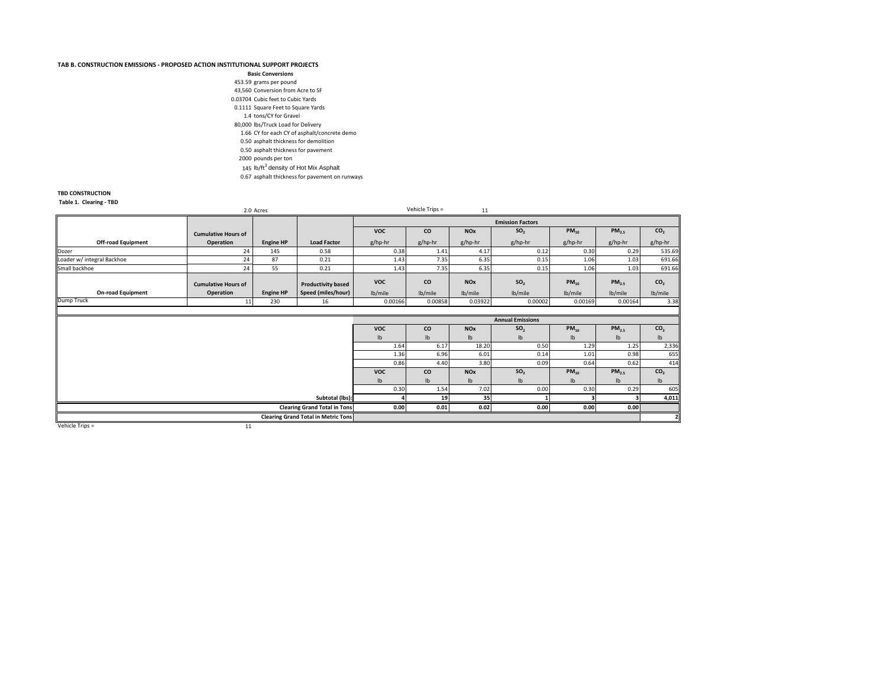**TAB B. CONSTRUCTION EMISSIONS - PROPOSED ACTION INSTITUTIONAL SUPPORT PROJECTS**

**Basic Conversions**

| | |
|---|---|
| 453.59 | grams per pound |
| 43,560 | Conversion from Acre to SF |
| 0.03704 | Cubic feet to Cubic Yards |
| 0.1111 | Square Feet to Square Yards |
| 1.4 | tons/CY for Gravel |
| 80,000 | lbs/Truck Load for Delivery |
| 1.66 | CY for each CY of asphalt/concrete demo |
| 0.50 | asphalt thickness for demolition |
| 0.50 | asphalt thickness for pavement |
| 2000 | pounds per ton |
| 145 | lb/ft$^3$ density of Hot Mix Asphalt |
| 0.67 | asphalt thickness for pavement on runways |

**TBD CONSTRUCTION**

**Table 1. Clearing - TBD**

2.0 Acres

Vehicle Trips = 11

| | | | | Emission Factors | | | | | | |
|---|---|---|---|---|---|---|---|---|---|---|
| **Off-road Equipment** | **Cumulative Hours of Operation** | **Engine HP** | **Load Factor** | **VOC** g/hp-hr | **CO** g/hp-hr | **NOx** g/hp-hr | **$SO_2$** g/hp-hr | **$PM_{10}$** g/hp-hr | **$PM_{2.5}$** g/hp-hr | **$CO_2$** g/hp-hr |
| Dozer | 24 | 145 | 0.58 | 0.38 | 1.41 | 4.17 | 0.12 | 0.30 | 0.29 | 535.69 |
| Loader w/ integral Backhoe | 24 | 87 | 0.21 | 1.43 | 7.35 | 6.35 | 0.15 | 1.06 | 1.03 | 691.66 |
| Small backhoe | 24 | 55 | 0.21 | 1.43 | 7.35 | 6.35 | 0.15 | 1.06 | 1.03 | 691.66 |
| **On-road Equipment** | **Cumulative Hours of Operation** | **Engine HP** | **Productivity based Speed (miles/hour)** | **VOC** lb/mile | **CO** lb/mile | **NOx** lb/mile | **$SO_2$** lb/mile | **$PM_{10}$** lb/mile | **$PM_{2.5}$** lb/mile | **$CO_2$** lb/mile |
| Dump Truck | 11 | 230 | 16 | 0.00166 | 0.00858 | 0.03922 | 0.00002 | 0.00169 | 0.00164 | 3.38 |

| | | | | Annual Emissions | | | | | | |
|---|---|---|---|---|---|---|---|---|---|---|
| | | | | **VOC** lb | **CO** lb | **NOx** lb | **$SO_2$** lb | **$PM_{10}$** lb | **$PM_{2.5}$** lb | **$CO_2$** lb |
| | | | | 1.64 | 6.17 | 18.20 | 0.50 | 1.29 | 1.25 | 2,336 |
| | | | | 1.36 | 6.96 | 6.01 | 0.14 | 1.01 | 0.98 | 655 |
| | | | | 0.86 | 4.40 | 3.80 | 0.09 | 0.64 | 0.62 | 414 |
| | | | | **VOC** lb | **CO** lb | **NOx** lb | **$SO_2$** lb | **$PM_{10}$** lb | **$PM_{2.5}$** lb | **$CO_2$** lb |
| | | | | 0.30 | 1.54 | 7.02 | 0.00 | 0.30 | 0.29 | 605 |
| | | | **Subtotal (lbs):** | **4** | **19** | **35** | **1** | **3** | **3** | **4,011** |
| | | | **Clearing Grand Total in Tons** | **0.00** | **0.01** | **0.02** | **0.00** | **0.00** | **0.00** | |
| | | | **Clearing Grand Total in Metric Tons** | | | | | | | **2** |

Vehicle Trips = 11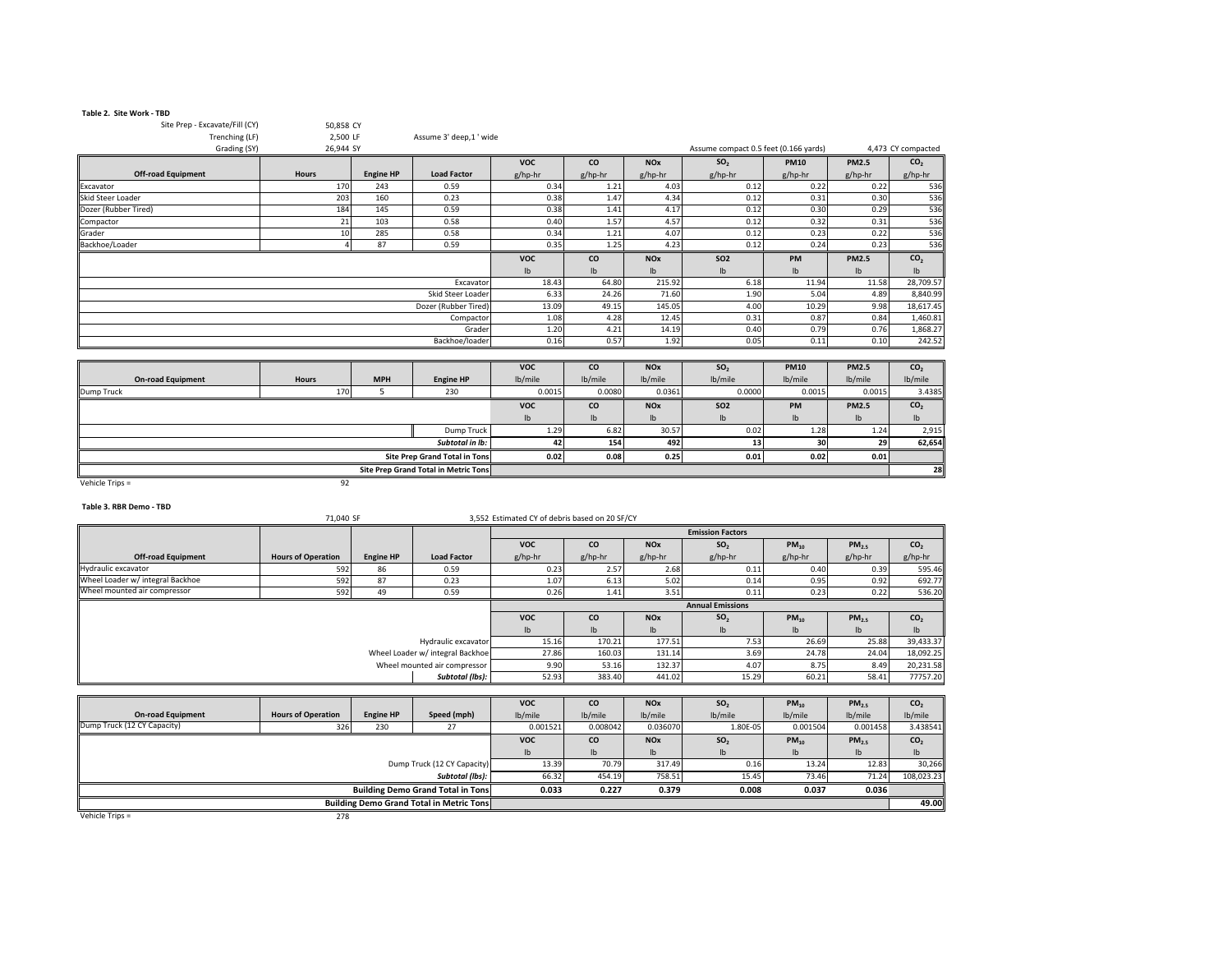**Table 2. Site Work - TBD**

Site Prep - Excavate/Fill (CY) 50,858 CY

Trenching (LF) 2,500 LF Assume 3' deep,1 ' wide

Grading (SY) 26,944 SY Assume compact 0.5 feet (0.166 yards) 4,473 CY compacted

| Off-road Equipment | Hours | Engine HP | Load Factor | VOC g/hp-hr | CO g/hp-hr | NOx g/hp-hr | $SO_2$ g/hp-hr | PM10 g/hp-hr | PM2.5 g/hp-hr | $CO_2$ g/hp-hr |
|---|---|---|---|---|---|---|---|---|---|---|
| Excavator | 170 | 243 | 0.59 | 0.34 | 1.21 | 4.03 | 0.12 | 0.22 | 0.22 | 536 |
| Skid Steer Loader | 203 | 160 | 0.23 | 0.38 | 1.47 | 4.34 | 0.12 | 0.31 | 0.30 | 536 |
| Dozer (Rubber Tired) | 184 | 145 | 0.59 | 0.38 | 1.41 | 4.17 | 0.12 | 0.30 | 0.29 | 536 |
| Compactor | 21 | 103 | 0.58 | 0.40 | 1.57 | 4.57 | 0.12 | 0.32 | 0.31 | 536 |
| Grader | 10 | 285 | 0.58 | 0.34 | 1.21 | 4.07 | 0.12 | 0.23 | 0.22 | 536 |
| Backhoe/Loader | 4 | 87 | 0.59 | 0.35 | 1.25 | 4.23 | 0.12 | 0.24 | 0.23 | 536 |
| | | | | **VOC** lb | **CO** lb | **NOx** lb | **SO2** lb | **PM** lb | **PM2.5** lb | **$CO_2$** lb |
| | | | Excavator | 18.43 | 64.80 | 215.92 | 6.18 | 11.94 | 11.58 | 28,709.57 |
| | | | Skid Steer Loader | 6.33 | 24.26 | 71.60 | 1.90 | 5.04 | 4.89 | 8,840.99 |
| | | | Dozer (Rubber Tired) | 13.09 | 49.15 | 145.05 | 4.00 | 10.29 | 9.98 | 18,617.45 |
| | | | Compactor | 1.08 | 4.28 | 12.45 | 0.31 | 0.87 | 0.84 | 1,460.81 |
| | | | Grader | 1.20 | 4.21 | 14.19 | 0.40 | 0.79 | 0.76 | 1,868.27 |
| | | | Backhoe/loader | 0.16 | 0.57 | 1.92 | 0.05 | 0.11 | 0.10 | 242.52 |

| On-road Equipment | Hours | MPH | Engine HP | VOC lb/mile | CO lb/mile | NOx lb/mile | $SO_2$ lb/mile | PM10 lb/mile | PM2.5 lb/mile | $CO_2$ lb/mile |
|---|---|---|---|---|---|---|---|---|---|---|
| Dump Truck | 170 | 5 | 230 | 0.0015 | 0.0080 | 0.0361 | 0.0000 | 0.0015 | 0.0015 | 3.4385 |
| | | | | **VOC** lb | **CO** lb | **NOx** lb | **SO2** lb | **PM** lb | **PM2.5** lb | **$CO_2$** lb |
| | | | Dump Truck | 1.29 | 6.82 | 30.57 | 0.02 | 1.28 | 1.24 | 2,915 |
| | | | *Subtotal in lb:* | 42 | 154 | 492 | 13 | 30 | 29 | 62,654 |
| | | | **Site Prep Grand Total in Tons** | 0.02 | 0.08 | 0.25 | 0.01 | 0.02 | 0.01 | |
| | | | **Site Prep Grand Total in Metric Tons** | | | | | | | 28 |

Vehicle Trips = 92

**Table 3. RBR Demo - TBD**

71,040 SF 3,552 Estimated CY of debris based on 20 SF/CY

| Off-road Equipment | Hours of Operation | Engine HP | Load Factor | VOC g/hp-hr | CO g/hp-hr | NOx g/hp-hr | $SO_2$ g/hp-hr | $PM_{10}$ g/hp-hr | $PM_{2.5}$ g/hp-hr | $CO_2$ g/hp-hr |
|---|---|---|---|---|---|---|---|---|---|---|
| | | | | **Emission Factors** | | | | | | |
| Hydraulic excavator | 592 | 86 | 0.59 | 0.23 | 2.57 | 2.68 | 0.11 | 0.40 | 0.39 | 595.46 |
| Wheel Loader w/ integral Backhoe | 592 | 87 | 0.23 | 1.07 | 6.13 | 5.02 | 0.14 | 0.95 | 0.92 | 692.77 |
| Wheel mounted air compressor | 592 | 49 | 0.59 | 0.26 | 1.41 | 3.51 | 0.11 | 0.23 | 0.22 | 536.20 |
| | | | | **Annual Emissions** | | | | | | |
| | | | | **VOC** lb | **CO** lb | **NOx** lb | **$SO_2$** lb | **$PM_{10}$** lb | **$PM_{2.5}$** lb | **$CO_2$** lb |
| | | | Hydraulic excavator | 15.16 | 170.21 | 177.51 | 7.53 | 26.69 | 25.88 | 39,433.37 |
| | | | Wheel Loader w/ integral Backhoe | 27.86 | 160.03 | 131.14 | 3.69 | 24.78 | 24.04 | 18,092.25 |
| | | | Wheel mounted air compressor | 9.90 | 53.16 | 132.37 | 4.07 | 8.75 | 8.49 | 20,231.58 |
| | | | *Subtotal (lbs):* | 52.93 | 383.40 | 441.02 | 15.29 | 60.21 | 58.41 | 77757.20 |

| On-road Equipment | Hours of Operation | Engine HP | Speed (mph) | VOC lb/mile | CO lb/mile | NOx lb/mile | $SO_2$ lb/mile | $PM_{10}$ lb/mile | $PM_{2.5}$ lb/mile | $CO_2$ lb/mile |
|---|---|---|---|---|---|---|---|---|---|---|
| Dump Truck (12 CY Capacity) | 326 | 230 | 27 | 0.001521 | 0.008042 | 0.036070 | 1.80E-05 | 0.001504 | 0.001458 | 3.438541 |
| | | | | **VOC** lb | **CO** lb | **NOx** lb | **$SO_2$** lb | **$PM_{10}$** lb | **$PM_{2.5}$** lb | **$CO_2$** lb |
| | | | Dump Truck (12 CY Capacity) | 13.39 | 70.79 | 317.49 | 0.16 | 13.24 | 12.83 | 30,266 |
| | | | *Subtotal (lbs):* | 66.32 | 454.19 | 758.51 | 15.45 | 73.46 | 71.24 | 108,023.23 |
| | | | **Building Demo Grand Total in Tons** | 0.033 | 0.227 | 0.379 | 0.008 | 0.037 | 0.036 | |
| | | | **Building Demo Grand Total in Metric Tons** | | | | | | | 49.00 |

Vehicle Trips = 278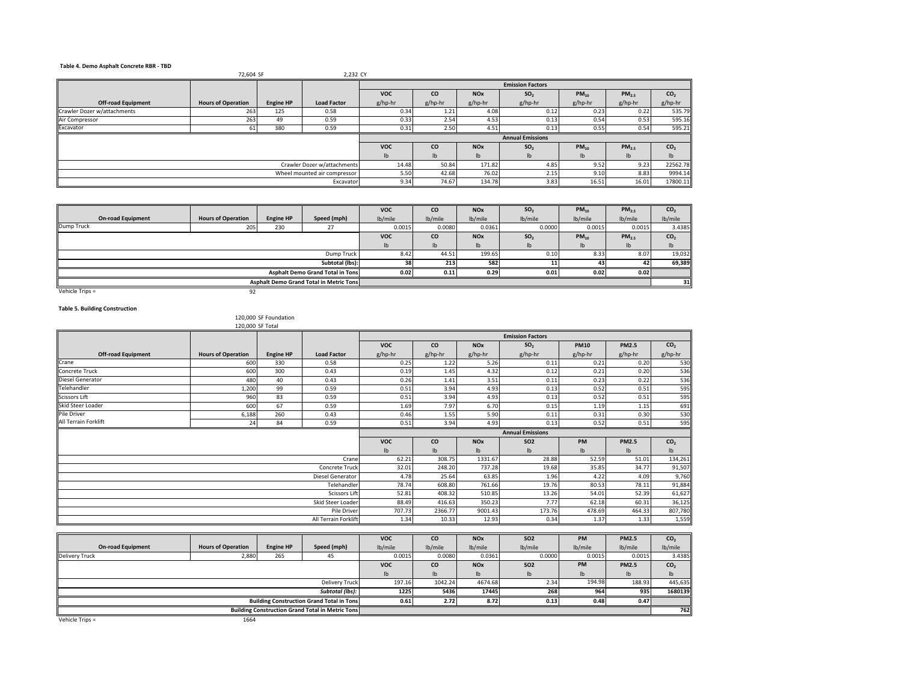**Table 4. Demo Asphalt Concrete RBR - TBD**

72,604 SF 2,232 CY

| | | | | Emission Factors | | | | | | |
|---|---|---|---|---|---|---|---|---|---|---|
| | | | | VOC | CO | NOx | $SO_2$ | $PM_{10}$ | $PM_{2.5}$ | $CO_2$ |
| Off-road Equipment | Hours of Operation | Engine HP | Load Factor | g/hp-hr | g/hp-hr | g/hp-hr | g/hp-hr | g/hp-hr | g/hp-hr | g/hp-hr |
| Crawler Dozer w/attachments | 263 | 125 | 0.58 | 0.34 | 1.21 | 4.08 | 0.12 | 0.23 | 0.22 | 535.79 |
| Air Compressor | 263 | 49 | 0.59 | 0.33 | 2.54 | 4.53 | 0.13 | 0.54 | 0.53 | 595.16 |
| Excavator | 61 | 380 | 0.59 | 0.31 | 2.50 | 4.51 | 0.13 | 0.55 | 0.54 | 595.21 |
| | | | | Annual Emissions | | | | | | |
| | | | | VOC | CO | NOx | $SO_2$ | $PM_{10}$ | $PM_{2.5}$ | $CO_2$ |
| | | | | lb | lb | lb | lb | lb | lb | lb |
| | | | Crawler Dozer w/attachments | 14.48 | 50.84 | 171.82 | 4.85 | 9.52 | 9.23 | 22562.78 |
| | | | Wheel mounted air compressor | 5.50 | 42.68 | 76.02 | 2.15 | 9.10 | 8.83 | 9994.14 |
| | | | Excavator | 9.34 | 74.67 | 134.78 | 3.83 | 16.51 | 16.01 | 17800.11 |

| On-road Equipment | Hours of Operation | Engine HP | Speed (mph) | VOC lb/mile | CO lb/mile | NOx lb/mile | $SO_2$ lb/mile | $PM_{10}$ lb/mile | $PM_{2.5}$ lb/mile | $CO_2$ lb/mile |
|---|---|---|---|---|---|---|---|---|---|---|
| Dump Truck | 205 | 230 | 27 | 0.0015 | 0.0080 | 0.0361 | 0.0000 | 0.0015 | 0.0015 | 3.4385 |
| | | | | VOC | CO | NOx | $SO_2$ | $PM_{10}$ | $PM_{2.5}$ | $CO_2$ |
| | | | | lb | lb | lb | lb | lb | lb | lb |
| | | | Dump Truck | 8.42 | 44.51 | 199.65 | 0.10 | 8.33 | 8.07 | 19,032 |
| | | | Subtotal (lbs): | 38 | 213 | 582 | 11 | 43 | 42 | 69,389 |
| | | | Asphalt Demo Grand Total in Tons | 0.02 | 0.11 | 0.29 | 0.01 | 0.02 | 0.02 | |
| | | | Asphalt Demo Grand Total in Metric Tons | | | | | | | 31 |

Vehicle Trips = 92

**Table 5. Building Construction**

120,000 SF Foundation
120,000 SF Total

| | | | | Emission Factors | | | | | | |
|---|---|---|---|---|---|---|---|---|---|---|
| | | | | VOC | CO | NOx | $SO_2$ | PM10 | PM2.5 | $CO_2$ |
| Off-road Equipment | Hours of Operation | Engine HP | Load Factor | g/hp-hr | g/hp-hr | g/hp-hr | g/hp-hr | g/hp-hr | g/hp-hr | g/hp-hr |
| Crane | 600 | 330 | 0.58 | 0.25 | 1.22 | 5.26 | 0.11 | 0.21 | 0.20 | 530 |
| Concrete Truck | 600 | 300 | 0.43 | 0.19 | 1.45 | 4.32 | 0.12 | 0.21 | 0.20 | 536 |
| Diesel Generator | 480 | 40 | 0.43 | 0.26 | 1.41 | 3.51 | 0.11 | 0.23 | 0.22 | 536 |
| Telehandler | 1,200 | 99 | 0.59 | 0.51 | 3.94 | 4.93 | 0.13 | 0.52 | 0.51 | 595 |
| Scissors Lift | 960 | 83 | 0.59 | 0.51 | 3.94 | 4.93 | 0.13 | 0.52 | 0.51 | 595 |
| Skid Steer Loader | 600 | 67 | 0.59 | 1.69 | 7.97 | 6.70 | 0.15 | 1.19 | 1.15 | 691 |
| Pile Driver | 6,188 | 260 | 0.43 | 0.46 | 1.55 | 5.90 | 0.11 | 0.31 | 0.30 | 530 |
| All Terrain Forklift | 24 | 84 | 0.59 | 0.51 | 3.94 | 4.93 | 0.13 | 0.52 | 0.51 | 595 |
| | | | | Annual Emissions | | | | | | |
| | | | | VOC | CO | NOx | SO2 | PM | PM2.5 | $CO_2$ |
| | | | | lb | lb | lb | lb | lb | lb | lb |
| | | | Crane | 62.21 | 308.75 | 1331.67 | 28.88 | 52.59 | 51.01 | 134,261 |
| | | | Concrete Truck | 32.01 | 248.20 | 737.28 | 19.68 | 35.85 | 34.77 | 91,507 |
| | | | Diesel Generator | 4.78 | 25.64 | 63.85 | 1.96 | 4.22 | 4.09 | 9,760 |
| | | | Telehandler | 78.74 | 608.80 | 761.66 | 19.76 | 80.53 | 78.11 | 91,884 |
| | | | Scissors Lift | 52.81 | 408.32 | 510.85 | 13.26 | 54.01 | 52.39 | 61,627 |
| | | | Skid Steer Loader | 88.49 | 416.63 | 350.23 | 7.77 | 62.18 | 60.31 | 36,125 |
| | | | Pile Driver | 707.73 | 2366.77 | 9001.43 | 173.76 | 478.69 | 464.33 | 807,780 |
| | | | All Terrain Forklift | 1.34 | 10.33 | 12.93 | 0.34 | 1.37 | 1.33 | 1,559 |

| On-road Equipment | Hours of Operation | Engine HP | Speed (mph) | VOC lb/mile | CO lb/mile | NOx lb/mile | SO2 lb/mile | PM lb/mile | PM2.5 lb/mile | $CO_2$ lb/mile |
|---|---|---|---|---|---|---|---|---|---|---|
| Delivery Truck | 2,880 | 265 | 45 | 0.0015 | 0.0080 | 0.0361 | 0.0000 | 0.0015 | 0.0015 | 3.4385 |
| | | | | VOC | CO | NOx | SO2 | PM | PM2.5 | $CO_2$ |
| | | | | lb | lb | lb | lb | lb | lb | lb |
| | | | Delivery Truck | 197.16 | 1042.24 | 4674.68 | 2.34 | 194.98 | 188.93 | 445,635 |
| | | | *Subtotal (lbs):* | 1225 | 5436 | 17445 | 268 | 964 | 935 | 1680139 |
| | | | Building Construction Grand Total in Tons | 0.61 | 2.72 | 8.72 | 0.13 | 0.48 | 0.47 | |
| | | | Building Construction Grand Total in Metric Tons | | | | | | | 762 |

Vehicle Trips = 1664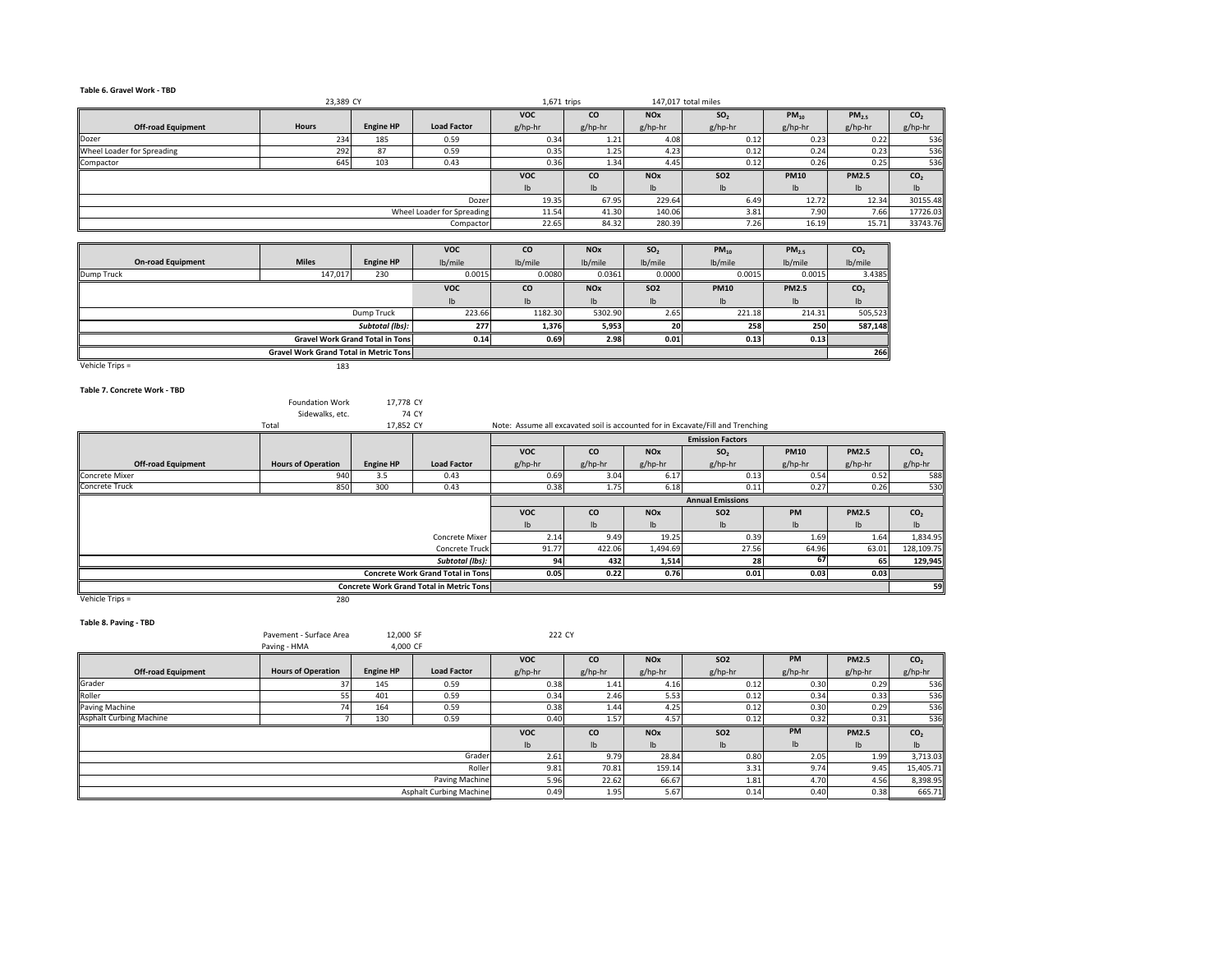**Table 6. Gravel Work - TBD**

23,389 CY — 1,671 trips — 147,017 total miles

| Off-road Equipment | Hours | Engine HP | Load Factor | VOC g/hp-hr | CO g/hp-hr | NOx g/hp-hr | $SO_2$ g/hp-hr | $PM_{10}$ g/hp-hr | $PM_{2.5}$ g/hp-hr | $CO_2$ g/hp-hr |
|---|---|---|---|---|---|---|---|---|---|---|
| Dozer | 234 | 185 | 0.59 | 0.34 | 1.21 | 4.08 | 0.12 | 0.23 | 0.22 | 536 |
| Wheel Loader for Spreading | 292 | 87 | 0.59 | 0.35 | 1.25 | 4.23 | 0.12 | 0.24 | 0.23 | 536 |
| Compactor | 645 | 103 | 0.43 | 0.36 | 1.34 | 4.45 | 0.12 | 0.26 | 0.25 | 536 |
| | | | | VOC lb | CO lb | NOx lb | SO2 lb | PM10 lb | PM2.5 lb | $CO_2$ lb |
| | | | Dozer | 19.35 | 67.95 | 229.64 | 6.49 | 12.72 | 12.34 | 30155.48 |
| | | | Wheel Loader for Spreading | 11.54 | 41.30 | 140.06 | 3.81 | 7.90 | 7.66 | 17726.03 |
| | | | Compactor | 22.65 | 84.32 | 280.39 | 7.26 | 16.19 | 15.71 | 33743.76 |

| On-road Equipment | Miles | Engine HP | VOC lb/mile | CO lb/mile | NOx lb/mile | $SO_2$ lb/mile | $PM_{10}$ lb/mile | $PM_{2.5}$ lb/mile | $CO_2$ lb/mile |
|---|---|---|---|---|---|---|---|---|---|
| Dump Truck | 147,017 | 230 | 0.0015 | 0.0080 | 0.0361 | 0.0000 | 0.0015 | 0.0015 | 3.4385 |
| | | | VOC lb | CO lb | NOx lb | SO2 lb | PM10 lb | PM2.5 lb | $CO_2$ lb |
| | | Dump Truck | 223.66 | 1182.30 | 5302.90 | 2.65 | 221.18 | 214.31 | 505,523 |
| | | *Subtotal (lbs):* | 277 | 1,376 | 5,953 | 20 | 258 | 250 | 587,148 |
| | | Gravel Work Grand Total in Tons | 0.14 | 0.69 | 2.98 | 0.01 | 0.13 | 0.13 | |
| | | Gravel Work Grand Total in Metric Tons | | | | | | | 266 |

Vehicle Trips = 183

**Table 7. Concrete Work - TBD**

Foundation Work 17,778 CY
Sidewalks, etc. 74 CY
Total 17,852 CY

Note: Assume all excavated soil is accounted for in Excavate/Fill and Trenching

| Off-road Equipment | Hours of Operation | Engine HP | Load Factor | VOC g/hp-hr | CO g/hp-hr | NOx g/hp-hr | $SO_2$ g/hp-hr | PM10 g/hp-hr | PM2.5 g/hp-hr | $CO_2$ g/hp-hr |
|---|---|---|---|---|---|---|---|---|---|---|
| Concrete Mixer | 940 | 3.5 | 0.43 | 0.69 | 3.04 | 6.17 | 0.13 | 0.54 | 0.52 | 588 |
| Concrete Truck | 850 | 300 | 0.43 | 0.38 | 1.75 | 6.18 | 0.11 | 0.27 | 0.26 | 530 |
| | | | | **Annual Emissions** | | | | | | |
| | | | | VOC lb | CO lb | NOx lb | SO2 lb | PM lb | PM2.5 lb | $CO_2$ lb |
| | | | Concrete Mixer | 2.14 | 9.49 | 19.25 | 0.39 | 1.69 | 1.64 | 1,834.95 |
| | | | Concrete Truck | 91.77 | 422.06 | 1,494.69 | 27.56 | 64.96 | 63.01 | 128,109.75 |
| | | | *Subtotal (lbs):* | 94 | 432 | 1,514 | 28 | 67 | 65 | 129,945 |
| | | | Concrete Work Grand Total in Tons | 0.05 | 0.22 | 0.76 | 0.01 | 0.03 | 0.03 | |
| | | | Concrete Work Grand Total in Metric Tons | | | | | | | 59 |

Vehicle Trips = 280

**Table 8. Paving - TBD**

Pavement - Surface Area 12,000 SF — 222 CY
Paving - HMA 4,000 CF

| Off-road Equipment | Hours of Operation | Engine HP | Load Factor | VOC g/hp-hr | CO g/hp-hr | NOx g/hp-hr | SO2 g/hp-hr | PM g/hp-hr | PM2.5 g/hp-hr | $CO_2$ g/hp-hr |
|---|---|---|---|---|---|---|---|---|---|---|
| Grader | 37 | 145 | 0.59 | 0.38 | 1.41 | 4.16 | 0.12 | 0.30 | 0.29 | 536 |
| Roller | 55 | 401 | 0.59 | 0.34 | 2.46 | 5.53 | 0.12 | 0.34 | 0.33 | 536 |
| Paving Machine | 74 | 164 | 0.59 | 0.38 | 1.44 | 4.25 | 0.12 | 0.30 | 0.29 | 536 |
| Asphalt Curbing Machine | 7 | 130 | 0.59 | 0.40 | 1.57 | 4.57 | 0.12 | 0.32 | 0.31 | 536 |
| | | | | VOC lb | CO lb | NOx lb | SO2 lb | PM lb | PM2.5 lb | $CO_2$ lb |
| | | | Grader | 2.61 | 9.79 | 28.84 | 0.80 | 2.05 | 1.99 | 3,713.03 |
| | | | Roller | 9.81 | 70.81 | 159.14 | 3.31 | 9.74 | 9.45 | 15,405.71 |
| | | | Paving Machine | 5.96 | 22.62 | 66.67 | 1.81 | 4.70 | 4.56 | 8,398.95 |
| | | | Asphalt Curbing Machine | 0.49 | 1.95 | 5.67 | 0.14 | 0.40 | 0.38 | 665.71 |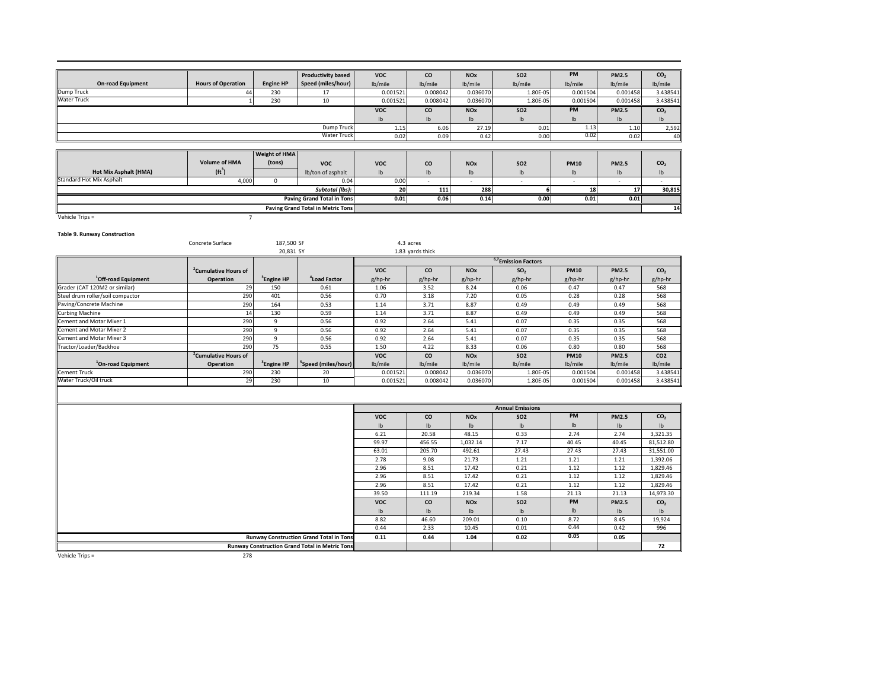| On-road Equipment | Hours of Operation | Engine HP | Productivity based Speed (miles/hour) | VOC lb/mile | CO lb/mile | NOx lb/mile | SO2 lb/mile | PM lb/mile | PM2.5 lb/mile | $CO_2$ lb/mile |
|---|---|---|---|---|---|---|---|---|---|---|
| Dump Truck | 44 | 230 | 17 | 0.001521 | 0.008042 | 0.036070 | 1.80E-05 | 0.001504 | 0.001458 | 3.438541 |
| Water Truck | 1 | 230 | 10 | 0.001521 | 0.008042 | 0.036070 | 1.80E-05 | 0.001504 | 0.001458 | 3.438541 |
| | | | | VOC lb | CO lb | NOx lb | SO2 lb | PM lb | PM2.5 lb | $CO_2$ lb |
| | | | Dump Truck | 1.15 | 6.06 | 27.19 | 0.01 | 1.13 | 1.10 | 2,592 |
| | | | Water Truck | 0.02 | 0.09 | 0.42 | 0.00 | 0.02 | 0.02 | 40 |

| Hot Mix Asphalt (HMA) | Volume of HMA ($ft^3$) | Weight of HMA (tons) | VOC lb/ton of asphalt | VOC lb | CO lb | NOx lb | SO2 lb | PM10 lb | PM2.5 lb | $CO_2$ lb |
|---|---|---|---|---|---|---|---|---|---|---|
| Standard Hot Mix Asphalt | 4,000 | 0 | 0.04 | 0.00 | - | - | - | - | - | - |
| | | | *Subtotal (lbs):* | 20 | 111 | 288 | 6 | 18 | 17 | 30,815 |
| | | | Paving Grand Total in Tons | 0.01 | 0.06 | 0.14 | 0.00 | 0.01 | 0.01 | |
| | | | Paving Grand Total in Metric Tons | | | | | | | 14 |

Vehicle Trips = 7

**Table 9. Runway Construction**

Concrete Surface 187,500 SF 4.3 acres
20,831 SY 1.83 yards thick

| [1]Off-road Equipment | [2]Cumulative Hours of Operation | [3]Engine HP | [4]Load Factor | VOC g/hp-hr | CO g/hp-hr | NOx g/hp-hr | $SO_2$ g/hp-hr | PM10 g/hp-hr | PM2.5 g/hp-hr | $CO_2$ g/hp-hr |
|---|---|---|---|---|---|---|---|---|---|---|
| | | | | [6,7]Emission Factors | | | | | | |
| Grader (CAT 120M2 or similar) | 29 | 150 | 0.61 | 1.06 | 3.52 | 8.24 | 0.06 | 0.47 | 0.47 | 568 |
| Steel drum roller/soil compactor | 290 | 401 | 0.56 | 0.70 | 3.18 | 7.20 | 0.05 | 0.28 | 0.28 | 568 |
| Paving/Concrete Machine | 290 | 164 | 0.53 | 1.14 | 3.71 | 8.87 | 0.49 | 0.49 | 0.49 | 568 |
| Curbing Machine | 14 | 130 | 0.59 | 1.14 | 3.71 | 8.87 | 0.49 | 0.49 | 0.49 | 568 |
| Cement and Motar Mixer 1 | 290 | 9 | 0.56 | 0.92 | 2.64 | 5.41 | 0.07 | 0.35 | 0.35 | 568 |
| Cement and Motar Mixer 2 | 290 | 9 | 0.56 | 0.92 | 2.64 | 5.41 | 0.07 | 0.35 | 0.35 | 568 |
| Cement and Motar Mixer 3 | 290 | 9 | 0.56 | 0.92 | 2.64 | 5.41 | 0.07 | 0.35 | 0.35 | 568 |
| Tractor/Loader/Backhoe | 290 | 75 | 0.55 | 1.50 | 4.22 | 8.33 | 0.06 | 0.80 | 0.80 | 568 |
| [1]On-road Equipment | [2]Cumulative Hours of Operation | [3]Engine HP | [5]Speed (miles/hour) | VOC lb/mile | CO lb/mile | NOx lb/mile | SO2 lb/mile | PM10 lb/mile | PM2.5 lb/mile | CO2 lb/mile |
| Cement Truck | 290 | 230 | 20 | 0.001521 | 0.008042 | 0.036070 | 1.80E-05 | 0.001504 | 0.001458 | 3.438541 |
| Water Truck/Oil truck | 29 | 230 | 10 | 0.001521 | 0.008042 | 0.036070 | 1.80E-05 | 0.001504 | 0.001458 | 3.438541 |

| | VOC lb | CO lb | NOx lb | SO2 lb | PM lb | PM2.5 lb | $CO_2$ lb |
|---|---|---|---|---|---|---|---|
| | Annual Emissions | | | | | | |
| | 6.21 | 20.58 | 48.15 | 0.33 | 2.74 | 2.74 | 3,321.35 |
| | 99.97 | 456.55 | 1,032.14 | 7.17 | 40.45 | 40.45 | 81,512.80 |
| | 63.01 | 205.70 | 492.61 | 27.43 | 27.43 | 27.43 | 31,551.00 |
| | 2.78 | 9.08 | 21.73 | 1.21 | 1.21 | 1.21 | 1,392.06 |
| | 2.96 | 8.51 | 17.42 | 0.21 | 1.12 | 1.12 | 1,829.46 |
| | 2.96 | 8.51 | 17.42 | 0.21 | 1.12 | 1.12 | 1,829.46 |
| | 2.96 | 8.51 | 17.42 | 0.21 | 1.12 | 1.12 | 1,829.46 |
| | 39.50 | 111.19 | 219.34 | 1.58 | 21.13 | 21.13 | 14,973.30 |
| | VOC lb | CO lb | NOx lb | SO2 lb | PM lb | PM2.5 lb | $CO_2$ lb |
| | 8.82 | 46.60 | 209.01 | 0.10 | 8.72 | 8.45 | 19,924 |
| | 0.44 | 2.33 | 10.45 | 0.01 | 0.44 | 0.42 | 996 |
| Runway Construction Grand Total in Tons | 0.11 | 0.44 | 1.04 | 0.02 | 0.05 | 0.05 | |
| Runway Construction Grand Total in Metric Tons | | | | | | | 72 |

Vehicle Trips = 278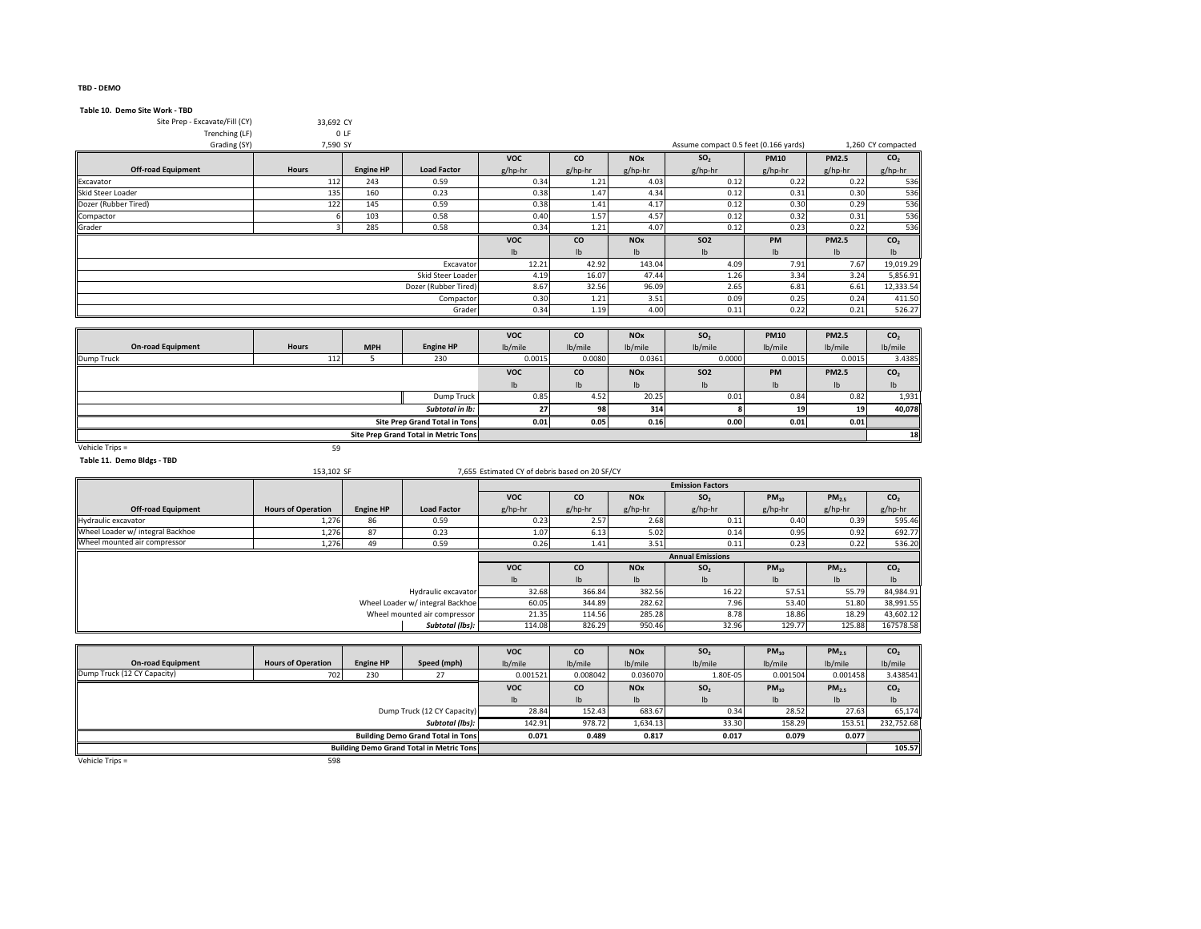**TBD - DEMO**

**Table 10. Demo Site Work - TBD**

Site Prep - Excavate/Fill (CY) 33,692 CY

Trenching (LF) 0 LF

Grading (SY) 7,590 SY

Assume compact 0.5 feet (0.166 yards) 1,260 CY compacted

| Off-road Equipment | Hours | Engine HP | Load Factor | VOC g/hp-hr | CO g/hp-hr | NOx g/hp-hr | $SO_2$ g/hp-hr | PM10 g/hp-hr | PM2.5 g/hp-hr | $CO_2$ g/hp-hr |
|---|---|---|---|---|---|---|---|---|---|---|
| Excavator | 112 | 243 | 0.59 | 0.34 | 1.21 | 4.03 | 0.12 | 0.22 | 0.22 | 536 |
| Skid Steer Loader | 135 | 160 | 0.23 | 0.38 | 1.47 | 4.34 | 0.12 | 0.31 | 0.30 | 536 |
| Dozer (Rubber Tired) | 122 | 145 | 0.59 | 0.38 | 1.41 | 4.17 | 0.12 | 0.30 | 0.29 | 536 |
| Compactor | 6 | 103 | 0.58 | 0.40 | 1.57 | 4.57 | 0.12 | 0.32 | 0.31 | 536 |
| Grader | 3 | 285 | 0.58 | 0.34 | 1.21 | 4.07 | 0.12 | 0.23 | 0.22 | 536 |
| | | | | VOC lb | CO lb | NOx lb | SO2 lb | PM lb | PM2.5 lb | $CO_2$ lb |
| | | | Excavator | 12.21 | 42.92 | 143.04 | 4.09 | 7.91 | 7.67 | 19,019.29 |
| | | | Skid Steer Loader | 4.19 | 16.07 | 47.44 | 1.26 | 3.34 | 3.24 | 5,856.91 |
| | | | Dozer (Rubber Tired) | 8.67 | 32.56 | 96.09 | 2.65 | 6.81 | 6.61 | 12,333.54 |
| | | | Compactor | 0.30 | 1.21 | 3.51 | 0.09 | 0.25 | 0.24 | 411.50 |
| | | | Grader | 0.34 | 1.19 | 4.00 | 0.11 | 0.22 | 0.21 | 526.27 |

| On-road Equipment | Hours | MPH | Engine HP | VOC lb/mile | CO lb/mile | NOx lb/mile | $SO_2$ lb/mile | PM10 lb/mile | PM2.5 lb/mile | $CO_2$ lb/mile |
|---|---|---|---|---|---|---|---|---|---|---|
| Dump Truck | 112 | 5 | 230 | 0.0015 | 0.0080 | 0.0361 | 0.0000 | 0.0015 | 0.0015 | 3.4385 |
| | | | | VOC lb | CO lb | NOx lb | SO2 lb | PM lb | PM2.5 lb | $CO_2$ lb |
| | | | Dump Truck | 0.85 | 4.52 | 20.25 | 0.01 | 0.84 | 0.82 | 1,931 |
| | | | *Subtotal in lb:* | 27 | 98 | 314 | 8 | 19 | 19 | 40,078 |
| | | | **Site Prep Grand Total in Tons** | 0.01 | 0.05 | 0.16 | 0.00 | 0.01 | 0.01 | |
| | | | **Site Prep Grand Total in Metric Tons** | | | | | | | 18 |

Vehicle Trips = 59

**Table 11. Demo Bldgs - TBD**

153,102 SF

7,655 Estimated CY of debris based on 20 SF/CY

| Off-road Equipment | Hours of Operation | Engine HP | Load Factor | VOC g/hp-hr | CO g/hp-hr | NOx g/hp-hr | $SO_2$ g/hp-hr | $PM_{10}$ g/hp-hr | $PM_{2.5}$ g/hp-hr | $CO_2$ g/hp-hr |
|---|---|---|---|---|---|---|---|---|---|---|
| | | | | **Emission Factors** | | | | | | |
| Hydraulic excavator | 1,276 | 86 | 0.59 | 0.23 | 2.57 | 2.68 | 0.11 | 0.40 | 0.39 | 595.46 |
| Wheel Loader w/ integral Backhoe | 1,276 | 87 | 0.23 | 1.07 | 6.13 | 5.02 | 0.14 | 0.95 | 0.92 | 692.77 |
| Wheel mounted air compressor | 1,276 | 49 | 0.59 | 0.26 | 1.41 | 3.51 | 0.11 | 0.23 | 0.22 | 536.20 |
| | | | | **Annual Emissions** | | | | | | |
| | | | | VOC lb | CO lb | NOx lb | $SO_2$ lb | $PM_{10}$ lb | $PM_{2.5}$ lb | $CO_2$ lb |
| | | | Hydraulic excavator | 32.68 | 366.84 | 382.56 | 16.22 | 57.51 | 55.79 | 84,984.91 |
| | | | Wheel Loader w/ integral Backhoe | 60.05 | 344.89 | 282.62 | 7.96 | 53.40 | 51.80 | 38,991.55 |
| | | | Wheel mounted air compressor | 21.35 | 114.56 | 285.28 | 8.78 | 18.86 | 18.29 | 43,602.12 |
| | | | *Subtotal (lbs):* | 114.08 | 826.29 | 950.46 | 32.96 | 129.77 | 125.88 | 167578.58 |

| On-road Equipment | Hours of Operation | Engine HP | Speed (mph) | VOC lb/mile | CO lb/mile | NOx lb/mile | $SO_2$ lb/mile | $PM_{10}$ lb/mile | $PM_{2.5}$ lb/mile | $CO_2$ lb/mile |
|---|---|---|---|---|---|---|---|---|---|---|
| Dump Truck (12 CY Capacity) | 702 | 230 | 27 | 0.001521 | 0.008042 | 0.036070 | 1.80E-05 | 0.001504 | 0.001458 | 3.438541 |
| | | | | VOC lb | CO lb | NOx lb | $SO_2$ lb | $PM_{10}$ lb | $PM_{2.5}$ lb | $CO_2$ lb |
| | | | Dump Truck (12 CY Capacity) | 28.84 | 152.43 | 683.67 | 0.34 | 28.52 | 27.63 | 65,174 |
| | | | *Subtotal (lbs):* | 142.91 | 978.72 | 1,634.13 | 33.30 | 158.29 | 153.51 | 232,752.68 |
| | | | **Building Demo Grand Total in Tons** | 0.071 | 0.489 | 0.817 | 0.017 | 0.079 | 0.077 | |
| | | | **Building Demo Grand Total in Metric Tons** | | | | | | | 105.57 |

Vehicle Trips = 598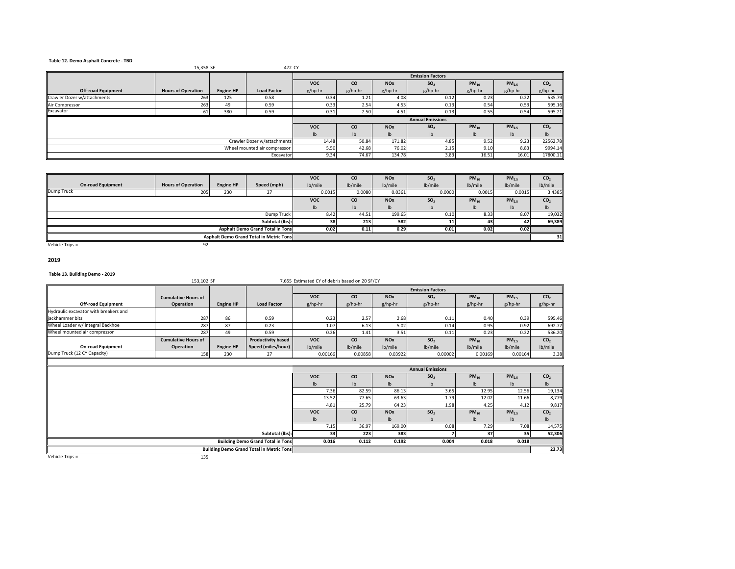**Table 12. Demo Asphalt Concrete - TBD**

15,358 SF 472 CY

| Off-road Equipment | Hours of Operation | Engine HP | Load Factor | VOC | CO | NOx | $SO_2$ | $PM_{10}$ | $PM_{2.5}$ | $CO_2$ |
|---|---|---|---|---|---|---|---|---|---|---|
| | | | | Emission Factors | | | | | | |
| | | | | g/hp-hr | g/hp-hr | g/hp-hr | g/hp-hr | g/hp-hr | g/hp-hr | g/hp-hr |
| Crawler Dozer w/attachments | 263 | 125 | 0.58 | 0.34 | 1.21 | 4.08 | 0.12 | 0.23 | 0.22 | 535.79 |
| Air Compressor | 263 | 49 | 0.59 | 0.33 | 2.54 | 4.53 | 0.13 | 0.54 | 0.53 | 595.16 |
| Excavator | 61 | 380 | 0.59 | 0.31 | 2.50 | 4.51 | 0.13 | 0.55 | 0.54 | 595.21 |
| | | | | Annual Emissions | | | | | | |
| | | | | lb | lb | lb | lb | lb | lb | lb |
| | | | Crawler Dozer w/attachments | 14.48 | 50.84 | 171.82 | 4.85 | 9.52 | 9.23 | 22562.78 |
| | | | Wheel mounted air compressor | 5.50 | 42.68 | 76.02 | 2.15 | 9.10 | 8.83 | 9994.14 |
| | | | Excavator | 9.34 | 74.67 | 134.78 | 3.83 | 16.51 | 16.01 | 17800.11 |

| On-road Equipment | Hours of Operation | Engine HP | Speed (mph) | VOC lb/mile | CO lb/mile | NOx lb/mile | $SO_2$ lb/mile | $PM_{10}$ lb/mile | $PM_{2.5}$ lb/mile | $CO_2$ lb/mile |
|---|---|---|---|---|---|---|---|---|---|---|
| Dump Truck | 205 | 230 | 27 | 0.0015 | 0.0080 | 0.0361 | 0.0000 | 0.0015 | 0.0015 | 3.4385 |
| | | | | VOC | CO | NOx | $SO_2$ | $PM_{10}$ | $PM_{2.5}$ | $CO_2$ |
| | | | | lb | lb | lb | lb | lb | lb | lb |
| | | | Dump Truck | 8.42 | 44.51 | 199.65 | 0.10 | 8.33 | 8.07 | 19,032 |
| | | | Subtotal (lbs): | 38 | 213 | 582 | 11 | 43 | 42 | 69,389 |
| | | | Asphalt Demo Grand Total in Tons | 0.02 | 0.11 | 0.29 | 0.01 | 0.02 | 0.02 | |
| | | | Asphalt Demo Grand Total in Metric Tons | | | | | | | 31 |

Vehicle Trips = 92

## 2019

**Table 13. Building Demo - 2019**

153,102 SF 7,655 Estimated CY of debris based on 20 SF/CY

| Off-road Equipment | Cumulative Hours of Operation | Engine HP | Load Factor | VOC | CO | NOx | $SO_2$ | $PM_{10}$ | $PM_{2.5}$ | $CO_2$ |
|---|---|---|---|---|---|---|---|---|---|---|
| | | | | Emission Factors | | | | | | |
| | | | | g/hp-hr | g/hp-hr | g/hp-hr | g/hp-hr | g/hp-hr | g/hp-hr | g/hp-hr |
| Hydraulic excavator with breakers and jackhammer bits | 287 | 86 | 0.59 | 0.23 | 2.57 | 2.68 | 0.11 | 0.40 | 0.39 | 595.46 |
| Wheel Loader w/ integral Backhoe | 287 | 87 | 0.23 | 1.07 | 6.13 | 5.02 | 0.14 | 0.95 | 0.92 | 692.77 |
| Wheel mounted air compressor | 287 | 49 | 0.59 | 0.26 | 1.41 | 3.51 | 0.11 | 0.23 | 0.22 | 536.20 |
| **On-road Equipment** | **Cumulative Hours of Operation** | **Engine HP** | **Productivity based Speed (miles/hour)** | **VOC** lb/mile | **CO** lb/mile | **NOx** lb/mile | **$SO_2$** lb/mile | **$PM_{10}$** lb/mile | **$PM_{2.5}$** lb/mile | **$CO_2$** lb/mile |
| Dump Truck (12 CY Capacity) | 158 | 230 | 27 | 0.00166 | 0.00858 | 0.03922 | 0.00002 | 0.00169 | 0.00164 | 3.38 |

| | | | | VOC | CO | NOx | $SO_2$ | $PM_{10}$ | $PM_{2.5}$ | $CO_2$ |
|---|---|---|---|---|---|---|---|---|---|---|
| | | | | Annual Emissions | | | | | | |
| | | | | lb | lb | lb | lb | lb | lb | lb |
| | | | | 7.36 | 82.59 | 86.13 | 3.65 | 12.95 | 12.56 | 19,134 |
| | | | | 13.52 | 77.65 | 63.63 | 1.79 | 12.02 | 11.66 | 8,779 |
| | | | | 4.81 | 25.79 | 64.23 | 1.98 | 4.25 | 4.12 | 9,817 |
| | | | | VOC | CO | NOx | $SO_2$ | $PM_{10}$ | $PM_{2.5}$ | $CO_2$ |
| | | | | lb | lb | lb | lb | lb | lb | lb |
| | | | | 7.15 | 36.97 | 169.00 | 0.08 | 7.29 | 7.08 | 14,575 |
| | | | Subtotal (lbs): | 33 | 223 | 383 | 7 | 37 | 35 | 52,306 |
| | | | Building Demo Grand Total in Tons | 0.016 | 0.112 | 0.192 | 0.004 | 0.018 | 0.018 | |
| | | | Building Demo Grand Total in Metric Tons | | | | | | | 23.73 |

Vehicle Trips = 135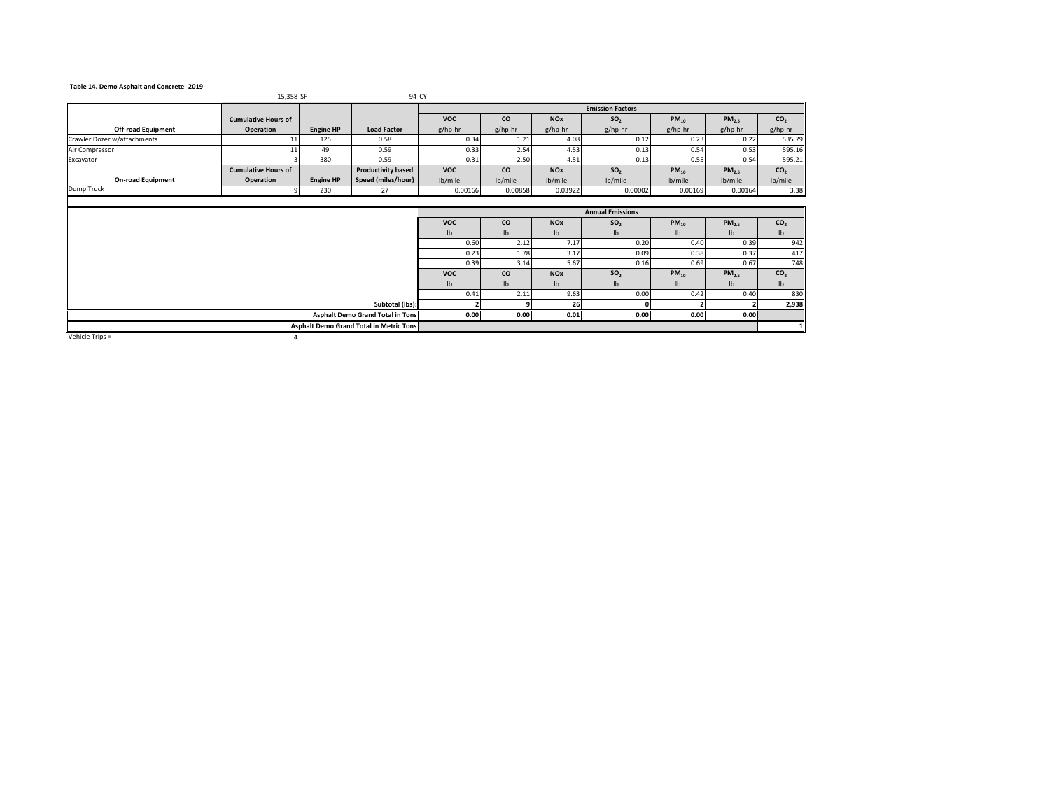**Table 14. Demo Asphalt and Concrete- 2019**

15,358 SF 94 CY

| | | | | Emission Factors | | | | | | |
|---|---|---|---|---|---|---|---|---|---|---|
| | Cumulative Hours of | | | VOC | CO | NOx | $SO_2$ | $PM_{10}$ | $PM_{2.5}$ | $CO_2$ |
| **Off-road Equipment** | **Operation** | **Engine HP** | **Load Factor** | g/hp-hr | g/hp-hr | g/hp-hr | g/hp-hr | g/hp-hr | g/hp-hr | g/hp-hr |
| Crawler Dozer w/attachments | 11 | 125 | 0.58 | 0.34 | 1.21 | 4.08 | 0.12 | 0.23 | 0.22 | 535.79 |
| Air Compressor | 11 | 49 | 0.59 | 0.33 | 2.54 | 4.53 | 0.13 | 0.54 | 0.53 | 595.16 |
| Excavator | 3 | 380 | 0.59 | 0.31 | 2.50 | 4.51 | 0.13 | 0.55 | 0.54 | 595.21 |
| | Cumulative Hours of | | Productivity based | VOC | CO | NOx | $SO_2$ | $PM_{10}$ | $PM_{2.5}$ | $CO_2$ |
| **On-road Equipment** | **Operation** | **Engine HP** | **Speed (miles/hour)** | lb/mile | lb/mile | lb/mile | lb/mile | lb/mile | lb/mile | lb/mile |
| Dump Truck | 9 | 230 | 27 | 0.00166 | 0.00858 | 0.03922 | 0.00002 | 0.00169 | 0.00164 | 3.38 |

| | Annual Emissions | | | | | | |
|---|---|---|---|---|---|---|---|
| | VOC | CO | NOx | $SO_2$ | $PM_{10}$ | $PM_{2.5}$ | $CO_2$ |
| | lb | lb | lb | lb | lb | lb | lb |
| | 0.60 | 2.12 | 7.17 | 0.20 | 0.40 | 0.39 | 942 |
| | 0.23 | 1.78 | 3.17 | 0.09 | 0.38 | 0.37 | 417 |
| | 0.39 | 3.14 | 5.67 | 0.16 | 0.69 | 0.67 | 748 |
| | VOC | CO | NOx | $SO_2$ | $PM_{10}$ | $PM_{2.5}$ | $CO_2$ |
| | lb | lb | lb | lb | lb | lb | lb |
| | 0.41 | 2.11 | 9.63 | 0.00 | 0.42 | 0.40 | 830 |
| **Subtotal (lbs):** | **2** | **9** | **26** | **0** | **2** | **2** | **2,938** |
| **Asphalt Demo Grand Total in Tons** | **0.00** | **0.00** | **0.01** | **0.00** | **0.00** | **0.00** | |
| **Asphalt Demo Grand Total in Metric Tons** | | | | | | | **1** |

Vehicle Trips = 4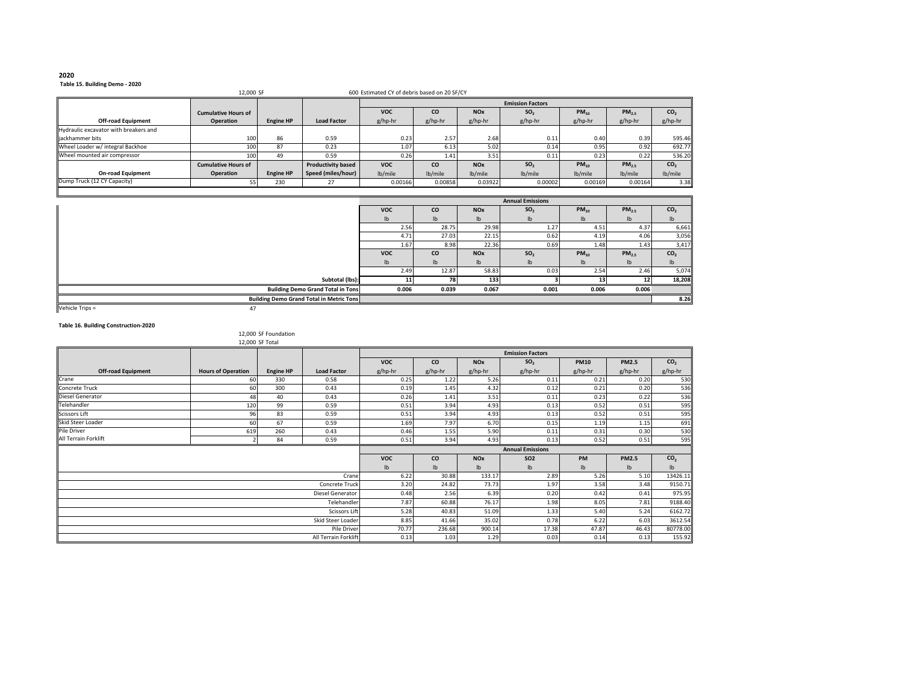**2020**

**Table 15. Building Demo - 2020**

12,000 SF

600 Estimated CY of debris based on 20 SF/CY

| | | | | Emission Factors | | | | | | |
|---|---|---|---|---|---|---|---|---|---|---|
| **Off-road Equipment** | **Cumulative Hours of Operation** | **Engine HP** | **Load Factor** | **VOC** g/hp-hr | **CO** g/hp-hr | **NOx** g/hp-hr | **$SO_2$** g/hp-hr | **$PM_{10}$** g/hp-hr | **$PM_{2.5}$** g/hp-hr | **$CO_2$** g/hp-hr |
| Hydraulic excavator with breakers and jackhammer bits | 100 | 86 | 0.59 | 0.23 | 2.57 | 2.68 | 0.11 | 0.40 | 0.39 | 595.46 |
| Wheel Loader w/ integral Backhoe | 100 | 87 | 0.23 | 1.07 | 6.13 | 5.02 | 0.14 | 0.95 | 0.92 | 692.77 |
| Wheel mounted air compressor | 100 | 49 | 0.59 | 0.26 | 1.41 | 3.51 | 0.11 | 0.23 | 0.22 | 536.20 |
| **On-road Equipment** | **Cumulative Hours of Operation** | **Engine HP** | **Productivity based Speed (miles/hour)** | **VOC** lb/mile | **CO** lb/mile | **NOx** lb/mile | **$SO_2$** lb/mile | **$PM_{10}$** lb/mile | **$PM_{2.5}$** lb/mile | **$CO_2$** lb/mile |
| Dump Truck (12 CY Capacity) | 55 | 230 | 27 | 0.00166 | 0.00858 | 0.03922 | 0.00002 | 0.00169 | 0.00164 | 3.38 |

| | Annual Emissions | | | | | | |
|---|---|---|---|---|---|---|---|
| | **VOC** lb | **CO** lb | **NOx** lb | **$SO_2$** lb | **$PM_{10}$** lb | **$PM_{2.5}$** lb | **$CO_2$** lb |
| | 2.56 | 28.75 | 29.98 | 1.27 | 4.51 | 4.37 | 6,661 |
| | 4.71 | 27.03 | 22.15 | 0.62 | 4.19 | 4.06 | 3,056 |
| | 1.67 | 8.98 | 22.36 | 0.69 | 1.48 | 1.43 | 3,417 |
| | **VOC** lb | **CO** lb | **NOx** lb | **$SO_2$** lb | **$PM_{10}$** lb | **$PM_{2.5}$** lb | **$CO_2$** lb |
| | 2.49 | 12.87 | 58.83 | 0.03 | 2.54 | 2.46 | 5,074 |
| **Subtotal (lbs):** | **11** | **78** | **133** | **3** | **13** | **12** | **18,208** |
| **Building Demo Grand Total in Tons** | **0.006** | **0.039** | **0.067** | **0.001** | **0.006** | **0.006** | |
| **Building Demo Grand Total in Metric Tons** | | | | | | | **8.26** |

Vehicle Trips = 47

**Table 16. Building Construction-2020**

12,000 SF Foundation
12,000 SF Total

| | | | | Emission Factors | | | | | | |
|---|---|---|---|---|---|---|---|---|---|---|
| **Off-road Equipment** | **Hours of Operation** | **Engine HP** | **Load Factor** | **VOC** g/hp-hr | **CO** g/hp-hr | **NOx** g/hp-hr | **$SO_2$** g/hp-hr | **PM10** g/hp-hr | **PM2.5** g/hp-hr | **$CO_2$** g/hp-hr |
| Crane | 60 | 330 | 0.58 | 0.25 | 1.22 | 5.26 | 0.11 | 0.21 | 0.20 | 530 |
| Concrete Truck | 60 | 300 | 0.43 | 0.19 | 1.45 | 4.32 | 0.12 | 0.21 | 0.20 | 536 |
| Diesel Generator | 48 | 40 | 0.43 | 0.26 | 1.41 | 3.51 | 0.11 | 0.23 | 0.22 | 536 |
| Telehandler | 120 | 99 | 0.59 | 0.51 | 3.94 | 4.93 | 0.13 | 0.52 | 0.51 | 595 |
| Scissors Lift | 96 | 83 | 0.59 | 0.51 | 3.94 | 4.93 | 0.13 | 0.52 | 0.51 | 595 |
| Skid Steer Loader | 60 | 67 | 0.59 | 1.69 | 7.97 | 6.70 | 0.15 | 1.19 | 1.15 | 691 |
| Pile Driver | 619 | 260 | 0.43 | 0.46 | 1.55 | 5.90 | 0.11 | 0.31 | 0.30 | 530 |
| All Terrain Forklift | 2 | 84 | 0.59 | 0.51 | 3.94 | 4.93 | 0.13 | 0.52 | 0.51 | 595 |

| | Annual Emissions | | | | | | |
|---|---|---|---|---|---|---|---|
| | **VOC** lb | **CO** lb | **NOx** lb | **SO2** lb | **PM** lb | **PM2.5** lb | **$CO_2$** lb |
| Crane | 6.22 | 30.88 | 133.17 | 2.89 | 5.26 | 5.10 | 13426.11 |
| Concrete Truck | 3.20 | 24.82 | 73.73 | 1.97 | 3.58 | 3.48 | 9150.71 |
| Diesel Generator | 0.48 | 2.56 | 6.39 | 0.20 | 0.42 | 0.41 | 975.95 |
| Telehandler | 7.87 | 60.88 | 76.17 | 1.98 | 8.05 | 7.81 | 9188.40 |
| Scissors Lift | 5.28 | 40.83 | 51.09 | 1.33 | 5.40 | 5.24 | 6162.72 |
| Skid Steer Loader | 8.85 | 41.66 | 35.02 | 0.78 | 6.22 | 6.03 | 3612.54 |
| Pile Driver | 70.77 | 236.68 | 900.14 | 17.38 | 47.87 | 46.43 | 80778.00 |
| All Terrain Forklift | 0.13 | 1.03 | 1.29 | 0.03 | 0.14 | 0.13 | 155.92 |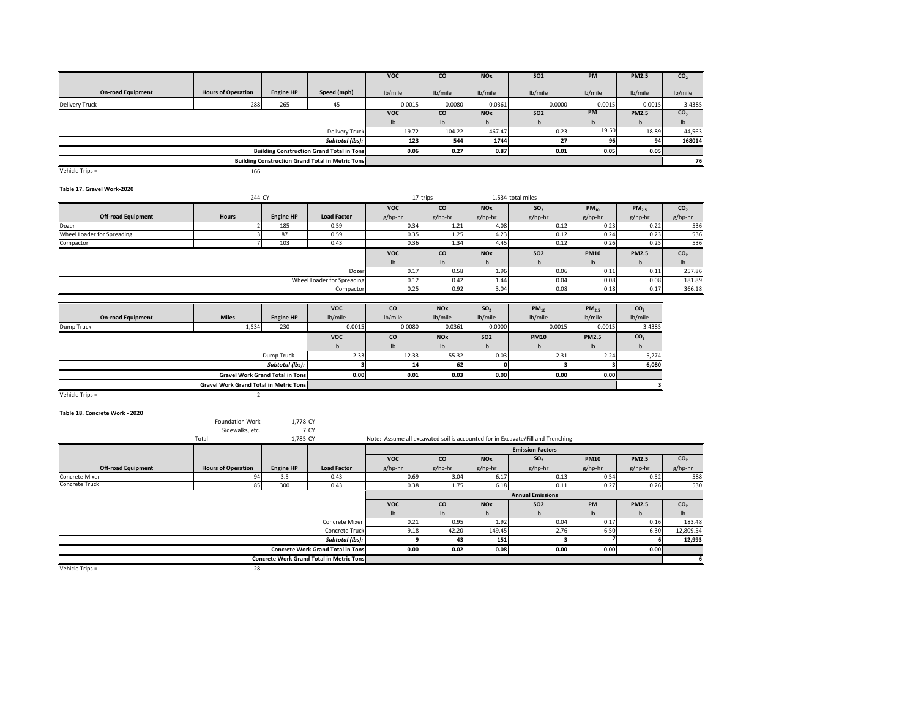| On-road Equipment | Hours of Operation | Engine HP | Speed (mph) | VOC lb/mile | CO lb/mile | NOx lb/mile | SO2 lb/mile | PM lb/mile | PM2.5 lb/mile | $CO_2$ lb/mile |
|---|---|---|---|---|---|---|---|---|---|---|
| Delivery Truck | 288 | 265 | 45 | 0.0015 | 0.0080 | 0.0361 | 0.0000 | 0.0015 | 0.0015 | 3.4385 |
| | | | | VOC lb | CO lb | NOx lb | SO2 lb | PM lb | PM2.5 lb | $CO_2$ lb |
| | | | Delivery Truck | 19.72 | 104.22 | 467.47 | 0.23 | 19.50 | 18.89 | 44,563 |
| | | | *Subtotal (lbs):* | 123 | 544 | 1744 | 27 | 96 | 94 | 168014 |
| | | | **Building Construction Grand Total in Tons** | 0.06 | 0.27 | 0.87 | 0.01 | 0.05 | 0.05 | |
| | | | **Building Construction Grand Total in Metric Tons** | | | | | | | 76 |

Vehicle Trips = 166

**Table 17. Gravel Work-2020**

244 CY    17 trips    1,534 total miles

| Off-road Equipment | Hours | Engine HP | Load Factor | VOC g/hp-hr | CO g/hp-hr | NOx g/hp-hr | $SO_2$ g/hp-hr | $PM_{10}$ g/hp-hr | $PM_{2.5}$ g/hp-hr | $CO_2$ g/hp-hr |
|---|---|---|---|---|---|---|---|---|---|---|
| Dozer | 2 | 185 | 0.59 | 0.34 | 1.21 | 4.08 | 0.12 | 0.23 | 0.22 | 536 |
| Wheel Loader for Spreading | 3 | 87 | 0.59 | 0.35 | 1.25 | 4.23 | 0.12 | 0.24 | 0.23 | 536 |
| Compactor | 7 | 103 | 0.43 | 0.36 | 1.34 | 4.45 | 0.12 | 0.26 | 0.25 | 536 |
| | | | | VOC lb | CO lb | NOx lb | SO2 lb | PM10 lb | PM2.5 lb | $CO_2$ lb |
| | | | Dozer | 0.17 | 0.58 | 1.96 | 0.06 | 0.11 | 0.11 | 257.86 |
| | | | Wheel Loader for Spreading | 0.12 | 0.42 | 1.44 | 0.04 | 0.08 | 0.08 | 181.89 |
| | | | Compactor | 0.25 | 0.92 | 3.04 | 0.08 | 0.18 | 0.17 | 366.18 |

| On-road Equipment | Miles | Engine HP | VOC lb/mile | CO lb/mile | NOx lb/mile | $SO_2$ lb/mile | $PM_{10}$ lb/mile | $PM_{2.5}$ lb/mile | $CO_2$ lb/mile |
|---|---|---|---|---|---|---|---|---|---|
| Dump Truck | 1,534 | 230 | 0.0015 | 0.0080 | 0.0361 | 0.0000 | 0.0015 | 0.0015 | 3.4385 |
| | | | VOC lb | CO lb | NOx lb | SO2 lb | PM10 lb | PM2.5 lb | $CO_2$ lb |
| | | Dump Truck | 2.33 | 12.33 | 55.32 | 0.03 | 2.31 | 2.24 | 5,274 |
| | | *Subtotal (lbs):* | 3 | 14 | 62 | 0 | 3 | 3 | 6,080 |
| | | **Gravel Work Grand Total in Tons** | 0.00 | 0.01 | 0.03 | 0.00 | 0.00 | 0.00 | |
| | | **Gravel Work Grand Total in Metric Tons** | | | | | | | 3 |

Vehicle Trips = 2

**Table 18. Concrete Work - 2020**

Foundation Work 1,778 CY
Sidewalks, etc. 7 CY
Total 1,785 CY

Note: Assume all excavated soil is accounted for in Excavate/Fill and Trenching

| Off-road Equipment | Hours of Operation | Engine HP | Load Factor | Emission Factors VOC g/hp-hr | CO g/hp-hr | NOx g/hp-hr | $SO_2$ g/hp-hr | PM10 g/hp-hr | PM2.5 g/hp-hr | $CO_2$ g/hp-hr |
|---|---|---|---|---|---|---|---|---|---|---|
| Concrete Mixer | 94 | 3.5 | 0.43 | 0.69 | 3.04 | 6.17 | 0.13 | 0.54 | 0.52 | 588 |
| Concrete Truck | 85 | 300 | 0.43 | 0.38 | 1.75 | 6.18 | 0.11 | 0.27 | 0.26 | 530 |
| | | | | **Annual Emissions** | | | | | | |
| | | | | VOC lb | CO lb | NOx lb | SO2 lb | PM lb | PM2.5 lb | $CO_2$ lb |
| | | | Concrete Mixer | 0.21 | 0.95 | 1.92 | 0.04 | 0.17 | 0.16 | 183.48 |
| | | | Concrete Truck | 9.18 | 42.20 | 149.45 | 2.76 | 6.50 | 6.30 | 12,809.54 |
| | | | *Subtotal (lbs):* | 9 | 43 | 151 | 3 | 7 | 6 | 12,993 |
| | | | **Concrete Work Grand Total in Tons** | 0.00 | 0.02 | 0.08 | 0.00 | 0.00 | 0.00 | |
| | | | **Concrete Work Grand Total in Metric Tons** | | | | | | | 6 |

Vehicle Trips = 28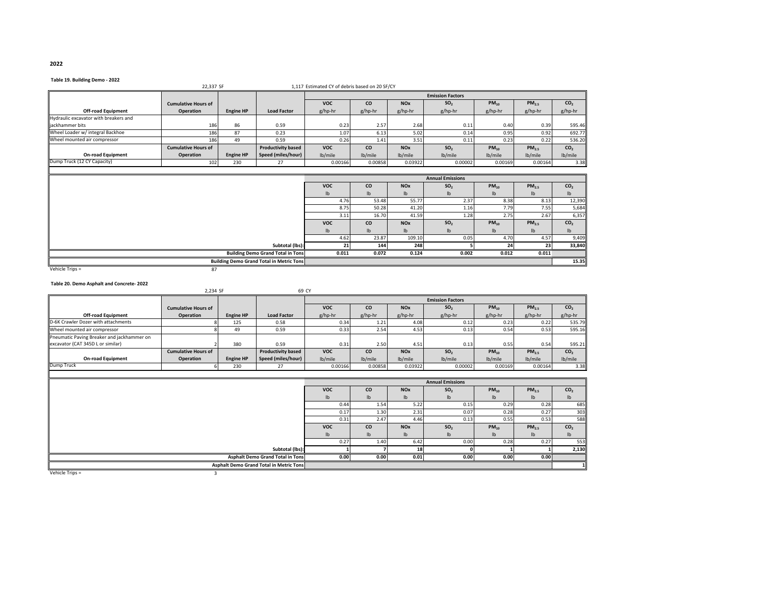**2022**

**Table 19. Building Demo - 2022**

22,337 SF 1,117 Estimated CY of debris based on 20 SF/CY

| | | | | Emission Factors | | | | | | |
|---|---|---|---|---|---|---|---|---|---|---|
| | Cumulative Hours of | | | VOC | CO | NOx | $SO_2$ | $PM_{10}$ | $PM_{2.5}$ | $CO_2$ |
| **Off-road Equipment** | **Operation** | **Engine HP** | **Load Factor** | g/hp-hr | g/hp-hr | g/hp-hr | g/hp-hr | g/hp-hr | g/hp-hr | g/hp-hr |
| Hydraulic excavator with breakers and jackhammer bits | 186 | 86 | 0.59 | 0.23 | 2.57 | 2.68 | 0.11 | 0.40 | 0.39 | 595.46 |
| Wheel Loader w/ integral Backhoe | 186 | 87 | 0.23 | 1.07 | 6.13 | 5.02 | 0.14 | 0.95 | 0.92 | 692.77 |
| Wheel mounted air compressor | 186 | 49 | 0.59 | 0.26 | 1.41 | 3.51 | 0.11 | 0.23 | 0.22 | 536.20 |
| | **Cumulative Hours of** | | **Productivity based** | **VOC** | **CO** | **NOx** | $SO_2$ | $PM_{10}$ | $PM_{2.5}$ | $CO_2$ |
| **On-road Equipment** | **Operation** | **Engine HP** | **Speed (miles/hour)** | lb/mile | lb/mile | lb/mile | lb/mile | lb/mile | lb/mile | lb/mile |
| Dump Truck (12 CY Capacity) | 102 | 230 | 27 | 0.00166 | 0.00858 | 0.03922 | 0.00002 | 0.00169 | 0.00164 | 3.38 |

| | Annual Emissions | | | | | | |
|---|---|---|---|---|---|---|---|
| | VOC | CO | NOx | $SO_2$ | $PM_{10}$ | $PM_{2.5}$ | $CO_2$ |
| | lb | lb | lb | lb | lb | lb | lb |
| | 4.76 | 53.48 | 55.77 | 2.37 | 8.38 | 8.13 | 12,390 |
| | 8.75 | 50.28 | 41.20 | 1.16 | 7.79 | 7.55 | 5,684 |
| | 3.11 | 16.70 | 41.59 | 1.28 | 2.75 | 2.67 | 6,357 |
| | VOC | CO | NOx | $SO_2$ | $PM_{10}$ | $PM_{2.5}$ | $CO_2$ |
| | lb | lb | lb | lb | lb | lb | lb |
| | 4.62 | 23.87 | 109.10 | 0.05 | 4.70 | 4.57 | 9,409 |
| Subtotal (lbs): | 21 | 144 | 248 | 5 | 24 | 23 | 33,840 |
| Building Demo Grand Total in Tons | 0.011 | 0.072 | 0.124 | 0.002 | 0.012 | 0.011 | |
| Building Demo Grand Total in Metric Tons | | | | | | | 15.35 |

Vehicle Trips = 87

**Table 20. Demo Asphalt and Concrete- 2022**

2,234 SF 69 CY

| | | | | Emission Factors | | | | | | |
|---|---|---|---|---|---|---|---|---|---|---|
| | Cumulative Hours of | | | VOC | CO | NOx | $SO_2$ | $PM_{10}$ | $PM_{2.5}$ | $CO_2$ |
| **Off-road Equipment** | **Operation** | **Engine HP** | **Load Factor** | g/hp-hr | g/hp-hr | g/hp-hr | g/hp-hr | g/hp-hr | g/hp-hr | g/hp-hr |
| D-6K Crawler Dozer with attachments | 8 | 125 | 0.58 | 0.34 | 1.21 | 4.08 | 0.12 | 0.23 | 0.22 | 535.79 |
| Wheel mounted air compressor | 8 | 49 | 0.59 | 0.33 | 2.54 | 4.53 | 0.13 | 0.54 | 0.53 | 595.16 |
| Pneumatic Paving Breaker and jackhammer on excavator (CAT 345D L or similar) | 2 | 380 | 0.59 | 0.31 | 2.50 | 4.51 | 0.13 | 0.55 | 0.54 | 595.21 |
| | **Cumulative Hours of** | | **Productivity based** | **VOC** | **CO** | **NOx** | $SO_2$ | $PM_{10}$ | $PM_{2.5}$ | $CO_2$ |
| **On-road Equipment** | **Operation** | **Engine HP** | **Speed (miles/hour)** | lb/mile | lb/mile | lb/mile | lb/mile | lb/mile | lb/mile | lb/mile |
| Dump Truck | 6 | 230 | 27 | 0.00166 | 0.00858 | 0.03922 | 0.00002 | 0.00169 | 0.00164 | 3.38 |

| | Annual Emissions | | | | | | |
|---|---|---|---|---|---|---|---|
| | VOC | CO | NOx | $SO_2$ | $PM_{10}$ | $PM_{2.5}$ | $CO_2$ |
| | lb | lb | lb | lb | lb | lb | lb |
| | 0.44 | 1.54 | 5.22 | 0.15 | 0.29 | 0.28 | 685 |
| | 0.17 | 1.30 | 2.31 | 0.07 | 0.28 | 0.27 | 303 |
| | 0.31 | 2.47 | 4.46 | 0.13 | 0.55 | 0.53 | 588 |
| | VOC | CO | NOx | $SO_2$ | $PM_{10}$ | $PM_{2.5}$ | $CO_2$ |
| | lb | lb | lb | lb | lb | lb | lb |
| | 0.27 | 1.40 | 6.42 | 0.00 | 0.28 | 0.27 | 553 |
| Subtotal (lbs): | 1 | 7 | 18 | 0 | 1 | 1 | 2,130 |
| Asphalt Demo Grand Total in Tons | 0.00 | 0.00 | 0.01 | 0.00 | 0.00 | 0.00 | |
| Asphalt Demo Grand Total in Metric Tons | | | | | | | 1 |

Vehicle Trips = 3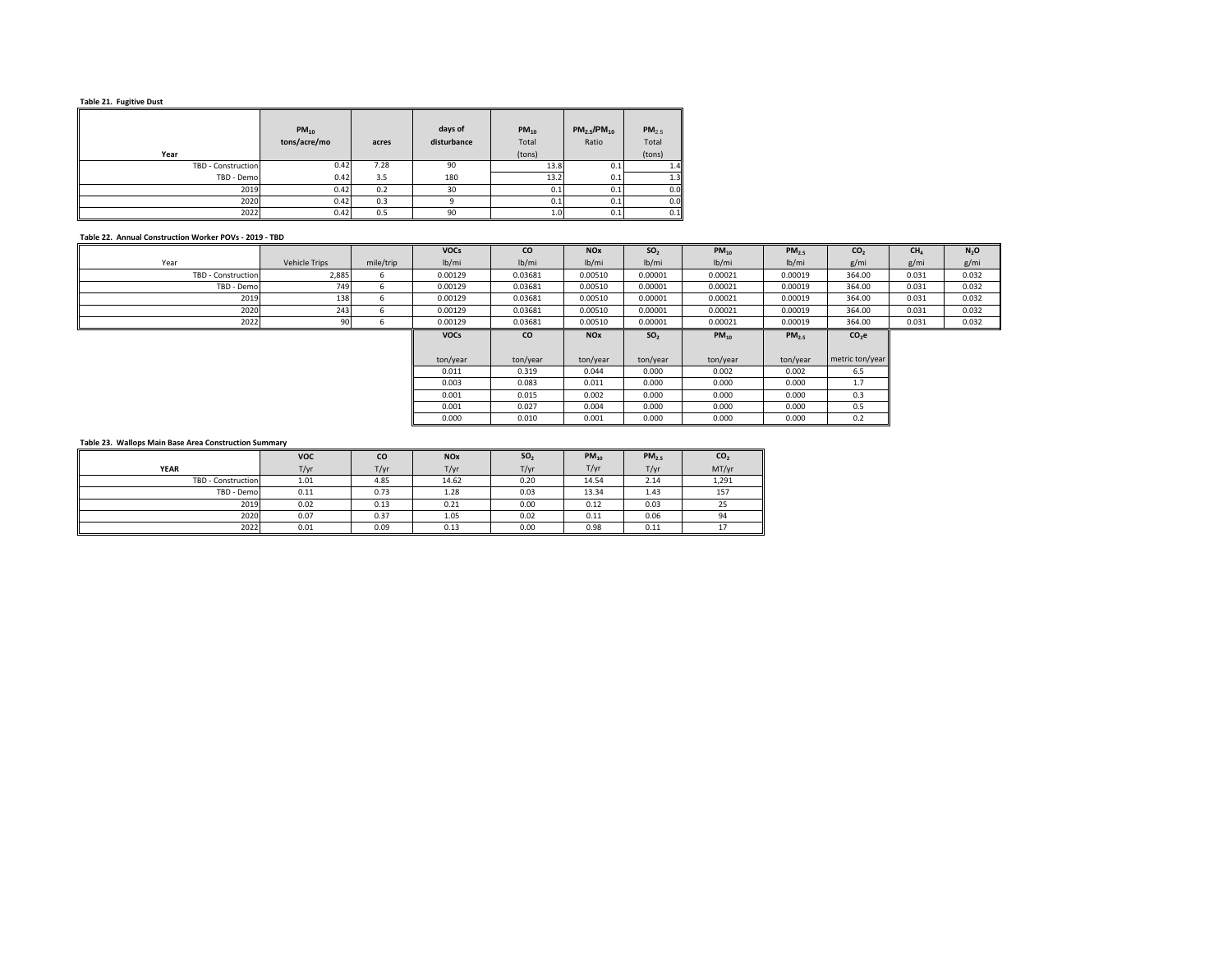**Table 21. Fugitive Dust**

| Year | $PM_{10}$ tons/acre/mo | acres | days of disturbance | $PM_{10}$ Total (tons) | $PM_{2.5}/PM_{10}$ Ratio | $PM_{2.5}$ Total (tons) |
|---|---|---|---|---|---|---|
| TBD - Construction | 0.42 | 7.28 | 90 | 13.8 | 0.1 | 1.4 |
| TBD - Demo | 0.42 | 3.5 | 180 | 13.2 | 0.1 | 1.3 |
| 2019 | 0.42 | 0.2 | 30 | 0.1 | 0.1 | 0.0 |
| 2020 | 0.42 | 0.3 | 9 | 0.1 | 0.1 | 0.0 |
| 2022 | 0.42 | 0.5 | 90 | 1.0 | 0.1 | 0.1 |

**Table 22. Annual Construction Worker POVs - 2019 - TBD**

| Year | Vehicle Trips | mile/trip | VOCs lb/mi | CO lb/mi | NOx lb/mi | $SO_2$ lb/mi | $PM_{10}$ lb/mi | $PM_{2.5}$ lb/mi | $CO_2$ g/mi | $CH_4$ g/mi | $N_2O$ g/mi |
|---|---|---|---|---|---|---|---|---|---|---|---|
| TBD - Construction | 2,885 | 6 | 0.00129 | 0.03681 | 0.00510 | 0.00001 | 0.00021 | 0.00019 | 364.00 | 0.031 | 0.032 |
| TBD - Demo | 749 | 6 | 0.00129 | 0.03681 | 0.00510 | 0.00001 | 0.00021 | 0.00019 | 364.00 | 0.031 | 0.032 |
| 2019 | 138 | 6 | 0.00129 | 0.03681 | 0.00510 | 0.00001 | 0.00021 | 0.00019 | 364.00 | 0.031 | 0.032 |
| 2020 | 243 | 6 | 0.00129 | 0.03681 | 0.00510 | 0.00001 | 0.00021 | 0.00019 | 364.00 | 0.031 | 0.032 |
| 2022 | 90 | 6 | 0.00129 | 0.03681 | 0.00510 | 0.00001 | 0.00021 | 0.00019 | 364.00 | 0.031 | 0.032 |

| VOCs ton/year | CO ton/year | NOx ton/year | $SO_2$ ton/year | $PM_{10}$ ton/year | $PM_{2.5}$ ton/year | $CO_2e$ metric ton/year |
|---|---|---|---|---|---|---|
| 0.011 | 0.319 | 0.044 | 0.000 | 0.002 | 0.002 | 6.5 |
| 0.003 | 0.083 | 0.011 | 0.000 | 0.000 | 0.000 | 1.7 |
| 0.001 | 0.015 | 0.002 | 0.000 | 0.000 | 0.000 | 0.3 |
| 0.001 | 0.027 | 0.004 | 0.000 | 0.000 | 0.000 | 0.5 |
| 0.000 | 0.010 | 0.001 | 0.000 | 0.000 | 0.000 | 0.2 |

**Table 23. Wallops Main Base Area Construction Summary**

| YEAR | VOC T/yr | CO T/yr | NOx T/yr | $SO_2$ T/yr | $PM_{10}$ T/yr | $PM_{2.5}$ T/yr | $CO_2$ MT/yr |
|---|---|---|---|---|---|---|---|
| TBD - Construction | 1.01 | 4.85 | 14.62 | 0.20 | 14.54 | 2.14 | 1,291 |
| TBD - Demo | 0.11 | 0.73 | 1.28 | 0.03 | 13.34 | 1.43 | 157 |
| 2019 | 0.02 | 0.13 | 0.21 | 0.00 | 0.12 | 0.03 | 25 |
| 2020 | 0.07 | 0.37 | 1.05 | 0.02 | 0.11 | 0.06 | 94 |
| 2022 | 0.01 | 0.09 | 0.13 | 0.00 | 0.98 | 0.11 | 17 |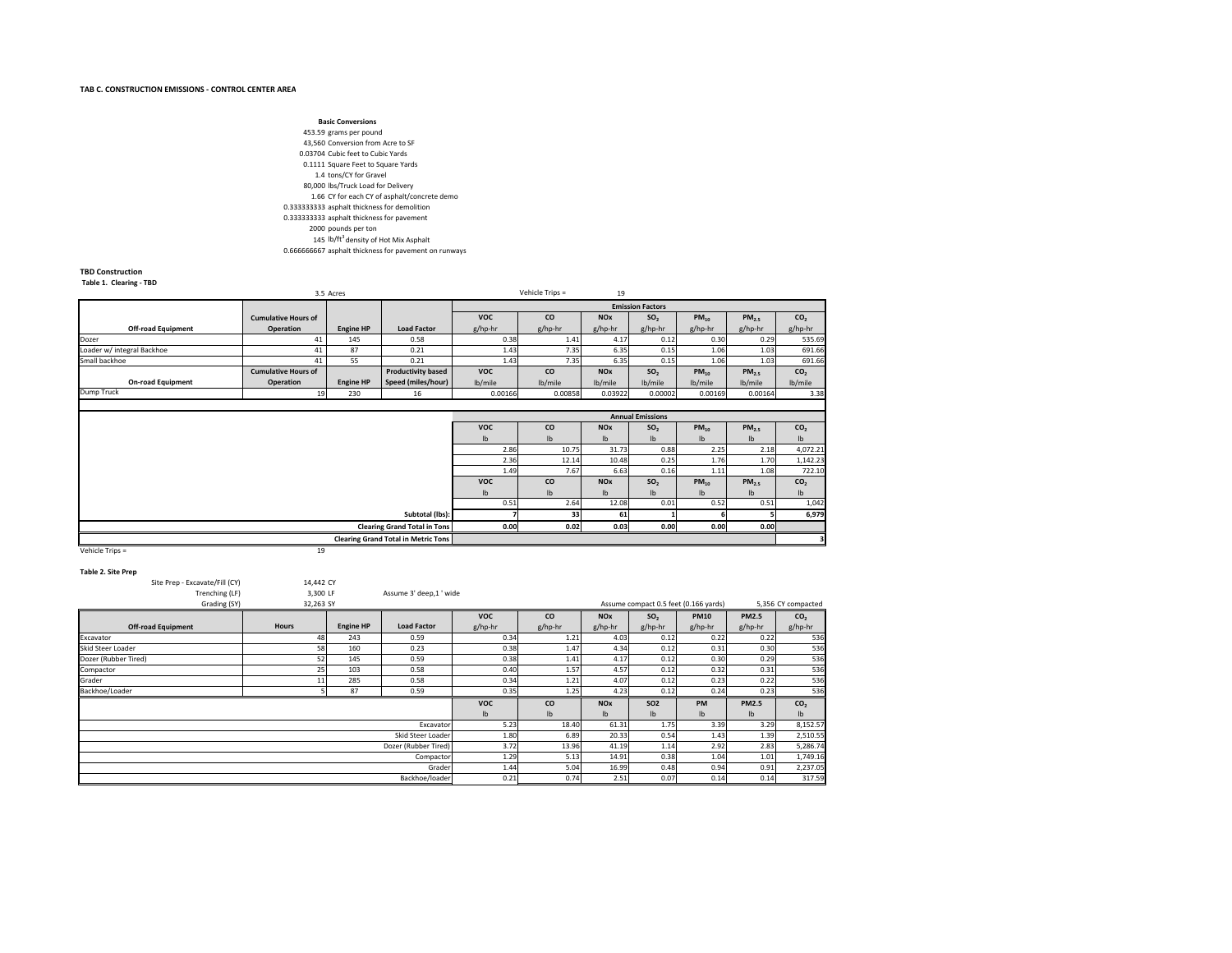**TAB C. CONSTRUCTION EMISSIONS - CONTROL CENTER AREA**

**Basic Conversions**

453.59 grams per pound
43,560 Conversion from Acre to SF
0.03704 Cubic feet to Cubic Yards
0.1111 Square Feet to Square Yards
1.4 tons/CY for Gravel
80,000 lbs/Truck Load for Delivery
1.66 CY for each CY of asphalt/concrete demo
0.333333333 asphalt thickness for demolition
0.333333333 asphalt thickness for pavement
2000 pounds per ton
145 lb/ft$^3$ density of Hot Mix Asphalt
0.666666667 asphalt thickness for pavement on runways

**TBD Construction**

**Table 1. Clearing - TBD**

3.5 Acres

Vehicle Trips = 19

| | | | | Emission Factors | | | | | | |
|---|---|---|---|---|---|---|---|---|---|---|
| | Cumulative Hours of | | | VOC | CO | NOx | $SO_2$ | $PM_{10}$ | $PM_{2.5}$ | $CO_2$ |
| **Off-road Equipment** | **Operation** | **Engine HP** | **Load Factor** | g/hp-hr | g/hp-hr | g/hp-hr | g/hp-hr | g/hp-hr | g/hp-hr | g/hp-hr |
| Dozer | 41 | 145 | 0.58 | 0.38 | 1.41 | 4.17 | 0.12 | 0.30 | 0.29 | 535.69 |
| Loader w/ integral Backhoe | 41 | 87 | 0.21 | 1.43 | 7.35 | 6.35 | 0.15 | 1.06 | 1.03 | 691.66 |
| Small backhoe | 41 | 55 | 0.21 | 1.43 | 7.35 | 6.35 | 0.15 | 1.06 | 1.03 | 691.66 |
| | Cumulative Hours of | | Productivity based | VOC | CO | NOx | $SO_2$ | $PM_{10}$ | $PM_{2.5}$ | $CO_2$ |
| **On-road Equipment** | **Operation** | **Engine HP** | **Speed (miles/hour)** | lb/mile | lb/mile | lb/mile | lb/mile | lb/mile | lb/mile | lb/mile |
| Dump Truck | 19 | 230 | 16 | 0.00166 | 0.00858 | 0.03922 | 0.00002 | 0.00169 | 0.00164 | 3.38 |
| | | | | Annual Emissions | | | | | | |
| | | | | VOC | CO | NOx | $SO_2$ | $PM_{10}$ | $PM_{2.5}$ | $CO_2$ |
| | | | | lb | lb | lb | lb | lb | lb | lb |
| | | | | 2.86 | 10.75 | 31.73 | 0.88 | 2.25 | 2.18 | 4,072.21 |
| | | | | 2.36 | 12.14 | 10.48 | 0.25 | 1.76 | 1.70 | 1,142.23 |
| | | | | 1.49 | 7.67 | 6.63 | 0.16 | 1.11 | 1.08 | 722.10 |
| | | | | VOC | CO | NOx | $SO_2$ | $PM_{10}$ | $PM_{2.5}$ | $CO_2$ |
| | | | | lb | lb | lb | lb | lb | lb | lb |
| | | | | 0.51 | 2.64 | 12.08 | 0.01 | 0.52 | 0.51 | 1,042 |
| | | | **Subtotal (lbs):** | **7** | **33** | **61** | **1** | **6** | **5** | **6,979** |
| | | | **Clearing Grand Total in Tons** | **0.00** | **0.02** | **0.03** | **0.00** | **0.00** | **0.00** | |
| | | | **Clearing Grand Total in Metric Tons** | | | | | | | **3** |

Vehicle Trips = 19

**Table 2. Site Prep**

Site Prep - Excavate/Fill (CY) 14,442 CY
Trenching (LF) 3,300 LF Assume 3' deep,1 ' wide
Grading (SY) 32,263 SY Assume compact 0.5 feet (0.166 yards) 5,356 CY compacted

| | | | | VOC | CO | NOx | $SO_2$ | PM10 | PM2.5 | $CO_2$ |
|---|---|---|---|---|---|---|---|---|---|---|
| **Off-road Equipment** | **Hours** | **Engine HP** | **Load Factor** | g/hp-hr | g/hp-hr | g/hp-hr | g/hp-hr | g/hp-hr | g/hp-hr | g/hp-hr |
| Excavator | 48 | 243 | 0.59 | 0.34 | 1.21 | 4.03 | 0.12 | 0.22 | 0.22 | 536 |
| Skid Steer Loader | 58 | 160 | 0.23 | 0.38 | 1.47 | 4.34 | 0.12 | 0.31 | 0.30 | 536 |
| Dozer (Rubber Tired) | 52 | 145 | 0.59 | 0.38 | 1.41 | 4.17 | 0.12 | 0.30 | 0.29 | 536 |
| Compactor | 25 | 103 | 0.58 | 0.40 | 1.57 | 4.57 | 0.12 | 0.32 | 0.31 | 536 |
| Grader | 11 | 285 | 0.58 | 0.34 | 1.21 | 4.07 | 0.12 | 0.23 | 0.22 | 536 |
| Backhoe/Loader | 5 | 87 | 0.59 | 0.35 | 1.25 | 4.23 | 0.12 | 0.24 | 0.23 | 536 |
| | | | | VOC | CO | NOx | SO2 | PM | PM2.5 | $CO_2$ |
| | | | | lb | lb | lb | lb | lb | lb | lb |
| | | | Excavator | 5.23 | 18.40 | 61.31 | 1.75 | 3.39 | 3.29 | 8,152.57 |
| | | | Skid Steer Loader | 1.80 | 6.89 | 20.33 | 0.54 | 1.43 | 1.39 | 2,510.55 |
| | | | Dozer (Rubber Tired) | 3.72 | 13.96 | 41.19 | 1.14 | 2.92 | 2.83 | 5,286.74 |
| | | | Compactor | 1.29 | 5.13 | 14.91 | 0.38 | 1.04 | 1.01 | 1,749.16 |
| | | | Grader | 1.44 | 5.04 | 16.99 | 0.48 | 0.94 | 0.91 | 2,237.05 |
| | | | Backhoe/loader | 0.21 | 0.74 | 2.51 | 0.07 | 0.14 | 0.14 | 317.59 |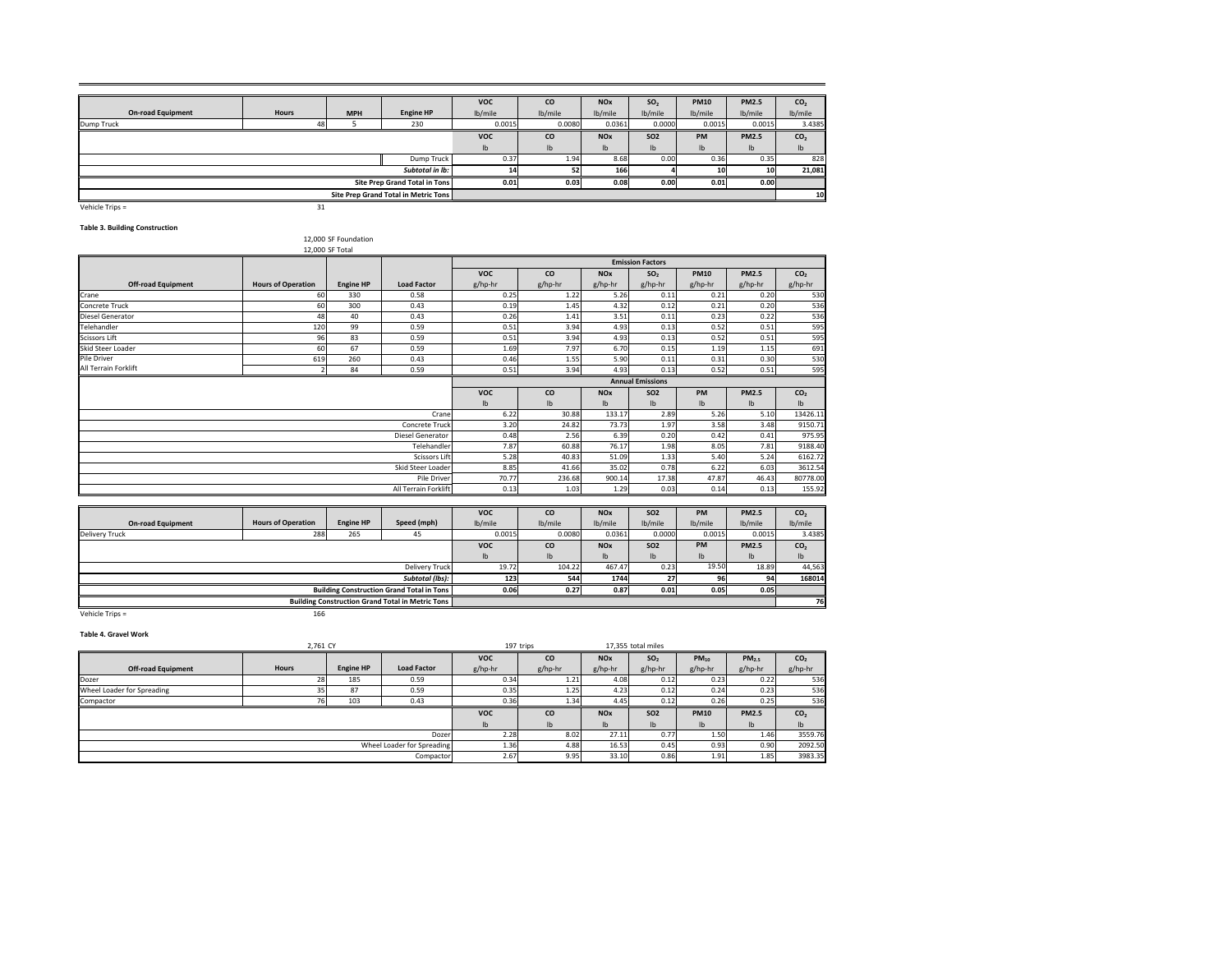| On-road Equipment | Hours | MPH | Engine HP | VOC lb/mile | CO lb/mile | NOx lb/mile | $SO_2$ lb/mile | PM10 lb/mile | PM2.5 lb/mile | $CO_2$ lb/mile |
|---|---|---|---|---|---|---|---|---|---|---|
| Dump Truck | 48 | 5 | 230 | 0.0015 | 0.0080 | 0.0361 | 0.0000 | 0.0015 | 0.0015 | 3.4385 |
| | | | | VOC lb | CO lb | NOx lb | SO2 lb | PM lb | PM2.5 lb | $CO_2$ lb |
| | | | Dump Truck | 0.37 | 1.94 | 8.68 | 0.00 | 0.36 | 0.35 | 828 |
| | | | *Subtotal in lb:* | **14** | **52** | **166** | **4** | **10** | **10** | **21,081** |
| | | | **Site Prep Grand Total in Tons** | **0.01** | **0.03** | **0.08** | **0.00** | **0.01** | **0.00** | |
| | | | **Site Prep Grand Total in Metric Tons** | | | | | | | **10** |

Vehicle Trips = 31

**Table 3. Building Construction**

12,000 SF Foundation
12,000 SF Total

| Off-road Equipment | Hours of Operation | Engine HP | Load Factor | VOC g/hp-hr | CO g/hp-hr | NOx g/hp-hr | $SO_2$ g/hp-hr | PM10 g/hp-hr | PM2.5 g/hp-hr | $CO_2$ g/hp-hr |
|---|---|---|---|---|---|---|---|---|---|---|
| | | | | **Emission Factors** | | | | | | |
| Crane | 60 | 330 | 0.58 | 0.25 | 1.22 | 5.26 | 0.11 | 0.21 | 0.20 | 530 |
| Concrete Truck | 60 | 300 | 0.43 | 0.19 | 1.45 | 4.32 | 0.12 | 0.21 | 0.20 | 536 |
| Diesel Generator | 48 | 40 | 0.43 | 0.26 | 1.41 | 3.51 | 0.11 | 0.23 | 0.22 | 536 |
| Telehandler | 120 | 99 | 0.59 | 0.51 | 3.94 | 4.93 | 0.13 | 0.52 | 0.51 | 595 |
| Scissors Lift | 96 | 83 | 0.59 | 0.51 | 3.94 | 4.93 | 0.13 | 0.52 | 0.51 | 595 |
| Skid Steer Loader | 60 | 67 | 0.59 | 1.69 | 7.97 | 6.70 | 0.15 | 1.19 | 1.15 | 691 |
| Pile Driver | 619 | 260 | 0.43 | 0.46 | 1.55 | 5.90 | 0.11 | 0.31 | 0.30 | 530 |
| All Terrain Forklift | 2 | 84 | 0.59 | 0.51 | 3.94 | 4.93 | 0.13 | 0.52 | 0.51 | 595 |
| | | | | **Annual Emissions** | | | | | | |
| | | | | VOC lb | CO lb | NOx lb | SO2 lb | PM lb | PM2.5 lb | $CO_2$ lb |
| | | | Crane | 6.22 | 30.88 | 133.17 | 2.89 | 5.26 | 5.10 | 13426.11 |
| | | | Concrete Truck | 3.20 | 24.82 | 73.73 | 1.97 | 3.58 | 3.48 | 9150.71 |
| | | | Diesel Generator | 0.48 | 2.56 | 6.39 | 0.20 | 0.42 | 0.41 | 975.95 |
| | | | Telehandler | 7.87 | 60.88 | 76.17 | 1.98 | 8.05 | 7.81 | 9188.40 |
| | | | Scissors Lift | 5.28 | 40.83 | 51.09 | 1.33 | 5.40 | 5.24 | 6162.72 |
| | | | Skid Steer Loader | 8.85 | 41.66 | 35.02 | 0.78 | 6.22 | 6.03 | 3612.54 |
| | | | Pile Driver | 70.77 | 236.68 | 900.14 | 17.38 | 47.87 | 46.43 | 80778.00 |
| | | | All Terrain Forklift | 0.13 | 1.03 | 1.29 | 0.03 | 0.14 | 0.13 | 155.92 |

| On-road Equipment | Hours of Operation | Engine HP | Speed (mph) | VOC lb/mile | CO lb/mile | NOx lb/mile | SO2 lb/mile | PM lb/mile | PM2.5 lb/mile | $CO_2$ lb/mile |
|---|---|---|---|---|---|---|---|---|---|---|
| Delivery Truck | 288 | 265 | 45 | 0.0015 | 0.0080 | 0.0361 | 0.0000 | 0.0015 | 0.0015 | 3.4385 |
| | | | | VOC lb | CO lb | NOx lb | SO2 lb | PM lb | PM2.5 lb | $CO_2$ lb |
| | | | Delivery Truck | 19.72 | 104.22 | 467.47 | 0.23 | 19.50 | 18.89 | 44,563 |
| | | | *Subtotal (lbs):* | **123** | **544** | **1744** | **27** | **96** | **94** | **168014** |
| | | | **Building Construction Grand Total in Tons** | **0.06** | **0.27** | **0.87** | **0.01** | **0.05** | **0.05** | |
| | | | **Building Construction Grand Total in Metric Tons** | | | | | | | **76** |

Vehicle Trips = 166

**Table 4. Gravel Work**

2,761 CY — 197 trips — 17,355 total miles

| Off-road Equipment | Hours | Engine HP | Load Factor | VOC g/hp-hr | CO g/hp-hr | NOx g/hp-hr | $SO_2$ g/hp-hr | $PM_{10}$ g/hp-hr | $PM_{2.5}$ g/hp-hr | $CO_2$ g/hp-hr |
|---|---|---|---|---|---|---|---|---|---|---|
| Dozer | 28 | 185 | 0.59 | 0.34 | 1.21 | 4.08 | 0.12 | 0.23 | 0.22 | 536 |
| Wheel Loader for Spreading | 35 | 87 | 0.59 | 0.35 | 1.25 | 4.23 | 0.12 | 0.24 | 0.23 | 536 |
| Compactor | 76 | 103 | 0.43 | 0.36 | 1.34 | 4.45 | 0.12 | 0.26 | 0.25 | 536 |
| | | | | VOC lb | CO lb | NOx lb | SO2 lb | PM10 lb | PM2.5 lb | $CO_2$ lb |
| | | | Dozer | 2.28 | 8.02 | 27.11 | 0.77 | 1.50 | 1.46 | 3559.76 |
| | | | Wheel Loader for Spreading | 1.36 | 4.88 | 16.53 | 0.45 | 0.93 | 0.90 | 2092.50 |
| | | | Compactor | 2.67 | 9.95 | 33.10 | 0.86 | 1.91 | 1.85 | 3983.35 |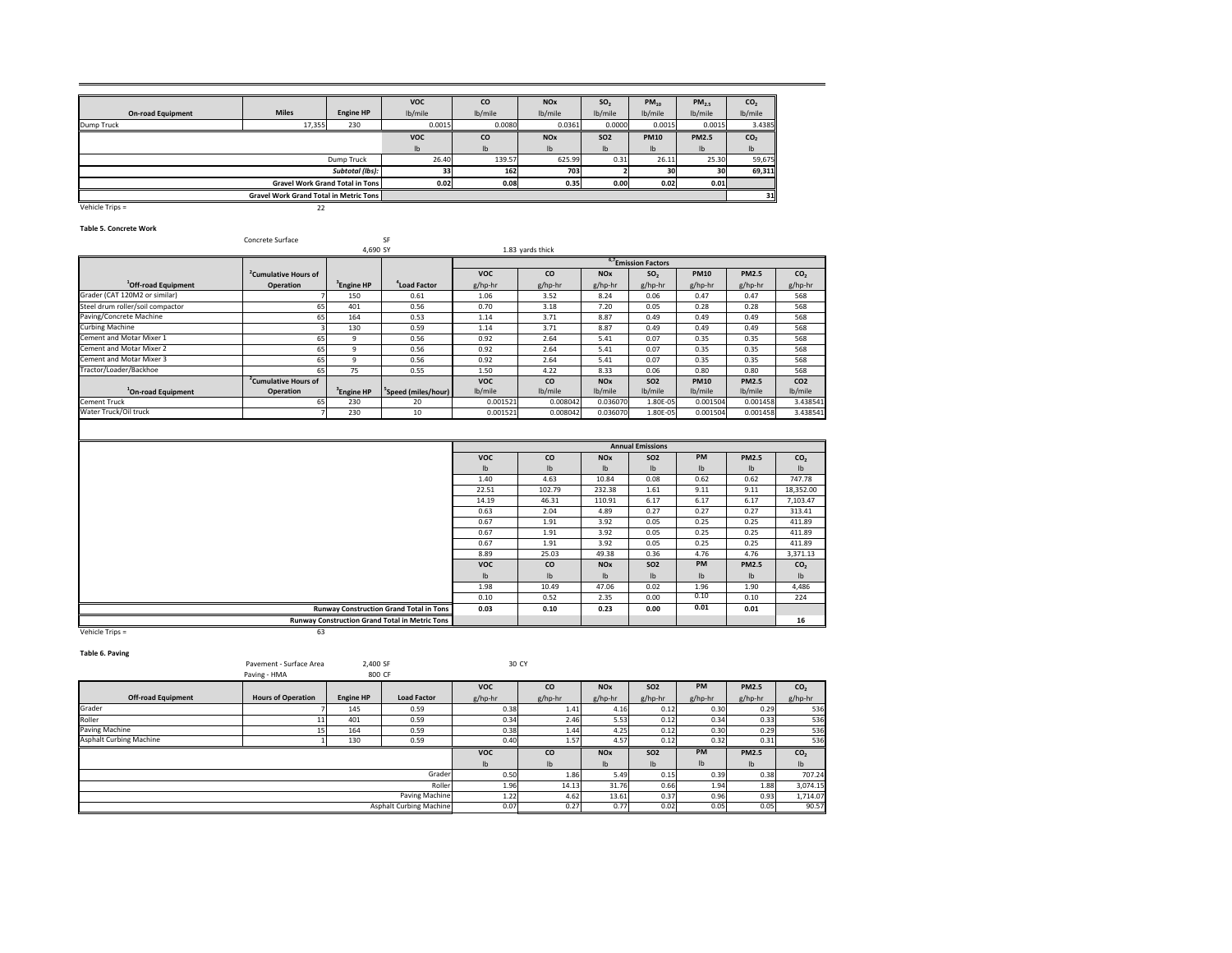| On-road Equipment | Miles | Engine HP | VOC lb/mile | CO lb/mile | NOx lb/mile | $SO_2$ lb/mile | $PM_{10}$ lb/mile | $PM_{2.5}$ lb/mile | $CO_2$ lb/mile |
|---|---|---|---|---|---|---|---|---|---|
| Dump Truck | 17,355 | 230 | 0.0015 | 0.0080 | 0.0361 | 0.0000 | 0.0015 | 0.0015 | 3.4385 |
| | | | VOC lb | CO lb | NOx lb | SO2 lb | PM10 lb | PM2.5 lb | $CO_2$ lb |
| | | Dump Truck | 26.40 | 139.57 | 625.99 | 0.31 | 26.11 | 25.30 | 59,675 |
| | | *Subtotal (lbs):* | 33 | 162 | 703 | 2 | 30 | 30 | 69,311 |
| | | Gravel Work Grand Total in Tons | 0.02 | 0.08 | 0.35 | 0.00 | 0.02 | 0.01 | |
| | | Gravel Work Grand Total in Metric Tons | | | | | | | 31 |

Vehicle Trips = 22

**Table 5. Concrete Work**

Concrete Surface SF

4,690 SY 1.83 yards thick

| | | | | Emission Factors[6,7] | | | | | | |
|---|---|---|---|---|---|---|---|---|---|---|
| Off-road Equipment[1] | Cumulative Hours of Operation[2] | Engine HP[3] | Load Factor[4] | VOC g/hp-hr | CO g/hp-hr | NOx g/hp-hr | $SO_2$ g/hp-hr | PM10 g/hp-hr | PM2.5 g/hp-hr | $CO_2$ g/hp-hr |
| Grader (CAT 120M2 or similar) | 7 | 150 | 0.61 | 1.06 | 3.52 | 8.24 | 0.06 | 0.47 | 0.47 | 568 |
| Steel drum roller/soil compactor | 65 | 401 | 0.56 | 0.70 | 3.18 | 7.20 | 0.05 | 0.28 | 0.28 | 568 |
| Paving/Concrete Machine | 65 | 164 | 0.53 | 1.14 | 3.71 | 8.87 | 0.49 | 0.49 | 0.49 | 568 |
| Curbing Machine | 3 | 130 | 0.59 | 1.14 | 3.71 | 8.87 | 0.49 | 0.49 | 0.49 | 568 |
| Cement and Motar Mixer 1 | 65 | 9 | 0.56 | 0.92 | 2.64 | 5.41 | 0.07 | 0.35 | 0.35 | 568 |
| Cement and Motar Mixer 2 | 65 | 9 | 0.56 | 0.92 | 2.64 | 5.41 | 0.07 | 0.35 | 0.35 | 568 |
| Cement and Motar Mixer 3 | 65 | 9 | 0.56 | 0.92 | 2.64 | 5.41 | 0.07 | 0.35 | 0.35 | 568 |
| Tractor/Loader/Backhoe | 65 | 75 | 0.55 | 1.50 | 4.22 | 8.33 | 0.06 | 0.80 | 0.80 | 568 |
| On-road Equipment[1] | Cumulative Hours of Operation[2] | Engine HP[3] | Speed (miles/hour)[5] | VOC lb/mile | CO lb/mile | NOx lb/mile | SO2 lb/mile | PM10 lb/mile | PM2.5 lb/mile | CO2 lb/mile |
| Cement Truck | 65 | 230 | 20 | 0.001521 | 0.008042 | 0.036070 | 1.80E-05 | 0.001504 | 0.001458 | 3.438541 |
| Water Truck/Oil truck | 7 | 230 | 10 | 0.001521 | 0.008042 | 0.036070 | 1.80E-05 | 0.001504 | 0.001458 | 3.438541 |

| | Annual Emissions | | | | | | |
|---|---|---|---|---|---|---|---|
| | VOC lb | CO lb | NOx lb | SO2 lb | PM lb | PM2.5 lb | $CO_2$ lb |
| | 1.40 | 4.63 | 10.84 | 0.08 | 0.62 | 0.62 | 747.78 |
| | 22.51 | 102.79 | 232.38 | 1.61 | 9.11 | 9.11 | 18,352.00 |
| | 14.19 | 46.31 | 110.91 | 6.17 | 6.17 | 6.17 | 7,103.47 |
| | 0.63 | 2.04 | 4.89 | 0.27 | 0.27 | 0.27 | 313.41 |
| | 0.67 | 1.91 | 3.92 | 0.05 | 0.25 | 0.25 | 411.89 |
| | 0.67 | 1.91 | 3.92 | 0.05 | 0.25 | 0.25 | 411.89 |
| | 0.67 | 1.91 | 3.92 | 0.05 | 0.25 | 0.25 | 411.89 |
| | 8.89 | 25.03 | 49.38 | 0.36 | 4.76 | 4.76 | 3,371.13 |
| | VOC lb | CO lb | NOx lb | SO2 lb | PM lb | PM2.5 lb | $CO_2$ lb |
| | 1.98 | 10.49 | 47.06 | 0.02 | 1.96 | 1.90 | 4,486 |
| | 0.10 | 0.52 | 2.35 | 0.00 | 0.10 | 0.10 | 224 |
| Runway Construction Grand Total in Tons | 0.03 | 0.10 | 0.23 | 0.00 | 0.01 | 0.01 | |
| Runway Construction Grand Total in Metric Tons | | | | | | | 16 |

Vehicle Trips = 63

**Table 6. Paving**

Pavement - Surface Area 2,400 SF 30 CY

Paving - HMA 800 CF

| Off-road Equipment | Hours of Operation | Engine HP | Load Factor | VOC g/hp-hr | CO g/hp-hr | NOx g/hp-hr | SO2 g/hp-hr | PM g/hp-hr | PM2.5 g/hp-hr | $CO_2$ g/hp-hr |
|---|---|---|---|---|---|---|---|---|---|---|
| Grader | 7 | 145 | 0.59 | 0.38 | 1.41 | 4.16 | 0.12 | 0.30 | 0.29 | 536 |
| Roller | 11 | 401 | 0.59 | 0.34 | 2.46 | 5.53 | 0.12 | 0.34 | 0.33 | 536 |
| Paving Machine | 15 | 164 | 0.59 | 0.38 | 1.44 | 4.25 | 0.12 | 0.30 | 0.29 | 536 |
| Asphalt Curbing Machine | 1 | 130 | 0.59 | 0.40 | 1.57 | 4.57 | 0.12 | 0.32 | 0.31 | 536 |
| | | | | VOC lb | CO lb | NOx lb | SO2 lb | PM lb | PM2.5 lb | $CO_2$ lb |
| | | | Grader | 0.50 | 1.86 | 5.49 | 0.15 | 0.39 | 0.38 | 707.24 |
| | | | Roller | 1.96 | 14.13 | 31.76 | 0.66 | 1.94 | 1.88 | 3,074.15 |
| | | | Paving Machine | 1.22 | 4.62 | 13.61 | 0.37 | 0.96 | 0.93 | 1,714.07 |
| | | | Asphalt Curbing Machine | 0.07 | 0.27 | 0.77 | 0.02 | 0.05 | 0.05 | 90.57 |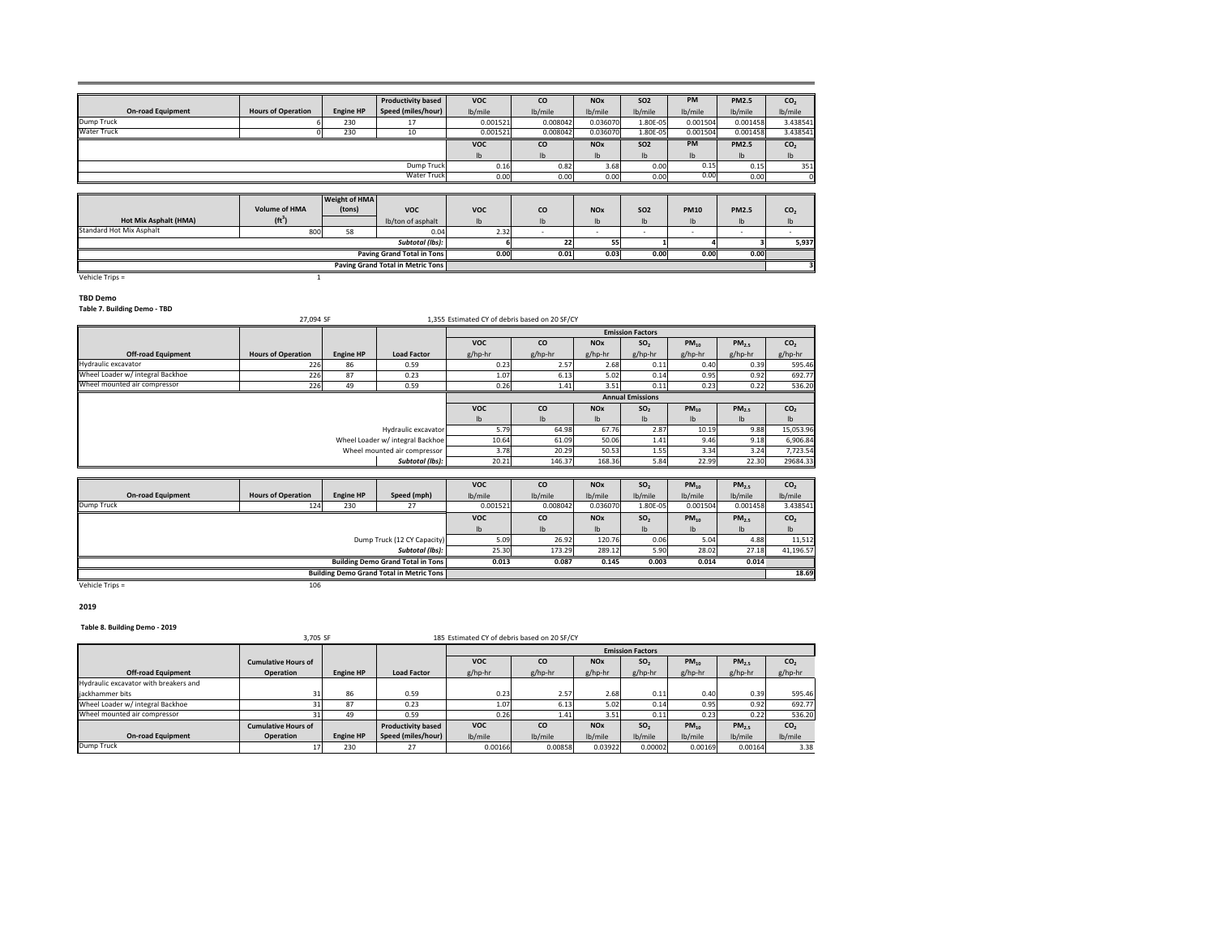| On-road Equipment | Hours of Operation | Engine HP | Productivity based Speed (miles/hour) | VOC lb/mile | CO lb/mile | NOx lb/mile | SO2 lb/mile | PM lb/mile | PM2.5 lb/mile | $CO_2$ lb/mile |
|---|---|---|---|---|---|---|---|---|---|---|
| Dump Truck | 6 | 230 | 17 | 0.001521 | 0.008042 | 0.036070 | 1.80E-05 | 0.001504 | 0.001458 | 3.438541 |
| Water Truck | 0 | 230 | 10 | 0.001521 | 0.008042 | 0.036070 | 1.80E-05 | 0.001504 | 0.001458 | 3.438541 |
| | | | | VOC lb | CO lb | NOx lb | SO2 lb | PM lb | PM2.5 lb | $CO_2$ lb |
| | | | Dump Truck | 0.16 | 0.82 | 3.68 | 0.00 | 0.15 | 0.15 | 351 |
| | | | Water Truck | 0.00 | 0.00 | 0.00 | 0.00 | 0.00 | 0.00 | 0 |

| Hot Mix Asphalt (HMA) | Volume of HMA ($ft^3$) | Weight of HMA (tons) | VOC lb/ton of asphalt | VOC lb | CO lb | NOx lb | SO2 lb | PM10 lb | PM2.5 lb | $CO_2$ lb |
|---|---|---|---|---|---|---|---|---|---|---|
| Standard Hot Mix Asphalt | 800 | 58 | 0.04 | 2.32 | - | - | - | - | - | - |
| | | | *Subtotal (lbs):* | 6 | 22 | 55 | 1 | 4 | 3 | 5,937 |
| | | | **Paving Grand Total in Tons** | 0.00 | 0.01 | 0.03 | 0.00 | 0.00 | 0.00 | |
| | | | **Paving Grand Total in Metric Tons** | | | | | | | 3 |

Vehicle Trips = 1

**TBD Demo**

**Table 7. Building Demo - TBD**

27,094 SF — 1,355 Estimated CY of debris based on 20 SF/CY

| | | | | Emission Factors | | | | | | |
|---|---|---|---|---|---|---|---|---|---|---|
| **Off-road Equipment** | **Hours of Operation** | **Engine HP** | **Load Factor** | VOC g/hp-hr | CO g/hp-hr | NOx g/hp-hr | $SO_2$ g/hp-hr | $PM_{10}$ g/hp-hr | $PM_{2.5}$ g/hp-hr | $CO_2$ g/hp-hr |
| Hydraulic excavator | 226 | 86 | 0.59 | 0.23 | 2.57 | 2.68 | 0.11 | 0.40 | 0.39 | 595.46 |
| Wheel Loader w/ integral Backhoe | 226 | 87 | 0.23 | 1.07 | 6.13 | 5.02 | 0.14 | 0.95 | 0.92 | 692.77 |
| Wheel mounted air compressor | 226 | 49 | 0.59 | 0.26 | 1.41 | 3.51 | 0.11 | 0.23 | 0.22 | 536.20 |
| | | | | Annual Emissions | | | | | | |
| | | | | VOC lb | CO lb | NOx lb | $SO_2$ lb | $PM_{10}$ lb | $PM_{2.5}$ lb | $CO_2$ lb |
| | | | Hydraulic excavator | 5.79 | 64.98 | 67.76 | 2.87 | 10.19 | 9.88 | 15,053.96 |
| | | | Wheel Loader w/ integral Backhoe | 10.64 | 61.09 | 50.06 | 1.41 | 9.46 | 9.18 | 6,906.84 |
| | | | Wheel mounted air compressor | 3.78 | 20.29 | 50.53 | 1.55 | 3.34 | 3.24 | 7,723.54 |
| | | | *Subtotal (lbs):* | 20.21 | 146.37 | 168.36 | 5.84 | 22.99 | 22.30 | 29684.33 |

| On-road Equipment | Hours of Operation | Engine HP | Speed (mph) | VOC lb/mile | CO lb/mile | NOx lb/mile | $SO_2$ lb/mile | $PM_{10}$ lb/mile | $PM_{2.5}$ lb/mile | $CO_2$ lb/mile |
|---|---|---|---|---|---|---|---|---|---|---|
| Dump Truck | 124 | 230 | 27 | 0.001521 | 0.008042 | 0.036070 | 1.80E-05 | 0.001504 | 0.001458 | 3.438541 |
| | | | | VOC lb | CO lb | NOx lb | $SO_2$ lb | $PM_{10}$ lb | $PM_{2.5}$ lb | $CO_2$ lb |
| | | | Dump Truck (12 CY Capacity) | 5.09 | 26.92 | 120.76 | 0.06 | 5.04 | 4.88 | 11,512 |
| | | | *Subtotal (lbs):* | 25.30 | 173.29 | 289.12 | 5.90 | 28.02 | 27.18 | 41,196.57 |
| | | | **Building Demo Grand Total in Tons** | 0.013 | 0.087 | 0.145 | 0.003 | 0.014 | 0.014 | |
| | | | **Building Demo Grand Total in Metric Tons** | | | | | | | 18.69 |

Vehicle Trips = 106

**2019**

**Table 8. Building Demo - 2019**

3,705 SF — 185 Estimated CY of debris based on 20 SF/CY

| | | | | Emission Factors | | | | | | |
|---|---|---|---|---|---|---|---|---|---|---|
| **Off-road Equipment** | **Cumulative Hours of Operation** | **Engine HP** | **Load Factor** | VOC g/hp-hr | CO g/hp-hr | NOx g/hp-hr | $SO_2$ g/hp-hr | $PM_{10}$ g/hp-hr | $PM_{2.5}$ g/hp-hr | $CO_2$ g/hp-hr |
| Hydraulic excavator with breakers and jackhammer bits | 31 | 86 | 0.59 | 0.23 | 2.57 | 2.68 | 0.11 | 0.40 | 0.39 | 595.46 |
| Wheel Loader w/ integral Backhoe | 31 | 87 | 0.23 | 1.07 | 6.13 | 5.02 | 0.14 | 0.95 | 0.92 | 692.77 |
| Wheel mounted air compressor | 31 | 49 | 0.59 | 0.26 | 1.41 | 3.51 | 0.11 | 0.23 | 0.22 | 536.20 |
| **On-road Equipment** | **Cumulative Hours of Operation** | **Engine HP** | **Productivity based Speed (miles/hour)** | VOC lb/mile | CO lb/mile | NOx lb/mile | $SO_2$ lb/mile | $PM_{10}$ lb/mile | $PM_{2.5}$ lb/mile | $CO_2$ lb/mile |
| Dump Truck | 17 | 230 | 27 | 0.00166 | 0.00858 | 0.03922 | 0.00002 | 0.00169 | 0.00164 | 3.38 |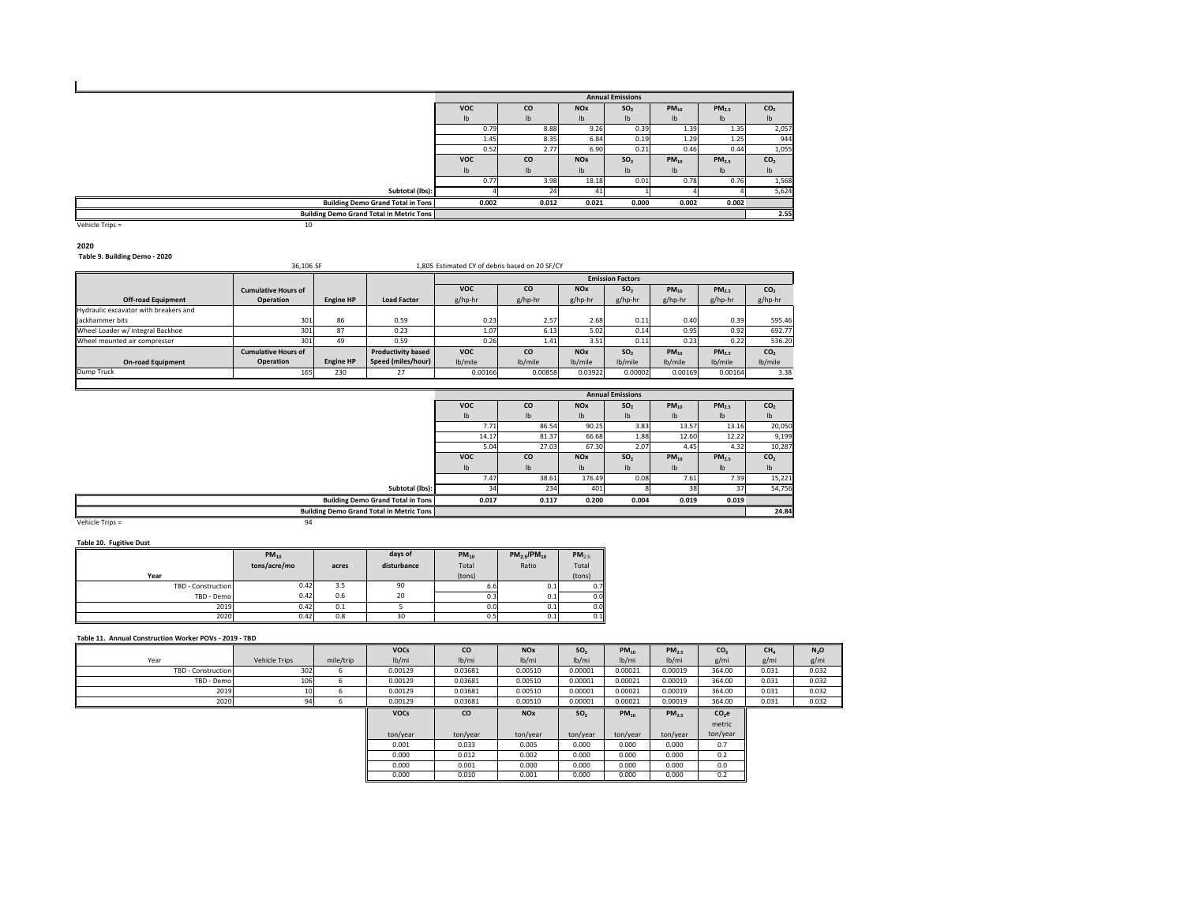| | Annual Emissions | | | | | | |
|---|---|---|---|---|---|---|---|
| | VOC | CO | NOx | $SO_2$ | $PM_{10}$ | $PM_{2.5}$ | $CO_2$ |
| | lb | lb | lb | lb | lb | lb | lb |
| | 0.79 | 8.88 | 9.26 | 0.39 | 1.39 | 1.35 | 2,057 |
| | 1.45 | 8.35 | 6.84 | 0.19 | 1.29 | 1.25 | 944 |
| | 0.52 | 2.77 | 6.90 | 0.21 | 0.46 | 0.44 | 1,055 |
| | VOC | CO | NOx | $SO_2$ | $PM_{10}$ | $PM_{2.5}$ | $CO_2$ |
| | lb | lb | lb | lb | lb | lb | lb |
| | 0.77 | 3.98 | 18.18 | 0.01 | 0.78 | 0.76 | 1,568 |
| Subtotal (lbs): | 4 | 24 | 41 | 1 | 4 | 4 | 5,624 |
| Building Demo Grand Total in Tons | 0.002 | 0.012 | 0.021 | 0.000 | 0.002 | 0.002 | |
| Building Demo Grand Total in Metric Tons | | | | | | | 2.55 |

Vehicle Trips = 10

**2020**

**Table 9. Building Demo - 2020**

36,106 SF

1,805 Estimated CY of debris based on 20 SF/CY

| | | | | Emission Factors | | | | | | |
|---|---|---|---|---|---|---|---|---|---|---|
| **Off-road Equipment** | **Cumulative Hours of Operation** | **Engine HP** | **Load Factor** | VOC g/hp-hr | CO g/hp-hr | NOx g/hp-hr | $SO_2$ g/hp-hr | $PM_{10}$ g/hp-hr | $PM_{2.5}$ g/hp-hr | $CO_2$ g/hp-hr |
| Hydraulic excavator with breakers and jackhammer bits | 301 | 86 | 0.59 | 0.23 | 2.57 | 2.68 | 0.11 | 0.40 | 0.39 | 595.46 |
| Wheel Loader w/ integral Backhoe | 301 | 87 | 0.23 | 1.07 | 6.13 | 5.02 | 0.14 | 0.95 | 0.92 | 692.77 |
| Wheel mounted air compressor | 301 | 49 | 0.59 | 0.26 | 1.41 | 3.51 | 0.11 | 0.23 | 0.22 | 536.20 |
| **On-road Equipment** | **Cumulative Hours of Operation** | **Engine HP** | **Productivity based Speed (miles/hour)** | VOC lb/mile | CO lb/mile | NOx lb/mile | $SO_2$ lb/mile | $PM_{10}$ lb/mile | $PM_{2.5}$ lb/mile | $CO_2$ lb/mile |
| Dump Truck | 165 | 230 | 27 | 0.00166 | 0.00858 | 0.03922 | 0.00002 | 0.00169 | 0.00164 | 3.38 |

| | Annual Emissions | | | | | | |
|---|---|---|---|---|---|---|---|
| | VOC | CO | NOx | $SO_2$ | $PM_{10}$ | $PM_{2.5}$ | $CO_2$ |
| | lb | lb | lb | lb | lb | lb | lb |
| | 7.71 | 86.54 | 90.25 | 3.83 | 13.57 | 13.16 | 20,050 |
| | 14.17 | 81.37 | 66.68 | 1.88 | 12.60 | 12.22 | 9,199 |
| | 5.04 | 27.03 | 67.30 | 2.07 | 4.45 | 4.32 | 10,287 |
| | VOC | CO | NOx | $SO_2$ | $PM_{10}$ | $PM_{2.5}$ | $CO_2$ |
| | lb | lb | lb | lb | lb | lb | lb |
| | 7.47 | 38.61 | 176.49 | 0.08 | 7.61 | 7.39 | 15,221 |
| Subtotal (lbs): | 34 | 234 | 401 | 8 | 38 | 37 | 54,756 |
| Building Demo Grand Total in Tons | 0.017 | 0.117 | 0.200 | 0.004 | 0.019 | 0.019 | |
| Building Demo Grand Total in Metric Tons | | | | | | | 24.84 |

Vehicle Trips = 94

**Table 10. Fugitive Dust**

| Year | $PM_{10}$ tons/acre/mo | acres | days of disturbance | $PM_{10}$ Total (tons) | $PM_{2.5}/PM_{10}$ Ratio | $PM_{2.5}$ Total (tons) |
|---|---|---|---|---|---|---|
| TBD - Construction | 0.42 | 3.5 | 90 | 6.6 | 0.1 | 0.7 |
| TBD - Demo | 0.42 | 0.6 | 20 | 0.3 | 0.1 | 0.0 |
| 2019 | 0.42 | 0.1 | 5 | 0.0 | 0.1 | 0.0 |
| 2020 | 0.42 | 0.8 | 30 | 0.5 | 0.1 | 0.1 |

**Table 11. Annual Construction Worker POVs - 2019 - TBD**

| Year | Vehicle Trips | mile/trip | VOCs lb/mi | CO lb/mi | NOx lb/mi | $SO_2$ lb/mi | $PM_{10}$ lb/mi | $PM_{2.5}$ lb/mi | $CO_2$ g/mi | $CH_4$ g/mi | $N_2O$ g/mi |
|---|---|---|---|---|---|---|---|---|---|---|---|
| TBD - Construction | 302 | 6 | 0.00129 | 0.03681 | 0.00510 | 0.00001 | 0.00021 | 0.00019 | 364.00 | 0.031 | 0.032 |
| TBD - Demo | 106 | 6 | 0.00129 | 0.03681 | 0.00510 | 0.00001 | 0.00021 | 0.00019 | 364.00 | 0.031 | 0.032 |
| 2019 | 10 | 6 | 0.00129 | 0.03681 | 0.00510 | 0.00001 | 0.00021 | 0.00019 | 364.00 | 0.031 | 0.032 |
| 2020 | 94 | 6 | 0.00129 | 0.03681 | 0.00510 | 0.00001 | 0.00021 | 0.00019 | 364.00 | 0.031 | 0.032 |

| VOCs ton/year | CO ton/year | NOx ton/year | $SO_2$ ton/year | $PM_{10}$ ton/year | $PM_{2.5}$ ton/year | $CO_2e$ metric ton/year |
|---|---|---|---|---|---|---|
| 0.001 | 0.033 | 0.005 | 0.000 | 0.000 | 0.000 | 0.7 |
| 0.000 | 0.012 | 0.002 | 0.000 | 0.000 | 0.000 | 0.2 |
| 0.000 | 0.001 | 0.000 | 0.000 | 0.000 | 0.000 | 0.0 |
| 0.000 | 0.010 | 0.001 | 0.000 | 0.000 | 0.000 | 0.2 |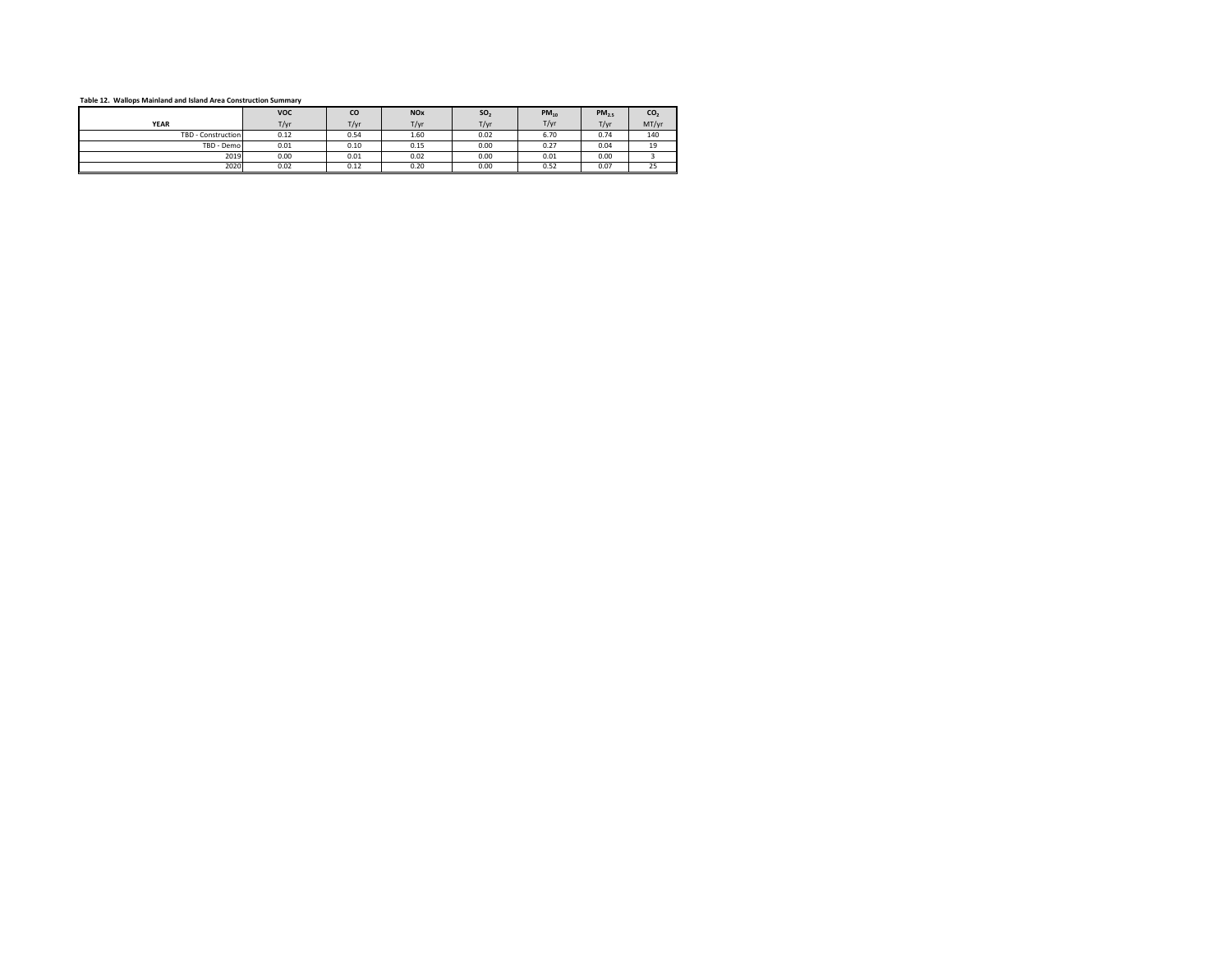**Table 12. Wallops Mainland and Island Area Construction Summary**

| YEAR | VOC | CO | NOx | $SO_2$ | $PM_{10}$ | $PM_{2.5}$ | $CO_2$ |
|---|---|---|---|---|---|---|---|
| | T/yr | T/yr | T/yr | T/yr | T/yr | T/yr | MT/yr |
| TBD - Construction | 0.12 | 0.54 | 1.60 | 0.02 | 6.70 | 0.74 | 140 |
| TBD - Demo | 0.01 | 0.10 | 0.15 | 0.00 | 0.27 | 0.04 | 19 |
| 2019 | 0.00 | 0.01 | 0.02 | 0.00 | 0.01 | 0.00 | 3 |
| 2020 | 0.02 | 0.12 | 0.20 | 0.00 | 0.52 | 0.07 | 25 |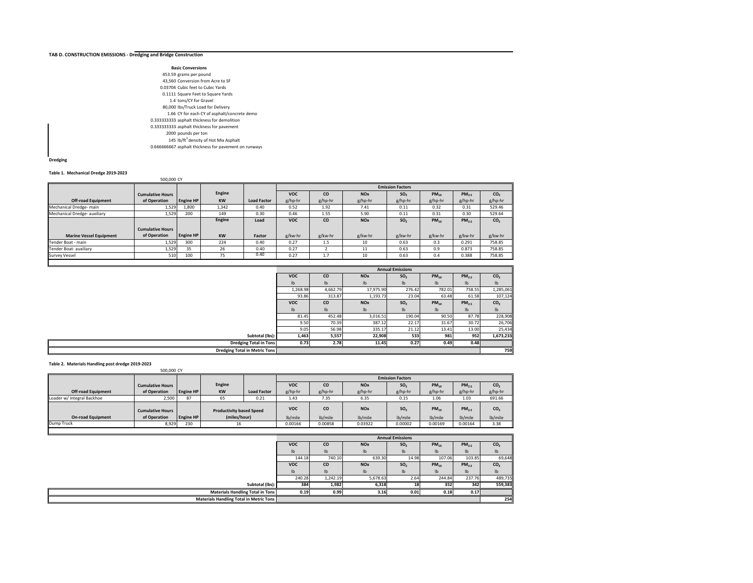**TAB D. CONSTRUCTION EMISSIONS - Dredging and Bridge Construction**

**Basic Conversions**

453.59 grams per pound
43,560 Conversion from Acre to SF
0.03704 Cubic feet to Cubic Yards
0.1111 Square Feet to Square Yards
1.4 tons/CY for Gravel
80,000 lbs/Truck Load for Delivery
1.66 CY for each CY of asphalt/concrete demo
0.333333333 asphalt thickness for demolition
0.333333333 asphalt thickness for pavement
2000 pounds per ton
145 lb/ft$^3$ density of Hot Mix Asphalt
0.666666667 asphalt thickness for pavement on runways

**Dredging**

**Table 1. Mechanical Dredge 2019-2023**

500,000 CY

| | | | | | Emission Factors | | | | | | |
|---|---|---|---|---|---|---|---|---|---|---|---|
| **Off-road Equipment** | **Cumulative Hours of Operation** | **Engine HP** | **Engine KW** | **Load Factor** | **VOC** g/hp-hr | **CO** g/hp-hr | **NOx** g/hp-hr | **$SO_2$** g/hp-hr | **$PM_{10}$** g/hp-hr | **$PM_{2.5}$** g/hp-hr | **$CO_2$** g/hp-hr |
| Mechanical Dredge- main | 1,529 | 1,800 | 1,342 | 0.40 | 0.52 | 1.92 | 7.41 | 0.11 | 0.32 | 0.31 | 529.46 |
| Mechanical Dredge- auxiliary | 1,529 | 200 | 149 | 0.30 | 0.46 | 1.55 | 5.90 | 0.11 | 0.31 | 0.30 | 529.64 |
| **Marine Vessel Equipment** | **Cumulative Hours of Operation** | **Engine HP** | **Engine KW** | **Load Factor** | **VOC** g/kw-hr | **CO** g/kw-hr | **NOx** g/kw-hr | **$SO_2$** g/kw-hr | **$PM_{10}$** g/kw-hr | **$PM_{2.5}$** g/kw-hr | **$CO_2$** g/kw-hr |
| Tender Boat - main | 1,529 | 300 | 224 | 0.40 | 0.27 | 1.5 | 10 | 0.63 | 0.3 | 0.291 | 758.85 |
| Tender Boat- auxiliary | 1,529 | 35 | 26 | 0.40 | 0.27 | 2 | 11 | 0.63 | 0.9 | 0.873 | 758.85 |
| Survey Vessel | 510 | 100 | 75 | 0.40 | 0.27 | 1.7 | 10 | 0.63 | 0.4 | 0.388 | 758.85 |

| | Annual Emissions | | | | | | |
|---|---|---|---|---|---|---|---|
| | **VOC** lb | **CO** lb | **NOx** lb | **$SO_2$** lb | **$PM_{10}$** lb | **$PM_{2.5}$** lb | **$CO_2$** lb |
| | 1,268.98 | 4,662.79 | 17,975.90 | 276.42 | 782.01 | 758.55 | 1,285,061 |
| | 93.86 | 313.87 | 1,193.73 | 23.04 | 63.48 | 61.58 | 107,124 |
| | **VOC** lb | **CO** lb | **NOx** lb | **$SO_2$** lb | **$PM_{10}$** lb | **$PM_{2.5}$** lb | **$CO_2$** lb |
| | 81.45 | 452.48 | 3,016.51 | 190.04 | 90.50 | 87.78 | 228,908 |
| | 9.50 | 70.39 | 387.12 | 22.17 | 31.67 | 30.72 | 26,706 |
| | 9.05 | 56.98 | 335.17 | 21.12 | 13.41 | 13.00 | 25,434 |
| Subtotal (lbs): | 1,463 | 5,557 | 22,908 | 533 | 981 | 952 | 1,673,233 |
| Dredging Total in Tons | 0.73 | 2.78 | 11.45 | 0.27 | 0.49 | 0.48 | |
| Dredging Total in Metric Tons | | | | | | | 759 |

**Table 2. Materials Handling post dredge 2019-2023**

500,000 CY

| | | | | | Emission Factors | | | | | | |
|---|---|---|---|---|---|---|---|---|---|---|---|
| **Off-road Equipment** | **Cumulative Hours of Operation** | **Engine HP** | **Engine KW** | **Load Factor** | **VOC** g/hp-hr | **CO** g/hp-hr | **NOx** g/hp-hr | **$SO_2$** g/hp-hr | **$PM_{10}$** g/hp-hr | **$PM_{2.5}$** g/hp-hr | **$CO_2$** g/hp-hr |
| Loader w/ integral Backhoe | 2,500 | 87 | 65 | 0.21 | 1.43 | 7.35 | 6.35 | 0.15 | 1.06 | 1.03 | 691.66 |
| **On-road Equipment** | **Cumulative Hours of Operation** | **Engine HP** | **Productivity based Speed (miles/hour)** | | **VOC** lb/mile | **CO** lb/mile | **NOx** lb/mile | **$SO_2$** lb/mile | **$PM_{10}$** lb/mile | **$PM_{2.5}$** lb/mile | **$CO_2$** lb/mile |
| Dump Truck | 8,929 | 230 | 16 | | 0.00166 | 0.00858 | 0.03922 | 0.00002 | 0.00169 | 0.00164 | 3.38 |

| | Annual Emissions | | | | | | |
|---|---|---|---|---|---|---|---|
| | **VOC** lb | **CO** lb | **NOx** lb | **$SO_2$** lb | **$PM_{10}$** lb | **$PM_{2.5}$** lb | **$CO_2$** lb |
| | 144.18 | 740.10 | 639.30 | 14.98 | 107.06 | 103.85 | 69,648 |
| | **VOC** lb | **CO** lb | **NOx** lb | **$SO_2$** lb | **$PM_{10}$** lb | **$PM_{2.5}$** lb | **$CO_2$** lb |
| | 240.28 | 1,242.19 | 5,678.63 | 2.64 | 244.84 | 237.76 | 489,735 |
| Subtotal (lbs): | 384 | 1,982 | 6,318 | 18 | 352 | 342 | 559,383 |
| Materials Handling Total in Tons | 0.19 | 0.99 | 3.16 | 0.01 | 0.18 | 0.17 | |
| Materials Handling Total in Metric Tons | | | | | | | 254 |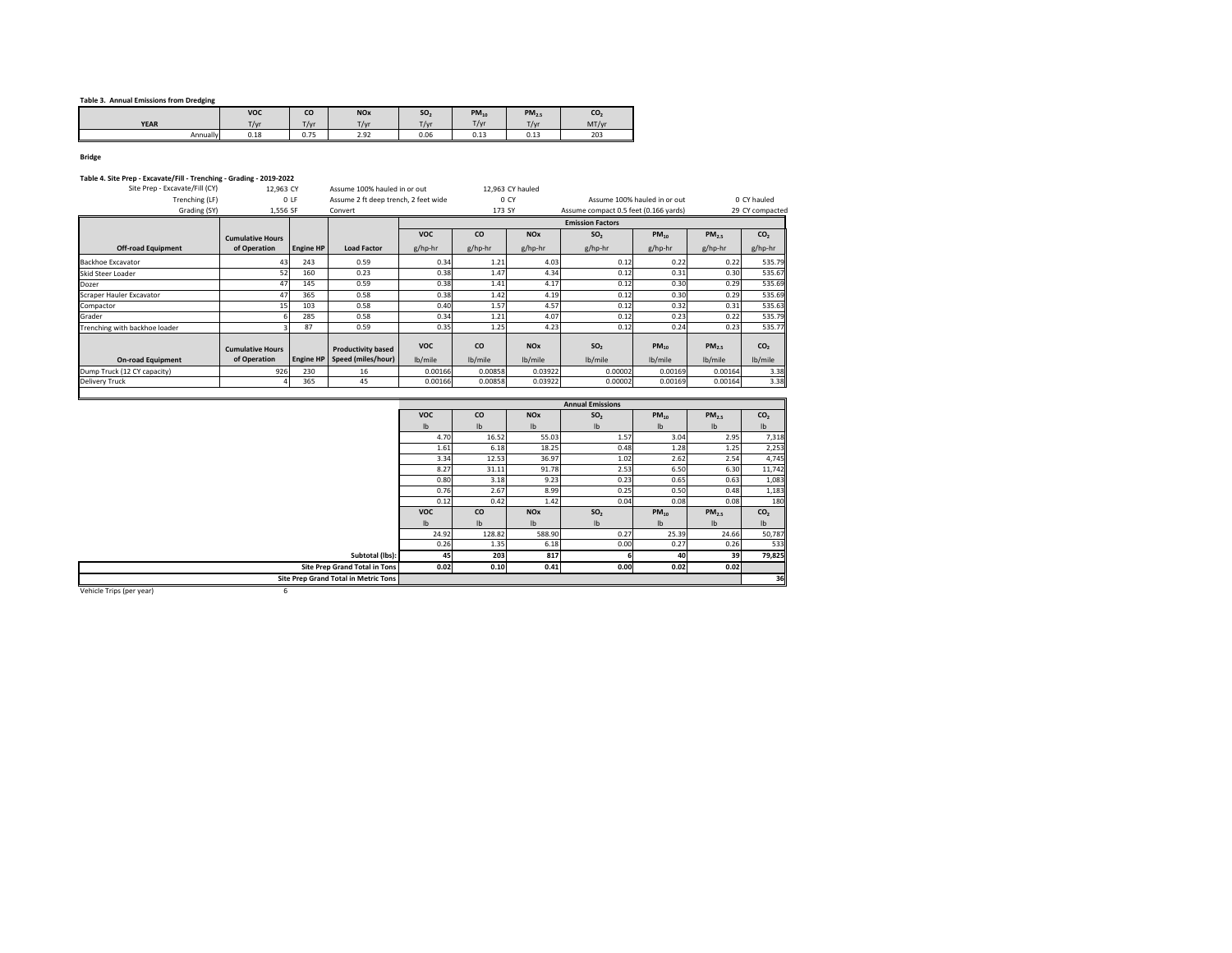**Table 3. Annual Emissions from Dredging**

| YEAR | VOC | CO | NOx | $SO_2$ | $PM_{10}$ | $PM_{2.5}$ | $CO_2$ |
|---|---|---|---|---|---|---|---|
| | T/yr | T/yr | T/yr | T/yr | T/yr | T/yr | MT/yr |
| Annually | 0.18 | 0.75 | 2.92 | 0.06 | 0.13 | 0.13 | 203 |

**Bridge**

**Table 4. Site Prep - Excavate/Fill - Trenching - Grading - 2019-2022**

| | | | | | | | | |
|---|---|---|---|---|---|---|---|---|
| Site Prep - Excavate/Fill (CY) | 12,963 CY | Assume 100% hauled in or out | 12,963 CY hauled | | | | | |
| Trenching (LF) | 0 LF | Assume 2 ft deep trench, 2 feet wide | 0 CY | Assume 100% hauled in or out | | 0 CY hauled | | |
| Grading (SY) | 1,556 SF | Convert | 173 SY | Assume compact 0.5 feet (0.166 yards) | | 29 CY compacted | | |

| Off-road Equipment | Cumulative Hours of Operation | Engine HP | Load Factor | VOC (g/hp-hr) | CO (g/hp-hr) | NOx (g/hp-hr) | $SO_2$ (g/hp-hr) | $PM_{10}$ (g/hp-hr) | $PM_{2.5}$ (g/hp-hr) | $CO_2$ (g/hp-hr) |
|---|---|---|---|---|---|---|---|---|---|---|
| Backhoe Excavator | 43 | 243 | 0.59 | 0.34 | 1.21 | 4.03 | 0.12 | 0.22 | 0.22 | 535.79 |
| Skid Steer Loader | 52 | 160 | 0.23 | 0.38 | 1.47 | 4.34 | 0.12 | 0.31 | 0.30 | 535.67 |
| Dozer | 47 | 145 | 0.59 | 0.38 | 1.41 | 4.17 | 0.12 | 0.30 | 0.29 | 535.69 |
| Scraper Hauler Excavator | 47 | 365 | 0.58 | 0.38 | 1.42 | 4.19 | 0.12 | 0.30 | 0.29 | 535.69 |
| Compactor | 15 | 103 | 0.58 | 0.40 | 1.57 | 4.57 | 0.12 | 0.32 | 0.31 | 535.63 |
| Grader | 6 | 285 | 0.58 | 0.34 | 1.21 | 4.07 | 0.12 | 0.23 | 0.22 | 535.79 |
| Trenching with backhoe loader | 3 | 87 | 0.59 | 0.35 | 1.25 | 4.23 | 0.12 | 0.24 | 0.23 | 535.77 |
| **On-road Equipment** | **Cumulative Hours of Operation** | **Engine HP** | **Productivity based Speed (miles/hour)** | **VOC (lb/mile)** | **CO (lb/mile)** | **NOx (lb/mile)** | **$SO_2$ (lb/mile)** | **$PM_{10}$ (lb/mile)** | **$PM_{2.5}$ (lb/mile)** | **$CO_2$ (lb/mile)** |
| Dump Truck (12 CY capacity) | 926 | 230 | 16 | 0.00166 | 0.00858 | 0.03922 | 0.00002 | 0.00169 | 0.00164 | 3.38 |
| Delivery Truck | 4 | 365 | 45 | 0.00166 | 0.00858 | 0.03922 | 0.00002 | 0.00169 | 0.00164 | 3.38 |

**Annual Emissions**

| | VOC (lb) | CO (lb) | NOx (lb) | $SO_2$ (lb) | $PM_{10}$ (lb) | $PM_{2.5}$ (lb) | $CO_2$ (lb) |
|---|---|---|---|---|---|---|---|
| | 4.70 | 16.52 | 55.03 | 1.57 | 3.04 | 2.95 | 7,318 |
| | 1.61 | 6.18 | 18.25 | 0.48 | 1.28 | 1.25 | 2,253 |
| | 3.34 | 12.53 | 36.97 | 1.02 | 2.62 | 2.54 | 4,745 |
| | 8.27 | 31.11 | 91.78 | 2.53 | 6.50 | 6.30 | 11,742 |
| | 0.80 | 3.18 | 9.23 | 0.23 | 0.65 | 0.63 | 1,083 |
| | 0.76 | 2.67 | 8.99 | 0.25 | 0.50 | 0.48 | 1,183 |
| | 0.12 | 0.42 | 1.42 | 0.04 | 0.08 | 0.08 | 180 |
| | **VOC (lb)** | **CO (lb)** | **NOx (lb)** | **$SO_2$ (lb)** | **$PM_{10}$ (lb)** | **$PM_{2.5}$ (lb)** | **$CO_2$ (lb)** |
| | 24.92 | 128.82 | 588.90 | 0.27 | 25.39 | 24.66 | 50,787 |
| | 0.26 | 1.35 | 6.18 | 0.00 | 0.27 | 0.26 | 533 |
| **Subtotal (lbs):** | **45** | **203** | **817** | **6** | **40** | **39** | **79,825** |
| **Site Prep Grand Total in Tons** | **0.02** | **0.10** | **0.41** | **0.00** | **0.02** | **0.02** | |
| **Site Prep Grand Total in Metric Tons** | | | | | | | **36** |

Vehicle Trips (per year) 6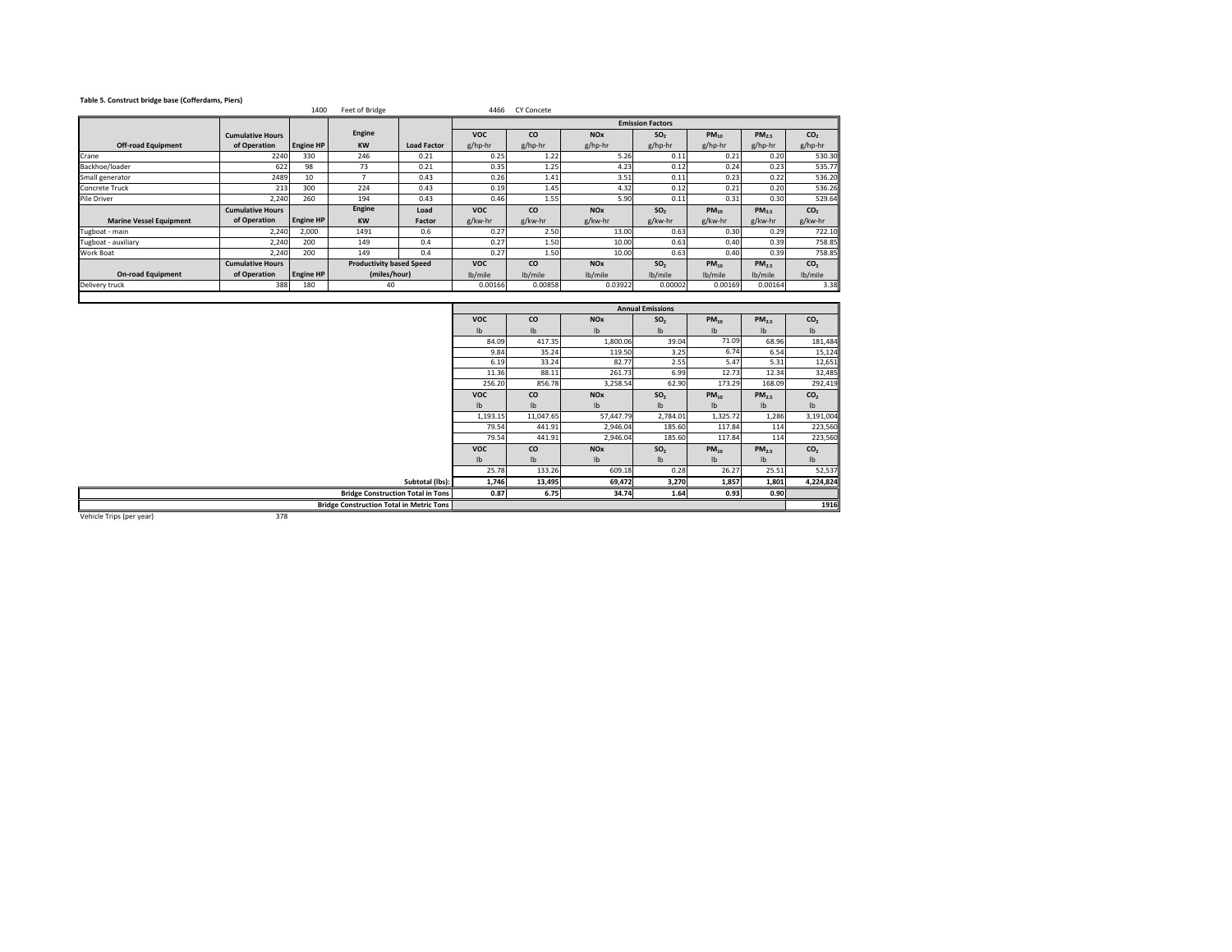**Table 5. Construct bridge base (Cofferdams, Piers)**

1400 Feet of Bridge

4466 CY Concete

| | | | | | Emission Factors | | | | | | |
|---|---|---|---|---|---|---|---|---|---|---|---|
| **Off-road Equipment** | **Cumulative Hours of Operation** | **Engine HP** | **Engine KW** | **Load Factor** | **VOC** g/hp-hr | **CO** g/hp-hr | **NOx** g/hp-hr | **$SO_2$** g/hp-hr | **$PM_{10}$** g/hp-hr | **$PM_{2.5}$** g/hp-hr | **$CO_2$** g/hp-hr |
| Crane | 2240 | 330 | 246 | 0.21 | 0.25 | 1.22 | 5.26 | 0.11 | 0.21 | 0.20 | 530.30 |
| Backhoe/loader | 622 | 98 | 73 | 0.21 | 0.35 | 1.25 | 4.23 | 0.12 | 0.24 | 0.23 | 535.77 |
| Small generator | 2489 | 10 | 7 | 0.43 | 0.26 | 1.41 | 3.51 | 0.11 | 0.23 | 0.22 | 536.20 |
| Concrete Truck | 213 | 300 | 224 | 0.43 | 0.19 | 1.45 | 4.32 | 0.12 | 0.21 | 0.20 | 536.26 |
| Pile Driver | 2,240 | 260 | 194 | 0.43 | 0.46 | 1.55 | 5.90 | 0.11 | 0.31 | 0.30 | 529.64 |
| **Marine Vessel Equipment** | **Cumulative Hours of Operation** | **Engine HP** | **Engine KW** | **Load Factor** | **VOC** g/kw-hr | **CO** g/kw-hr | **NOx** g/kw-hr | **$SO_2$** g/kw-hr | **$PM_{10}$** g/kw-hr | **$PM_{2.5}$** g/kw-hr | **$CO_2$** g/kw-hr |
| Tugboat - main | 2,240 | 2,000 | 1491 | 0.6 | 0.27 | 2.50 | 13.00 | 0.63 | 0.30 | 0.29 | 722.10 |
| Tugboat - auxiliary | 2,240 | 200 | 149 | 0.4 | 0.27 | 1.50 | 10.00 | 0.63 | 0.40 | 0.39 | 758.85 |
| Work Boat | 2,240 | 200 | 149 | 0.4 | 0.27 | 1.50 | 10.00 | 0.63 | 0.40 | 0.39 | 758.85 |
| **On-road Equipment** | **Cumulative Hours of Operation** | **Engine HP** | **Productivity based Speed (miles/hour)** | | **VOC** lb/mile | **CO** lb/mile | **NOx** lb/mile | **$SO_2$** lb/mile | **$PM_{10}$** lb/mile | **$PM_{2.5}$** lb/mile | **$CO_2$** lb/mile |
| Delivery truck | 388 | 180 | 40 | | 0.00166 | 0.00858 | 0.03922 | 0.00002 | 0.00169 | 0.00164 | 3.38 |

| | Annual Emissions | | | | | | |
|---|---|---|---|---|---|---|---|
| | **VOC** lb | **CO** lb | **NOx** lb | **$SO_2$** lb | **$PM_{10}$** lb | **$PM_{2.5}$** lb | **$CO_2$** lb |
| | 84.09 | 417.35 | 1,800.06 | 39.04 | 71.09 | 68.96 | 181,484 |
| | 9.84 | 35.24 | 119.50 | 3.25 | 6.74 | 6.54 | 15,124 |
| | 6.19 | 33.24 | 82.77 | 2.55 | 5.47 | 5.31 | 12,651 |
| | 11.36 | 88.11 | 261.73 | 6.99 | 12.73 | 12.34 | 32,485 |
| | 256.20 | 856.78 | 3,258.54 | 62.90 | 173.29 | 168.09 | 292,419 |
| | **VOC** lb | **CO** lb | **NOx** lb | **$SO_2$** lb | **$PM_{10}$** lb | **$PM_{2.5}$** lb | **$CO_2$** lb |
| | 1,193.15 | 11,047.65 | 57,447.79 | 2,784.01 | 1,325.72 | 1,286 | 3,191,004 |
| | 79.54 | 441.91 | 2,946.04 | 185.60 | 117.84 | 114 | 223,560 |
| | 79.54 | 441.91 | 2,946.04 | 185.60 | 117.84 | 114 | 223,560 |
| | **VOC** lb | **CO** lb | **NOx** lb | **$SO_2$** lb | **$PM_{10}$** lb | **$PM_{2.5}$** lb | **$CO_2$** lb |
| | 25.78 | 133.26 | 609.18 | 0.28 | 26.27 | 25.51 | 52,537 |
| **Subtotal (lbs):** | **1,746** | **13,495** | **69,472** | **3,270** | **1,857** | **1,801** | **4,224,824** |
| **Bridge Construction Total in Tons** | **0.87** | **6.75** | **34.74** | **1.64** | **0.93** | **0.90** | |
| **Bridge Construction Total in Metric Tons** | | | | | | | **1916** |

Vehicle Trips (per year) 378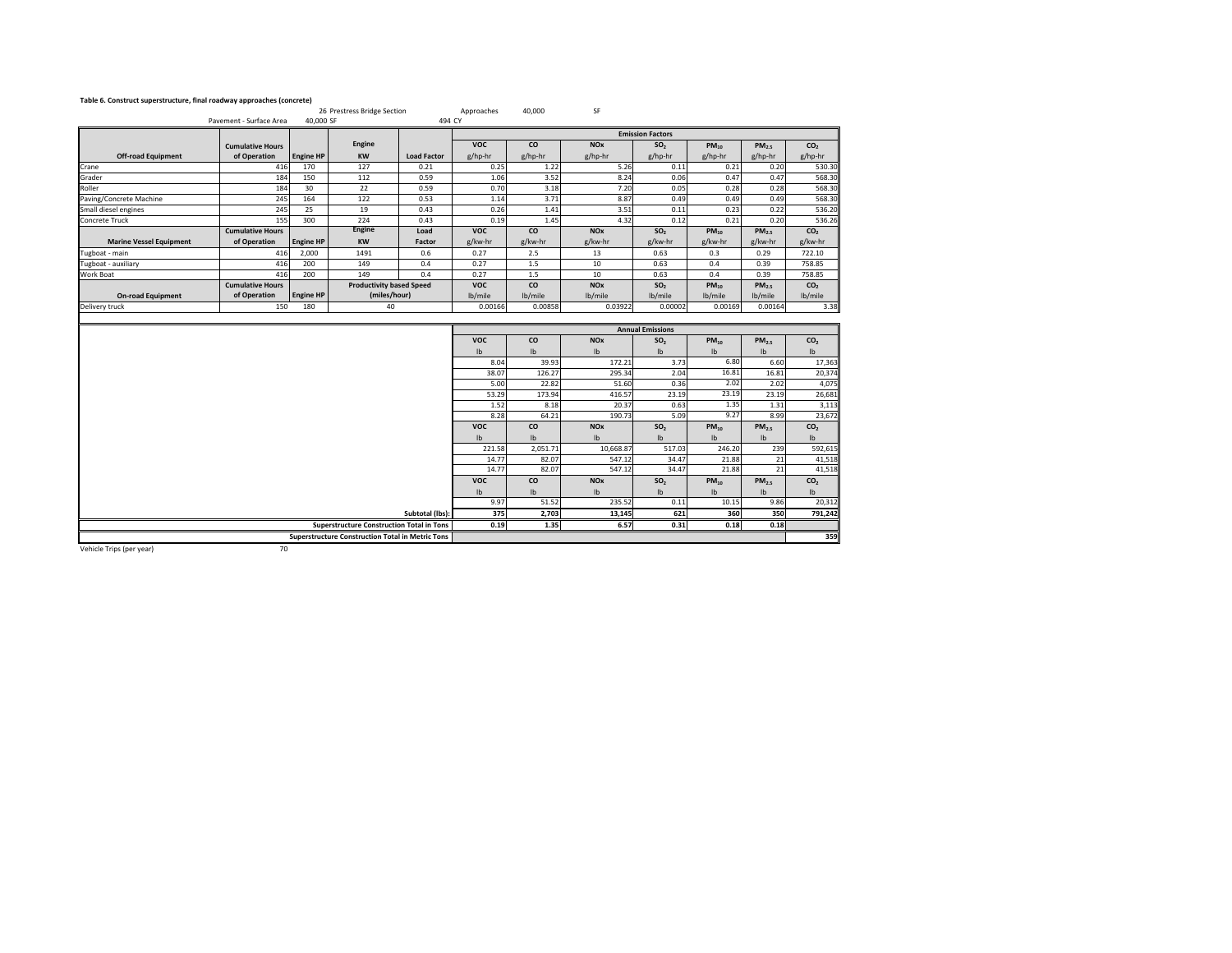**Table 6. Construct superstructure, final roadway approaches (concrete)**

26 Prestress Bridge Section    Approaches    40,000    SF

Pavement - Surface Area    40,000 SF    494 CY

| | | | | | Emission Factors | | | | | | |
|---|---|---|---|---|---|---|---|---|---|---|---|
| **Off-road Equipment** | **Cumulative Hours of Operation** | **Engine HP** | **Engine KW** | **Load Factor** | **VOC** g/hp-hr | **CO** g/hp-hr | **NOx** g/hp-hr | **$SO_2$** g/hp-hr | **$PM_{10}$** g/hp-hr | **$PM_{2.5}$** g/hp-hr | **$CO_2$** g/hp-hr |
| Crane | 416 | 170 | 127 | 0.21 | 0.25 | 1.22 | 5.26 | 0.11 | 0.21 | 0.20 | 530.30 |
| Grader | 184 | 150 | 112 | 0.59 | 1.06 | 3.52 | 8.24 | 0.06 | 0.47 | 0.47 | 568.30 |
| Roller | 184 | 30 | 22 | 0.59 | 0.70 | 3.18 | 7.20 | 0.05 | 0.28 | 0.28 | 568.30 |
| Paving/Concrete Machine | 245 | 164 | 122 | 0.53 | 1.14 | 3.71 | 8.87 | 0.49 | 0.49 | 0.49 | 568.30 |
| Small diesel engines | 245 | 25 | 19 | 0.43 | 0.26 | 1.41 | 3.51 | 0.11 | 0.23 | 0.22 | 536.20 |
| Concrete Truck | 155 | 300 | 224 | 0.43 | 0.19 | 1.45 | 4.32 | 0.12 | 0.21 | 0.20 | 536.26 |
| **Marine Vessel Equipment** | **Cumulative Hours of Operation** | **Engine HP** | **Engine KW** | **Load Factor** | **VOC** g/kw-hr | **CO** g/kw-hr | **NOx** g/kw-hr | **$SO_2$** g/kw-hr | **$PM_{10}$** g/kw-hr | **$PM_{2.5}$** g/kw-hr | **$CO_2$** g/kw-hr |
| Tugboat - main | 416 | 2,000 | 1491 | 0.6 | 0.27 | 2.5 | 13 | 0.63 | 0.3 | 0.29 | 722.10 |
| Tugboat - auxiliary | 416 | 200 | 149 | 0.4 | 0.27 | 1.5 | 10 | 0.63 | 0.4 | 0.39 | 758.85 |
| Work Boat | 416 | 200 | 149 | 0.4 | 0.27 | 1.5 | 10 | 0.63 | 0.4 | 0.39 | 758.85 |
| **On-road Equipment** | **Cumulative Hours of Operation** | **Engine HP** | **Productivity based Speed (miles/hour)** | | **VOC** lb/mile | **CO** lb/mile | **NOx** lb/mile | **$SO_2$** lb/mile | **$PM_{10}$** lb/mile | **$PM_{2.5}$** lb/mile | **$CO_2$** lb/mile |
| Delivery truck | 150 | 180 | 40 | | 0.00166 | 0.00858 | 0.03922 | 0.00002 | 0.00169 | 0.00164 | 3.38 |

| | Annual Emissions | | | | | | |
|---|---|---|---|---|---|---|---|
| | **VOC** lb | **CO** lb | **NOx** lb | **$SO_2$** lb | **$PM_{10}$** lb | **$PM_{2.5}$** lb | **$CO_2$** lb |
| | 8.04 | 39.93 | 172.21 | 3.73 | 6.80 | 6.60 | 17,363 |
| | 38.07 | 126.27 | 295.34 | 2.04 | 16.81 | 16.81 | 20,374 |
| | 5.00 | 22.82 | 51.60 | 0.36 | 2.02 | 2.02 | 4,075 |
| | 53.29 | 173.94 | 416.57 | 23.19 | 23.19 | 23.19 | 26,681 |
| | 1.52 | 8.18 | 20.37 | 0.63 | 1.35 | 1.31 | 3,113 |
| | 8.28 | 64.21 | 190.73 | 5.09 | 9.27 | 8.99 | 23,672 |
| | **VOC** lb | **CO** lb | **NOx** lb | **$SO_2$** lb | **$PM_{10}$** lb | **$PM_{2.5}$** lb | **$CO_2$** lb |
| | 221.58 | 2,051.71 | 10,668.87 | 517.03 | 246.20 | 239 | 592,615 |
| | 14.77 | 82.07 | 547.12 | 34.47 | 21.88 | 21 | 41,518 |
| | 14.77 | 82.07 | 547.12 | 34.47 | 21.88 | 21 | 41,518 |
| | **VOC** lb | **CO** lb | **NOx** lb | **$SO_2$** lb | **$PM_{10}$** lb | **$PM_{2.5}$** lb | **$CO_2$** lb |
| | 9.97 | 51.52 | 235.52 | 0.11 | 10.15 | 9.86 | 20,312 |
| **Subtotal (lbs):** | **375** | **2,703** | **13,145** | **621** | **360** | **350** | **791,242** |
| **Superstructure Construction Total in Tons** | **0.19** | **1.35** | **6.57** | **0.31** | **0.18** | **0.18** | |
| **Superstructure Construction Total in Metric Tons** | | | | | | | **359** |

Vehicle Trips (per year)    70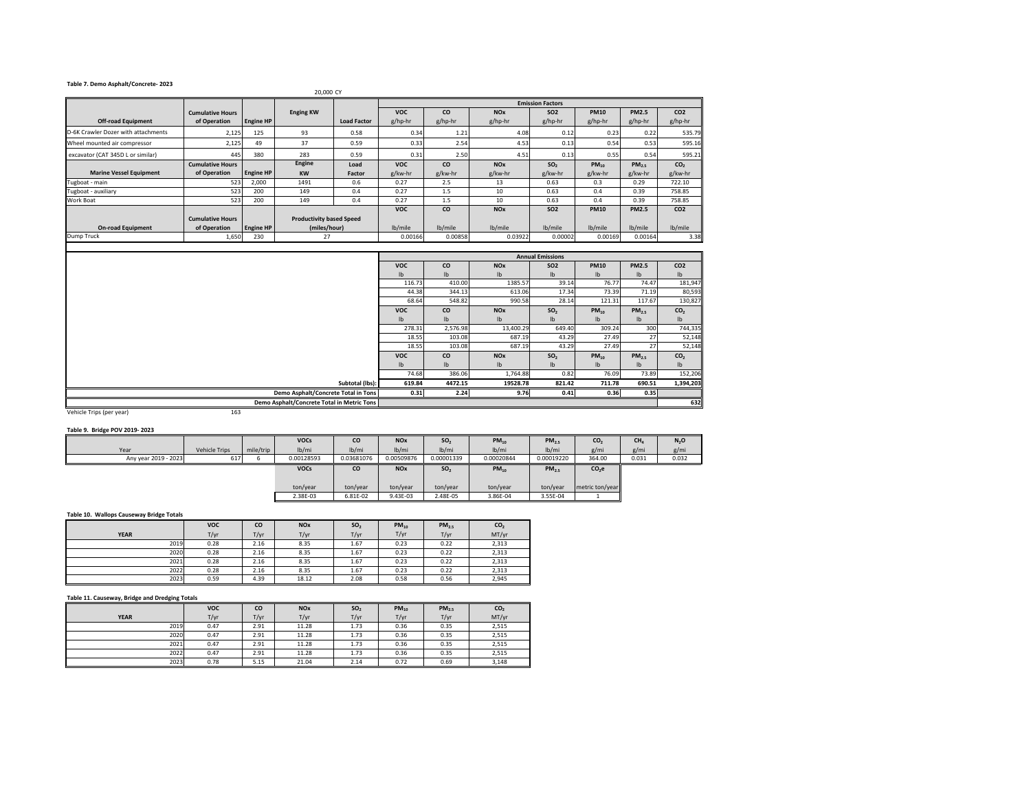**Table 7. Demo Asphalt/Concrete- 2023**

20,000 CY

| Off-road Equipment | Cumulative Hours of Operation | Engine HP | Enging KW | Load Factor | VOC g/hp-hr | CO g/hp-hr | NOx g/hp-hr | SO2 g/hp-hr | PM10 g/hp-hr | PM2.5 g/hp-hr | CO2 g/hp-hr |
|---|---|---|---|---|---|---|---|---|---|---|---|
| D-6K Crawler Dozer with attachments | 2,125 | 125 | 93 | 0.58 | 0.34 | 1.21 | 4.08 | 0.12 | 0.23 | 0.22 | 535.79 |
| Wheel mounted air compressor | 2,125 | 49 | 37 | 0.59 | 0.33 | 2.54 | 4.53 | 0.13 | 0.54 | 0.53 | 595.16 |
| excavator (CAT 345D L or similar) | 445 | 380 | 283 | 0.59 | 0.31 | 2.50 | 4.51 | 0.13 | 0.55 | 0.54 | 595.21 |
| **Marine Vessel Equipment** | **Cumulative Hours of Operation** | **Engine HP** | **Engine KW** | **Load Factor** | **VOC** g/kw-hr | **CO** g/kw-hr | **NOx** g/kw-hr | **$SO_2$** g/kw-hr | **$PM_{10}$** g/kw-hr | **$PM_{2.5}$** g/kw-hr | **$CO_2$** g/kw-hr |
| Tugboat - main | 523 | 2,000 | 1491 | 0.6 | 0.27 | 2.5 | 13 | 0.63 | 0.3 | 0.29 | 722.10 |
| Tugboat - auxiliary | 523 | 200 | 149 | 0.4 | 0.27 | 1.5 | 10 | 0.63 | 0.4 | 0.39 | 758.85 |
| Work Boat | 523 | 200 | 149 | 0.4 | 0.27 | 1.5 | 10 | 0.63 | 0.4 | 0.39 | 758.85 |
| **On-road Equipment** | **Cumulative Hours of Operation** | **Engine HP** | **Productivity based Speed (miles/hour)** | | **VOC** lb/mile | **CO** lb/mile | **NOx** lb/mile | **SO2** lb/mile | **PM10** lb/mile | **PM2.5** lb/mile | **CO2** lb/mile |
| Dump Truck | 1,650 | 230 | 27 | | 0.00166 | 0.00858 | 0.03922 | 0.00002 | 0.00169 | 0.00164 | 3.38 |

**Annual Emissions**

| | VOC lb | CO lb | NOx lb | SO2 lb | PM10 lb | PM2.5 lb | CO2 lb |
|---|---|---|---|---|---|---|---|
| | 116.73 | 410.00 | 1385.57 | 39.14 | 76.77 | 74.47 | 181,947 |
| | 44.38 | 344.13 | 613.06 | 17.34 | 73.39 | 71.19 | 80,593 |
| | 68.64 | 548.82 | 990.58 | 28.14 | 121.31 | 117.67 | 130,827 |
| | **VOC** lb | **CO** lb | **NOx** lb | **$SO_2$** lb | **$PM_{10}$** lb | **$PM_{2.5}$** lb | **$CO_2$** lb |
| | 278.31 | 2,576.98 | 13,400.29 | 649.40 | 309.24 | 300 | 744,335 |
| | 18.55 | 103.08 | 687.19 | 43.29 | 27.49 | 27 | 52,148 |
| | 18.55 | 103.08 | 687.19 | 43.29 | 27.49 | 27 | 52,148 |
| | **VOC** lb | **CO** lb | **NOx** lb | **$SO_2$** lb | **$PM_{10}$** lb | **$PM_{2.5}$** lb | **$CO_2$** lb |
| | 74.68 | 386.06 | 1,764.88 | 0.82 | 76.09 | 73.89 | 152,206 |
| Subtotal (lbs): | **619.84** | **4472.15** | **19528.78** | **821.42** | **711.78** | **690.51** | **1,394,203** |
| Demo Asphalt/Concrete Total in Tons | **0.31** | **2.24** | **9.76** | **0.41** | **0.36** | **0.35** | |
| Demo Asphalt/Concrete Total in Metric Tons | | | | | | | **632** |

Vehicle Trips (per year) 163

**Table 9. Bridge POV 2019- 2023**

| Year | Vehicle Trips | mile/trip | VOCs lb/mi | CO lb/mi | NOx lb/mi | $SO_2$ lb/mi | $PM_{10}$ lb/mi | $PM_{2.5}$ lb/mi | $CO_2$ g/mi | $CH_4$ g/mi | $N_2O$ g/mi |
|---|---|---|---|---|---|---|---|---|---|---|---|
| Any year 2019 - 2023 | 617 | 6 | 0.00128593 | 0.03681076 | 0.00509876 | 0.00001339 | 0.00020844 | 0.00019220 | 364.00 | 0.031 | 0.032 |
| | | | **VOCs** ton/year | **CO** ton/year | **NOx** ton/year | **$SO_2$** ton/year | **$PM_{10}$** ton/year | **$PM_{2.5}$** ton/year | **$CO_2e$** metric ton/year | | |
| | | | 2.38E-03 | 6.81E-02 | 9.43E-03 | 2.48E-05 | 3.86E-04 | 3.55E-04 | 1 | | |

**Table 10. Wallops Causeway Bridge Totals**

| YEAR | VOC T/yr | CO T/yr | NOx T/yr | $SO_2$ T/yr | $PM_{10}$ T/yr | $PM_{2.5}$ T/yr | $CO_2$ MT/yr |
|---|---|---|---|---|---|---|---|
| 2019 | 0.28 | 2.16 | 8.35 | 1.67 | 0.23 | 0.22 | 2,313 |
| 2020 | 0.28 | 2.16 | 8.35 | 1.67 | 0.23 | 0.22 | 2,313 |
| 2021 | 0.28 | 2.16 | 8.35 | 1.67 | 0.23 | 0.22 | 2,313 |
| 2022 | 0.28 | 2.16 | 8.35 | 1.67 | 0.23 | 0.22 | 2,313 |
| 2023 | 0.59 | 4.39 | 18.12 | 2.08 | 0.58 | 0.56 | 2,945 |

**Table 11. Causeway, Bridge and Dredging Totals**

| YEAR | VOC T/yr | CO T/yr | NOx T/yr | $SO_2$ T/yr | $PM_{10}$ T/yr | $PM_{2.5}$ T/yr | $CO_2$ MT/yr |
|---|---|---|---|---|---|---|---|
| 2019 | 0.47 | 2.91 | 11.28 | 1.73 | 0.36 | 0.35 | 2,515 |
| 2020 | 0.47 | 2.91 | 11.28 | 1.73 | 0.36 | 0.35 | 2,515 |
| 2021 | 0.47 | 2.91 | 11.28 | 1.73 | 0.36 | 0.35 | 2,515 |
| 2022 | 0.47 | 2.91 | 11.28 | 1.73 | 0.36 | 0.35 | 2,515 |
| 2023 | 0.78 | 5.15 | 21.04 | 2.14 | 0.72 | 0.69 | 3,148 |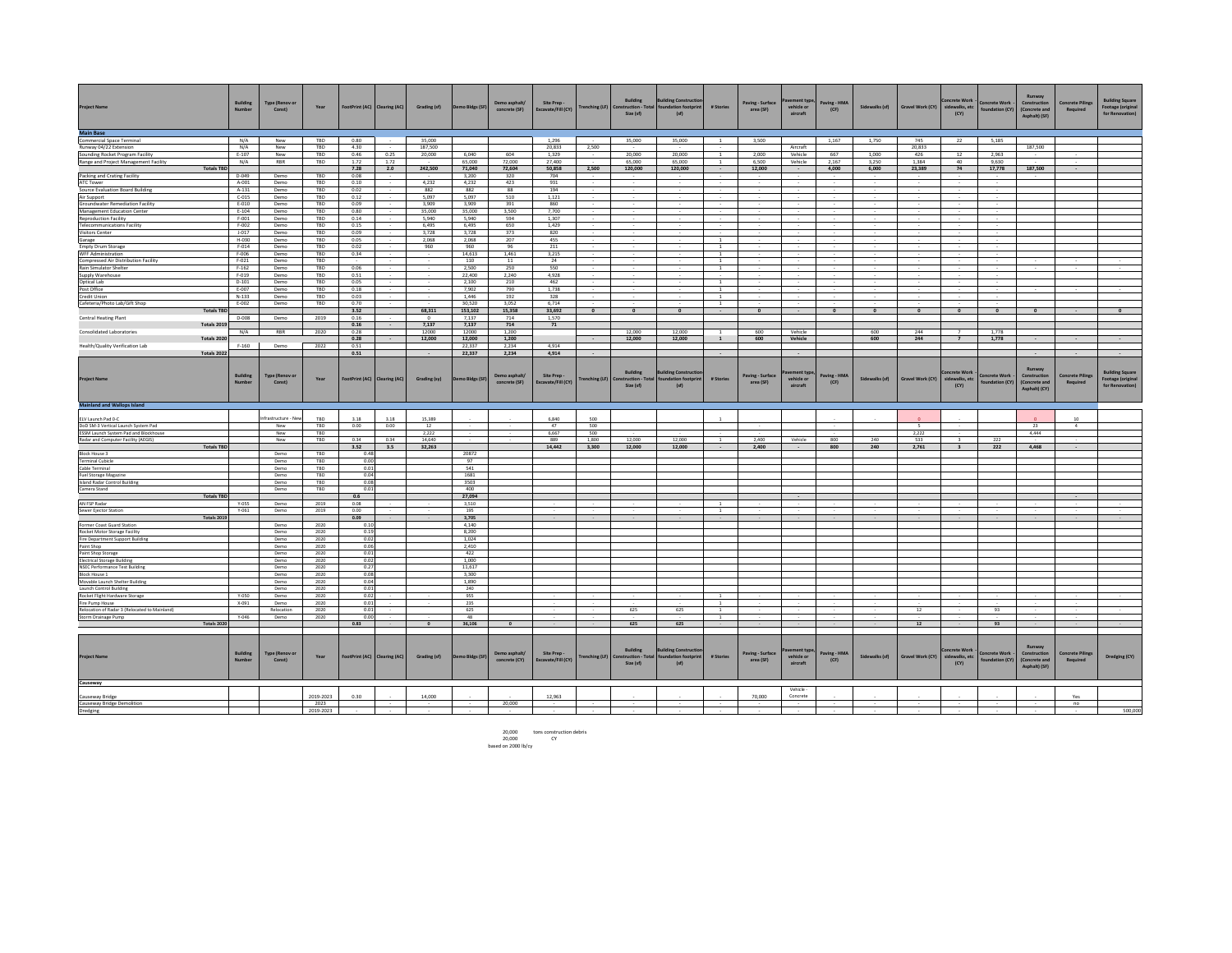## Main Base

| Project Name | Building Number | Type (Renov or Const) | Year | FootPrint (AC) | Clearing (AC) | Grading (sf) | Demo Bldgs (SF) | Demo asphalt/ concrete (SF) | Site Prep - Excavate/Fill (CY) | Trenching (LF) | Building Construction - Total Size (sf) | Building Construction foundation footprint (sf) | # Stories | Paving - Surface area (SF) | Pavement type, vehicle or aircraft | Paving - HMA (CF) | Sidewalks (sf) | Gravel Work (CY) | Concrete Work - sidewalks, etc (CY) | Concrete Work - foundation (CY) | Runway Construction (Concrete and Asphalt) (SF) | Concrete Pilings Required | Building Square Footage (original for Renovation) |
|---|---|---|---|---|---|---|---|---|---|---|---|---|---|---|---|---|---|---|---|---|---|---|---|
| Commercial Space Terminal | N/A | New | TBD | 0.80 | - | 35,000 | | | 1,296 | - | 35,000 | 35,000 | 1 | 3,500 | | 1,167 | 1,750 | 745 | 22 | 5,185 | | | |
| Runway 04/22 Extension | N/A | New | TBD | 4.30 | - | 187,500 | | | 20,833 | 2,500 | - | - | - | | Aircraft | | | 20,833 | | | 187,500 | | |
| Sounding Rocket Program Facility | E-107 | New | TBD | 0.46 | 0.25 | 20,000 | 6,040 | 604 | 1,329 | - | 20,000 | 20,000 | 1 | 2,000 | Vehicle | 667 | 1,000 | 426 | 12 | 2,963 | - | - | |
| Range and Project Management Facility | N/A | RBR | TBD | 1.72 | 1.72 | | 65,000 | 72,000 | 27,400 | - | 65,000 | 65,000 | 1 | 6,500 | Vehicle | 2,167 | 3,250 | 1,384 | 40 | 9,630 | - | - | |
| **Totals TBD** | | | | **7.28** | **2.0** | **242,500** | **71,040** | **72,604** | **50,858** | **2,500** | **120,000** | **120,000** | - | **12,000** | | **4,000** | **6,000** | **23,389** | **74** | **17,778** | **187,500** | - | |
| Packing and Crating Facility | D-049 | Demo | TBD | 0.08 | - | | 3,200 | 320 | 704 | - | - | - | - | - | - | - | - | - | - | - | | | |
| ATC Tower | A-001 | Demo | TBD | 0.10 | - | 4,232 | 4,232 | 423 | 931 | - | - | - | - | - | - | - | - | - | - | - | | | |
| Source Evaluation Board Building | A-131 | Demo | TBD | 0.02 | - | 882 | 882 | 88 | 194 | - | - | - | - | - | - | - | - | - | - | - | | | |
| Air Support | C-015 | Demo | TBD | 0.12 | - | 5,097 | 5,097 | 510 | 1,121 | - | - | - | - | - | - | - | - | - | - | - | | | |
| Groundwater Remediation Facility | E-010 | Demo | TBD | 0.09 | - | 3,909 | 3,909 | 391 | 860 | - | - | - | - | - | - | - | - | - | - | - | | | |
| Management Education Center | E-104 | Demo | TBD | 0.80 | - | 35,000 | 35,000 | 3,500 | 7,700 | - | - | - | - | - | - | - | - | - | - | - | | | |
| Reproduction Facility | F-001 | Demo | TBD | 0.14 | - | 5,940 | 5,940 | 594 | 1,307 | - | - | - | - | - | - | - | - | - | - | - | | | |
| Telecommunications Facility | F-002 | Demo | TBD | 0.15 | - | 6,495 | 6,495 | 650 | 1,429 | - | - | - | - | - | - | - | - | - | - | - | | | |
| Visitors Center | J-017 | Demo | TBD | 0.09 | - | 3,728 | 3,728 | 373 | 820 | - | - | - | - | - | - | - | - | - | - | - | | | |
| Garage | H-030 | Demo | TBD | 0.05 | - | 2,068 | 2,068 | 207 | 455 | - | - | - | 1 | - | - | - | - | - | - | - | | | |
| Empty Drum Storage | F-014 | Demo | TBD | 0.02 | - | 960 | 960 | 96 | 211 | - | - | - | 1 | - | - | - | - | - | - | - | | | |
| WFF Administration | F-006 | Demo | TBD | 0.34 | - | - | 14,613 | 1,461 | 3,215 | - | - | - | 1 | - | - | - | - | - | - | - | | | |
| Compressed Air Distribution Facility | F-021 | Demo | TBD | | - | - | 110 | 11 | 24 | - | - | - | 1 | - | - | - | - | - | - | - | - | - | - |
| Rain Simulator Shelter | F-162 | Demo | TBD | 0.06 | - | - | 2,500 | 250 | 550 | - | - | - | 1 | - | - | - | - | - | - | - | | | |
| Supply Warehouse | F-019 | Demo | TBD | 0.51 | - | - | 22,400 | 2,240 | 4,928 | - | - | - | - | - | - | - | - | - | - | - | | | |
| Optical Lab | D-101 | Demo | TBD | 0.05 | - | - | 2,100 | 210 | 462 | - | - | - | 1 | - | - | - | - | - | - | - | | | |
| Post Office | E-007 | Demo | TBD | 0.18 | - | - | 7,902 | 790 | 1,738 | - | - | - | 1 | - | - | - | - | - | - | - | - | - | - |
| Credit Union | N-133 | Demo | TBD | 0.03 | - | - | 1,446 | 192 | 328 | - | - | - | 1 | - | - | - | - | - | - | - | | | |
| Cafeteria/Photo Lab/Gift Shop | E-002 | Demo | TBD | 0.70 | - | - | 30,520 | 3,052 | 6,714 | - | - | - | 1 | - | - | - | - | - | - | - | | | |
| **Totals TBD** | | | | **3.52** | | **68,311** | **153,102** | **15,358** | **33,692** | **0** | **0** | **0** | | **0** | - | **0** | **0** | **0** | **0** | **0** | **0** | - | **0** |
| Central Heating Plant | D-008 | Demo | 2019 | 0.16 | - | 0 | 7,137 | 714 | 1,570 | | | | | | | | | | | | | | |
| **Totals 2019** | | | | **0.16** | - | **7,137** | **7,137** | **714** | **71** | | | | | | | | | | | | | | |
| Consolidated Laboratories | N/A | RBR | 2020 | 0.28 | | 12000 | 12000 | 1,200 | | | 12,000 | 12,000 | 1 | 600 | Vehicle | | 600 | 244 | 7 | 1,778 | | | |
| **Totals 2020** | | | | **0.28** | - | **12,000** | **12,000** | **1,200** | | - | **12,000** | **12,000** | **1** | **600** | **Vehicle** | | **600** | **244** | **7** | **1,778** | - | - | - |
| Health/Quality Verification Lab | F-160 | Demo | 2022 | 0.51 | | | 22,337 | 2,234 | 4,914 | | | | | | | | | | | | | | |
| **Totals 2022** | | | | **0.51** | | - | **22,337** | **2,234** | **4,914** | - | | | - | | | | | | | | - | - | - |

## Mainland and Wallops Island

| Project Name | Building Number | Type (Renov or Const) | Year | FootPrint (AC) | Clearing (AC) | Grading (sy) | Demo Bldgs (SF) | Demo asphalt/ concrete (SF) | Site Prep - Excavate/Fill (CY) | Trenching (LF) | Building Construction - Total Size (sf) | Building Construction foundation footprint (sf) | # Stories | Paving - Surface area (SF) | Pavement type, vehicle or aircraft | Paving - HMA (CF) | Sidewalks (sf) | Gravel Work (CY) | Concrete Work - sidewalks, etc (CY) | Concrete Work - foundation (CY) | Runway Construction (Concrete and Asphalt) (SF) | Concrete Pilings Required | Building Square Footage (original for Renovation) |
|---|---|---|---|---|---|---|---|---|---|---|---|---|---|---|---|---|---|---|---|---|---|---|---|
| ELV Launch Pad 0-C | | Infrastructure - New | TBD | 3.18 | 3.18 | 15,389 | - | - | 6,840 | 500 | | | 1 | | | - | - | 0 | - | | 0 | 10 | |
| DoD SM-3 Vertical Launch System Pad | | New | TBD | 0.00 | 0.00 | 12 | - | - | 47 | 500 | | | | | | - | | 5 | - | | 23 | 4 | |
| SSSM Launch System Pad and Blockhouse | | New | TBD | | | 2,222 | - | - | 6,667 | 500 | - | - | - | - | - | - | - | 2,222 | | | 4,444 | | |
| Radar and Computer Facility (AEGIS) | | New | TBD | 0.34 | 0.34 | 14,640 | - | - | 889 | 1,800 | 12,000 | 12,000 | 1 | 2,400 | Vehicle | 800 | 240 | 533 | 3 | 222 | | - | |
| **Totals TBD** | | | | **3.52** | **3.5** | **32,263** | | | **14,442** | **3,300** | **12,000** | **12,000** | - | **2,400** | - | **800** | **240** | **2,761** | **3** | **222** | **4,468** | - | |
| Block House 3 | | Demo | TBD | 0.48 | | | 20872 | | | | | | | | | | | | | | | | |
| Terminal Cubicle | | Demo | TBD | 0.00 | | | 97 | | | | | | | | | | | | | | | | |
| Cable Terminal | | Demo | TBD | 0.01 | | | 541 | | | | | | | | | | | | | | | | |
| Fuel Storage Magazine | | Demo | TBD | 0.04 | | | 1681 | | | | | | | | | | | | | | | | |
| Island Radar Control Building | | Demo | TBD | 0.08 | | | 3503 | | | | | | | | | | | | | | | | |
| Camera Stand | | Demo | TBD | 0.01 | | | 400 | | | | | | | | | | | | | | | | |
| **Totals TBD** | | | | **0.6** | | | **27,094** | | | | | | | | - | | | | | | | - | |
| AN FSP Radar | Y-055 | Demo | 2019 | 0.08 | - | - | 3,510 | | - | - | - | - | 1 | - | - | - | - | - | - | - | - | - | - |
| Sewer Ejector Station | Y-061 | Demo | 2019 | 0.00 | - | - | 195 | | - | - | - | - | 1 | - | - | - | - | - | - | - | - | - | - |
| **Totals 2019** | | | | **0.09** | - | - | **3,705** | | - | - | - | - | - | - | - | - | - | - | - | - | - | - | - |
| Former Coast Guard Station | | Demo | 2020 | 0.10 | | | 4,140 | | | | | | | | | | | | | | | | |
| Rocket Motor Storage Facility | | Demo | 2020 | 0.19 | | | 8,200 | | | | | | | | | | | | | | | | |
| Fire Department Support Building | | Demo | 2020 | 0.02 | | | 1,024 | | | | | | | | | | | | | | | | |
| Paint Shop | | Demo | 2020 | 0.06 | | | 2,410 | | | | | | | | | | | | | | | | |
| Paint Shop Storage | | Demo | 2020 | 0.01 | | | 422 | | | | | | | | | | | | | | | | |
| Electrical Storage Building | | Demo | 2020 | 0.02 | | | 1,000 | | | | | | | | | | | | | | | | |
| NSEC Performance Test Building | | Demo | 2020 | 0.27 | | | 11,617 | | | | | | | | | | | | | | | | |
| Block House 1 | | Demo | 2020 | 0.08 | | | 3,300 | | | | | | | | | | | | | | | | |
| Movable Launch Shelter Building | | Demo | 2020 | 0.04 | | | 1,890 | | | | | | | | | | | | | | | | |
| Launch Control Building | | Demo | 2020 | 0.01 | | | 240 | | | | | | | | | | | | | | | | |
| Rocket Flight Hardware Storage | Y-050 | Demo | 2020 | 0.02 | - | - | 955 | | - | - | - | - | 1 | - | - | - | - | - | - | - | - | - | - |
| Fire Pump House | X-091 | Demo | 2020 | 0.01 | - | - | 235 | | - | - | - | - | 1 | - | - | - | - | - | - | - | - | - | - |
| Relocation of Radar 3 (Relocated to Mainland) | | Relocation | 2020 | 0.01 | - | | 625 | | - | - | 625 | 625 | 1 | - | - | - | - | 12 | - | 93 | - | - | - |
| Storm Drainage Pump | Y-046 | Demo | 2020 | 0.00 | | - | 48 | | - | - | - | - | 1 | - | - | - | - | - | - | - | - | - | - |
| **Totals 2020** | | | | **0.83** | - | **0** | **36,106** | **0** | - | - | **625** | **625** | - | - | - | - | - | **12** | - | **93** | - | - | - |

## Causeway

| Project Name | Building Number | Type (Renov or Const) | Year | FootPrint (AC) | Clearing (AC) | Grading (sf) | Demo Bldgs (SF) | Demo asphalt/ concrete (CY) | Site Prep - Excavate/Fill (CY) | Trenching (LF) | Building Construction - Total Size (sf) | Building Construction foundation footprint (sf) | # Stories | Paving - Surface area (SF) | Pavement type, vehicle or aircraft | Paving - HMA (CF) | Sidewalks (sf) | Gravel Work (CY) | Concrete Work - sidewalks, etc (CY) | Concrete Work - foundation (CY) | Runway Construction (Concrete and Asphalt) (SF) | Concrete Pilings Required | Dredging (CY) |
|---|---|---|---|---|---|---|---|---|---|---|---|---|---|---|---|---|---|---|---|---|---|---|---|
| Causeway Bridge | | | 2019-2023 | 0.30 | - | 14,000 | - | - | 12,963 | | - | - | - | 70,000 | Vehicle - Concrete | - | - | - | - | - | - | Yes | |
| Causeway Bridge Demolition | | | 2023 | - | - | - | - | 20,000 | - | - | - | - | - | - | - | - | - | - | - | - | - | no | |
| Dredging | | | 2019-2023 | - | - | - | - | - | - | - | - | - | - | - | - | - | - | - | - | - | - | - | 500,000 |

20,000 tons construction debris
20,000 CY
based on 2000 lb/cy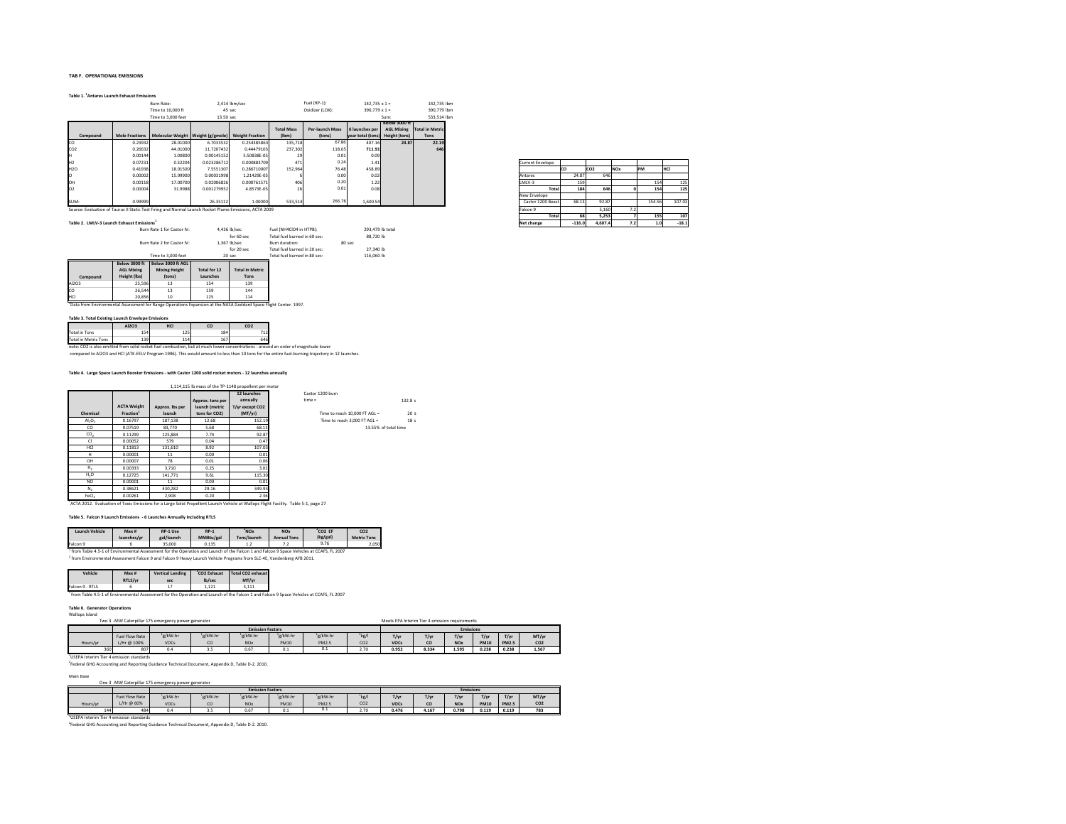# TAB F. OPERATIONAL EMISSIONS

**Table 1. [1]Antares Launch Exhaust Emissions**

| | | |
|---|---|---|
| Burn Rate: | 2,414 lbm/sec | |
| Time to 10,000 ft | 45 sec | |
| Time to 3,000 feet | 13.50 sec | |

| | | | |
|---|---|---|---|
| Fuel (RP-1): | 142,735 x 1 = | 142,735 | lbm |
| Oxidizer (LOX): | 390,779 x 1 = | 390,779 | lbm |
| | Sum: | 533,514 | lbm |

| Compound | Mole Fractions | Molecular Weight | Weight (g/gmole) | Weight Fraction | Total Mass (lbm) | Per-launch Mass (tons) | 6 launches per year total (tons) | Below 3000 ft AGL Mixing Height (tons) | Total in Metric Tons |
|---|---|---|---|---|---|---|---|---|---|
| CO | 0.23932 | 28.01000 | 6.7033532 | 0.254385863 | 135,718 | 67.86 | 407.16 | 24.87 | 22.19 |
| CO2 | 0.26632 | 44.01000 | 11.7207432 | 0.44479103 | 237,302 | 118.65 | 711.91 | | 646 |
| H | 0.00144 | 1.00800 | 0.00145152 | 5.50838E-05 | 29 | 0.01 | 0.09 | | |
| H2 | 0.07231 | 0.32204 | 0.023286712 | 0.000883709 | 471 | 0.24 | 1.41 | | |
| H2O | 0.41938 | 18.01500 | 7.5551307 | 0.286710007 | 152,964 | 76.48 | 458.89 | | |
| O | 0.00002 | 15.99900 | 0.00031998 | 1.21429E-05 | 6 | 0.00 | 0.02 | | |
| OH | 0.00118 | 17.00700 | 0.02006826 | 0.000761571 | 406 | 0.20 | 1.22 | | |
| O2 | 0.00004 | 31.9988 | 0.001279952 | 4.85731E-05 | 26 | 0.01 | 0.08 | | |
| SUM: | 0.99999 | | 26.35112 | 1.00000 | 533,514 | 266.76 | 1,600.54 | | |

Source: Evaluation of Taurus II Static Test Firing and Normal Launch Rocket Plume Emissions, ACTA 2009

| Current Envelope | CO | CO2 | NOx | PM | HCl |
|---|---|---|---|---|---|
| Antares | 24.87 | 646 | | | |
| LMLV-3 | 159 | | | 154 | 125 |
| Total | 184 | 646 | 0 | 154 | 125 |
| New Envelope | | | | | |
| Castor 1200 Beast | 68.13 | 92.87 | | 154.56 | 107.03 |
| Falcon 9 | | 5,160 | 7.2 | | |
| Total | 68 | 5,253 | 7 | 155 | 107 |
| Net change | -116.0 | 4,607.4 | 7.2 | 1.0 | -18.1 |

**Table 2. LMLV-3 Launch Exhaust Emissions[1]**

| | | | | |
|---|---|---|---|---|
| Burn Rate 1 for Castor IV: | 4,436 lb/sec | Fuel (NH4ClO4 in HTPB): | 293,479 lb total | |
| | for 60 sec | Total fuel burned in 60 sec: | 88,720 lb | |
| Burn Rate 2 for Castor IV: | 1,367 lb/sec | Burn duration: | 80 sec | |
| | for 20 sec | Total fuel burned in 20 sec: | 27,340 lb | |
| Time to 3,000 feet | 20 sec | Total fuel burned in 80 sec: | 116,060 lb | |

| Compound | Below 3000 ft AGL Mixing Height (lbs) | Below 3000 ft AGL Mixing Height (tons) | Total for 12 Launches | Total in Metric Tons |
|---|---|---|---|---|
| Al2O3 | 25,596 | 13 | 154 | 139 |
| CO | 26,544 | 13 | 159 | 144 |
| HCl | 20,856 | 10 | 125 | 114 |

[1]Data from Environmental Assessment for Range Operations Expansion at the NASA Goddard Space Flight Center. 1997.

**Table 3. Total Existing Launch Envelope Emissions**

| | Al2O3 | HCl | CO | CO2 |
|---|---|---|---|---|
| Total in Tons | 154 | 125 | 184 | 712 |
| Total in Metric Tons | 139 | 114 | 167 | 646 |

note: CO2 is also emitted from solid rocket fuel combustion, but at much lower concentrations - around an order of magnitude lower compared to Al2O3 and HCl (ATK-EELV Program 1996). This would amount to less than 10 tons for the entire fuel-burning trajectory in 12 launches.

**Table 4. Large Space Launch Booster Emissions - with Castor 1200 solid rocket motors - 12 launches annually**

1,114,115 lb mass of the TP-1148 propellant per motor

| Chemical | ACTA Weight Fraction[1] | Approx. lbs per launch | Approx. tons per launch (metric tons for CO2) | 12 launches annually T/yr except CO2 (MT/yr) |
|---|---|---|---|---|
| $Al_2O_3$ | 0.16797 | 187,138 | 12.68 | 152.19 |
| CO | 0.07519 | 83,770 | 5.68 | 68.13 |
| $CO_2$ | 0.11299 | 125,884 | 7.74 | 92.87 |
| Cl | 0.00052 | 579 | 0.04 | 0.47 |
| HCl | 0.11813 | 131,610 | 8.92 | 107.03 |
| H | 0.00001 | 11 | 0.00 | 0.01 |
| OH | 0.00007 | 78 | 0.01 | 0.06 |
| $H_2$ | 0.00333 | 3,710 | 0.25 | 3.02 |
| $H_2O$ | 0.12725 | 141,771 | 9.61 | 115.30 |
| NO | 0.00001 | 11 | 0.00 | 0.01 |
| $N_2$ | 0.38621 | 430,282 | 29.16 | 349.93 |
| $FeCl_2$ | 0.00261 | 2,908 | 0.20 | 2.36 |

Castor 1200 burn time = 132.8 s
Time to reach 10,000 FT AGL = 20 s
Time to reach 3,000 FT AGL = 18 s
13.55% of total time

[1]ACTA 2012. Evaluation of Toxic Emissions for a Large Solid Propellant Launch Vehicle at Wallops Flight Facility. Table 5-1, page 27

**Table 5. Falcon 9 Launch Emissions - 6 Launches Annually Including RTLS**

| Launch Vehicle | Max # launches/yr | RP-1 Use gal/launch | RP-1 MMBtu/gal | [1]NOx Tons/launch | NOx Annual Tons | [2]CO2 EF (kg/gal) | CO2 Metric Tons |
|---|---|---|---|---|---|---|---|
| Falcon 9 | 6 | 35,000 | 0.135 | 1.2 | 7.2 | 9.76 | 2,050 |

[1] from Table 4.5-1 of Environmental Assessment for the Operation and Launch of the Falcon 1 and Falcon 9 Space Vehicles at CCAFS, FL 2007
[2] from Environmental Assessment Falcon 9 and Falcon 9 Heavy Launch Vehicle Programs from SLC-4E, Vandenberg AFB 2011.

| Vehicle | Max # RTLS/yr | Vertical Landing sec | [1]CO2 Exhaust lb/sec | Total CO2 exhaust MT/yr |
|---|---|---|---|---|
| Falcon 9 - RTLS | 6 | 17 | 1,121 | 3,111 |

[1] from Table 4.5-1 of Environmental Assessment for the Operation and Launch of the Falcon 1 and Falcon 9 Space Vehicles at CCAFS, FL 2007

**Table 6. Generator Operations**

Wallops Island

Two 3 -MW Caterpillar 175 emergency power generator — Meets EPA Interim Tier 4 emission requirements

| Hours/yr | Fuel Flow Rate L/Hr @ 100% | [1]g/kW-hr VOCs | [1]g/kW-hr CO | [1]g/kW-hr NOx | [1]g/kW-hr PM10 | [1]g/kW-hr PM2.5 | [2]kg/l CO2 | T/yr VOCs | T/yr CO | T/yr NOx | T/yr PM10 | T/yr PM2.5 | MT/yr CO2 |
|---|---|---|---|---|---|---|---|---|---|---|---|---|---|
| 360 | 807 | 0.4 | 3.5 | 0.67 | 0.1 | 0.1 | 2.70 | 0.952 | 8.334 | 1.595 | 0.238 | 0.238 | 1,567 |

Emission Factors: columns g/kW-hr through kg/l; Emissions: columns T/yr through MT/yr.

[1]USEPA Interim Tier 4 emission standards
[2]Federal GHG Accounting and Reporting Guidance Technical Document, Appendix D, Table D-2. 2010.

Main Base

One 3 -MW Caterpillar 175 emergency power generator

| Hours/yr | Fuel Flow Rate L/Hr @ 60% | [1]g/kW-hr VOCs | [1]g/kW-hr CO | [1]g/kW-hr NOx | [1]g/kW-hr PM10 | [1]g/kW-hr PM2.5 | [2]kg/l CO2 | T/yr VOCs | T/yr CO | T/yr NOx | T/yr PM10 | T/yr PM2.5 | MT/yr CO2 |
|---|---|---|---|---|---|---|---|---|---|---|---|---|---|
| 144 | 484 | 0.4 | 3.5 | 0.67 | 0.1 | 0.1 | 2.70 | 0.476 | 4.167 | 0.798 | 0.119 | 0.119 | 783 |

[1]USEPA Interim Tier 4 emission standards
[2]Federal GHG Accounting and Reporting Guidance Technical Document, Appendix D, Table D-2. 2010.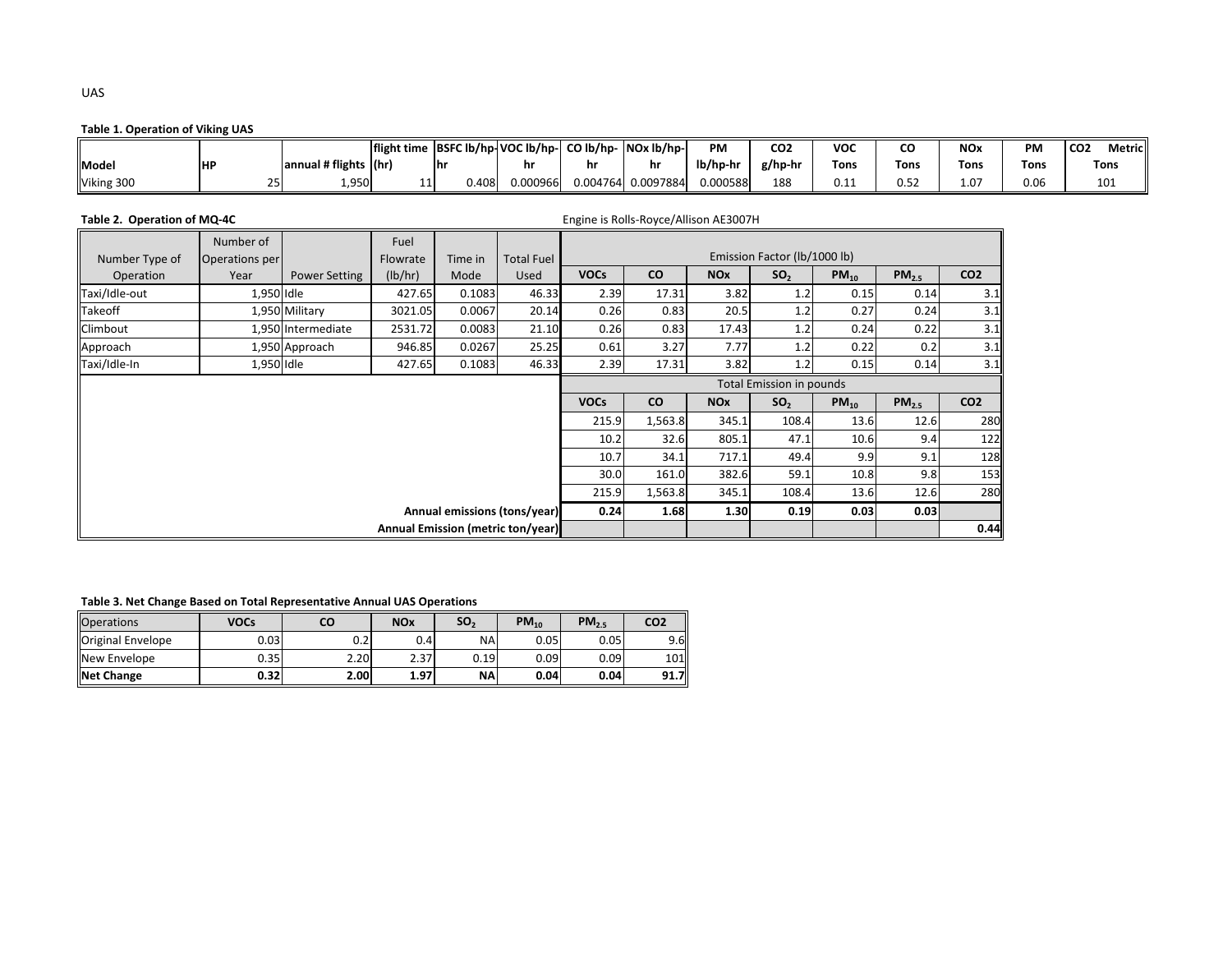UAS

**Table 1. Operation of Viking UAS**

| Model | HP | annual # flights | flight time (hr) | BSFC lb/hp-hr | VOC lb/hp-hr | CO lb/hp-hr | NOx lb/hp-hr | PM lb/hp-hr | CO2 g/hp-hr | VOC Tons | CO Tons | NOx Tons | PM Tons | CO2 Metric Tons |
|---|---|---|---|---|---|---|---|---|---|---|---|---|---|---|
| Viking 300 | 25 | 1,950 | 11 | 0.408 | 0.000966 | 0.004764 | 0.0097884 | 0.000588 | 188 | 0.11 | 0.52 | 1.07 | 0.06 | 101 |

**Table 2. Operation of MQ-4C**

Engine is Rolls-Royce/Allison AE3007H

| Number Type of Operation | Number of Operations per Year | Power Setting | Fuel Flowrate (lb/hr) | Time in Mode | Total Fuel Used | Emission Factor (lb/1000 lb) | | | | | | |
|---|---|---|---|---|---|---|---|---|---|---|---|---|
| | | | | | | VOCs | CO | NOx | $SO_2$ | $PM_{10}$ | $PM_{2.5}$ | CO2 |
| Taxi/Idle-out | 1,950 | Idle | 427.65 | 0.1083 | 46.33 | 2.39 | 17.31 | 3.82 | 1.2 | 0.15 | 0.14 | 3.1 |
| Takeoff | 1,950 | Military | 3021.05 | 0.0067 | 20.14 | 0.26 | 0.83 | 20.5 | 1.2 | 0.27 | 0.24 | 3.1 |
| Climbout | 1,950 | Intermediate | 2531.72 | 0.0083 | 21.10 | 0.26 | 0.83 | 17.43 | 1.2 | 0.24 | 0.22 | 3.1 |
| Approach | 1,950 | Approach | 946.85 | 0.0267 | 25.25 | 0.61 | 3.27 | 7.77 | 1.2 | 0.22 | 0.2 | 3.1 |
| Taxi/Idle-In | 1,950 | Idle | 427.65 | 0.1083 | 46.33 | 2.39 | 17.31 | 3.82 | 1.2 | 0.15 | 0.14 | 3.1 |
| | | | | | | Total Emission in pounds | | | | | | |
| | | | | | | VOCs | CO | NOx | $SO_2$ | $PM_{10}$ | $PM_{2.5}$ | CO2 |
| | | | | | | 215.9 | 1,563.8 | 345.1 | 108.4 | 13.6 | 12.6 | 280 |
| | | | | | | 10.2 | 32.6 | 805.1 | 47.1 | 10.6 | 9.4 | 122 |
| | | | | | | 10.7 | 34.1 | 717.1 | 49.4 | 9.9 | 9.1 | 128 |
| | | | | | | 30.0 | 161.0 | 382.6 | 59.1 | 10.8 | 9.8 | 153 |
| | | | | | | 215.9 | 1,563.8 | 345.1 | 108.4 | 13.6 | 12.6 | 280 |
| **Annual emissions (tons/year)** | | | | | | **0.24** | **1.68** | **1.30** | **0.19** | **0.03** | **0.03** | |
| **Annual Emission (metric ton/year)** | | | | | | | | | | | | **0.44** |

**Table 3. Net Change Based on Total Representative Annual UAS Operations**

| Operations | VOCs | CO | NOx | $SO_2$ | $PM_{10}$ | $PM_{2.5}$ | CO2 |
|---|---|---|---|---|---|---|---|
| Original Envelope | 0.03 | 0.2 | 0.4 | NA | 0.05 | 0.05 | 9.6 |
| New Envelope | 0.35 | 2.20 | 2.37 | 0.19 | 0.09 | 0.09 | 101 |
| **Net Change** | **0.32** | **2.00** | **1.97** | **NA** | **0.04** | **0.04** | **91.7** |